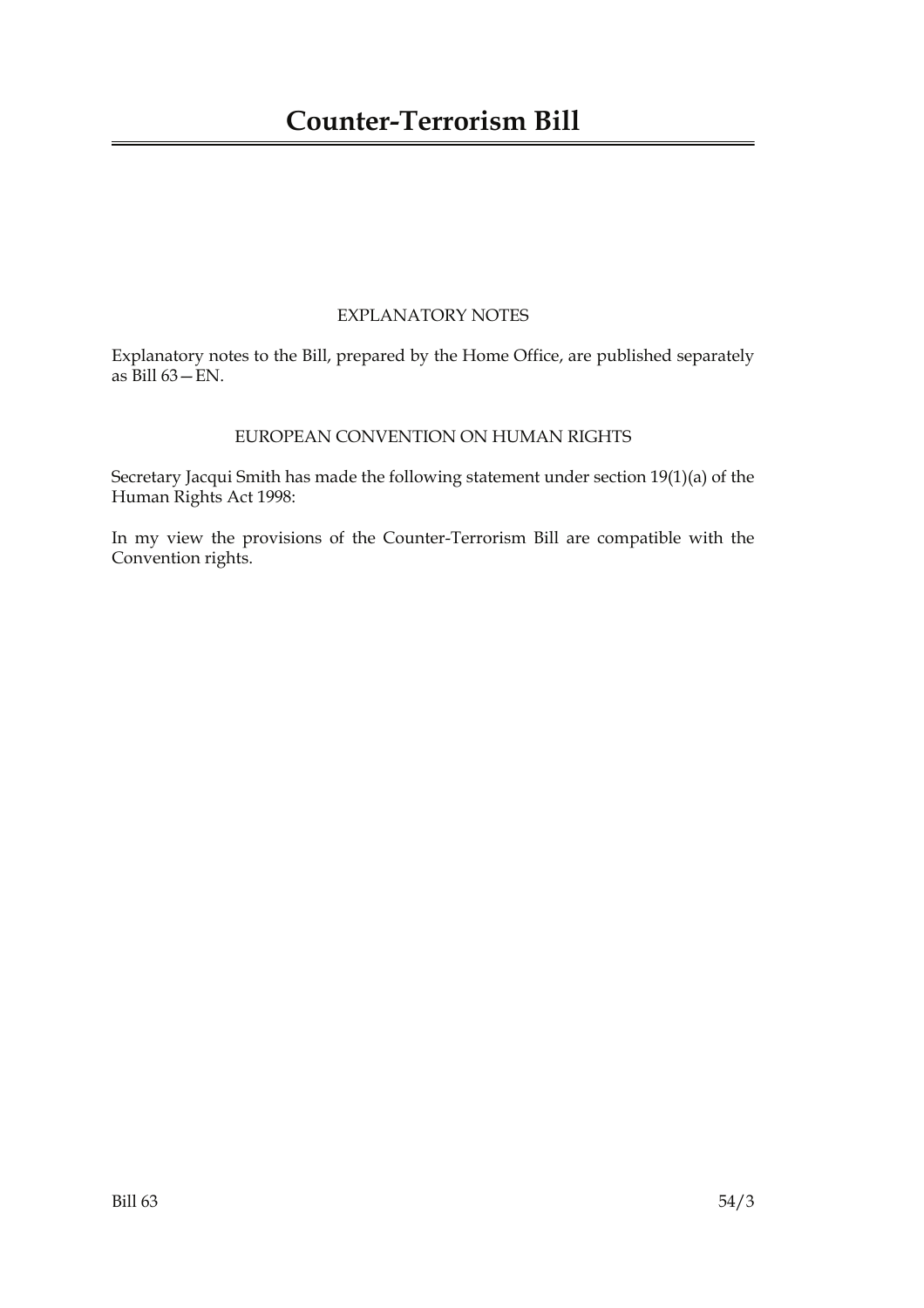# Counter-Terrorism Bill

## EXPLANATORY NOTES

Explanatory notes to the Bill, prepared by the Home Office, are published separately as Bill 63—EN.

## EUROPEAN CONVENTION ON HUMAN RIGHTS

Secretary Jacqui Smith has made the following statement under section 19(1)(a) of the Human Rights Act 1998:

In my view the provisions of the Counter-Terrorism Bill are compatible with the Convention rights.

Bill 63 54/3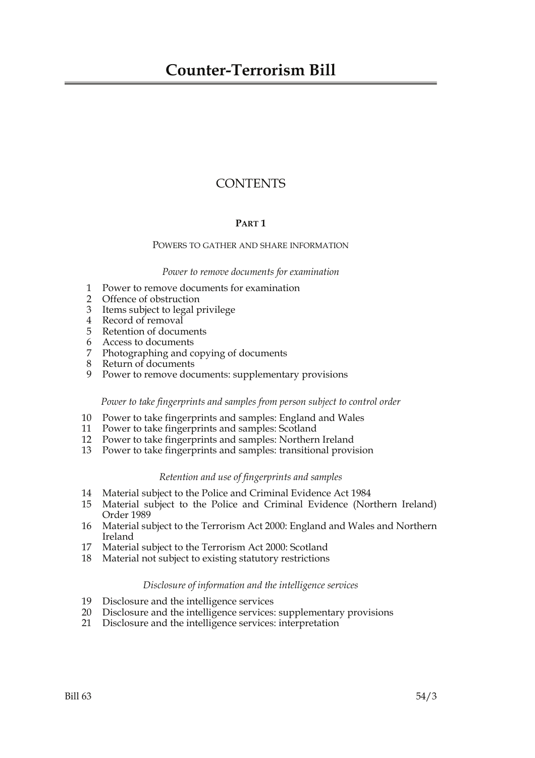# Counter-Terrorism Bill

## CONTENTS

### PART 1

POWERS TO GATHER AND SHARE INFORMATION

*Power to remove documents for examination*

1 Power to remove documents for examination
2 Offence of obstruction
3 Items subject to legal privilege
4 Record of removal
5 Retention of documents
6 Access to documents
7 Photographing and copying of documents
8 Return of documents
9 Power to remove documents: supplementary provisions

*Power to take fingerprints and samples from person subject to control order*

10 Power to take fingerprints and samples: England and Wales
11 Power to take fingerprints and samples: Scotland
12 Power to take fingerprints and samples: Northern Ireland
13 Power to take fingerprints and samples: transitional provision

*Retention and use of fingerprints and samples*

14 Material subject to the Police and Criminal Evidence Act 1984
15 Material subject to the Police and Criminal Evidence (Northern Ireland) Order 1989
16 Material subject to the Terrorism Act 2000: England and Wales and Northern Ireland
17 Material subject to the Terrorism Act 2000: Scotland
18 Material not subject to existing statutory restrictions

*Disclosure of information and the intelligence services*

19 Disclosure and the intelligence services
20 Disclosure and the intelligence services: supplementary provisions
21 Disclosure and the intelligence services: interpretation

Bill 63 54/3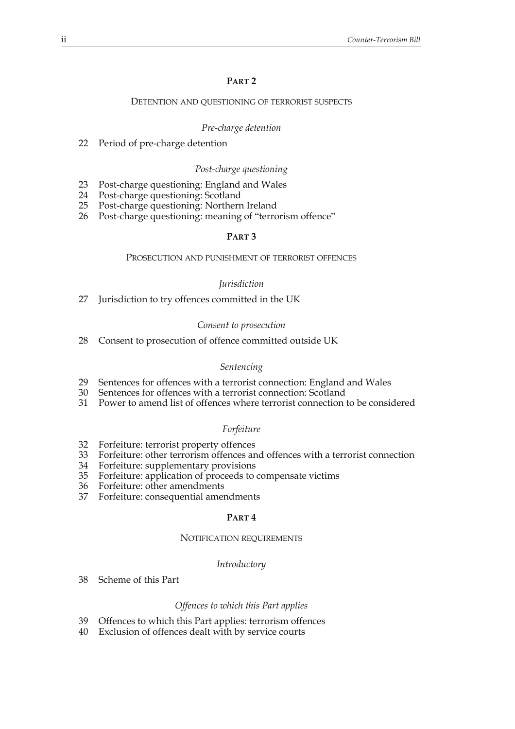## PART 2

### DETENTION AND QUESTIONING OF TERRORIST SUSPECTS

*Pre-charge detention*

22 Period of pre-charge detention

*Post-charge questioning*

23 Post-charge questioning: England and Wales
24 Post-charge questioning: Scotland
25 Post-charge questioning: Northern Ireland
26 Post-charge questioning: meaning of "terrorism offence"

## PART 3

### PROSECUTION AND PUNISHMENT OF TERRORIST OFFENCES

*Jurisdiction*

27 Jurisdiction to try offences committed in the UK

*Consent to prosecution*

28 Consent to prosecution of offence committed outside UK

*Sentencing*

29 Sentences for offences with a terrorist connection: England and Wales
30 Sentences for offences with a terrorist connection: Scotland
31 Power to amend list of offences where terrorist connection to be considered

*Forfeiture*

32 Forfeiture: terrorist property offences
33 Forfeiture: other terrorism offences and offences with a terrorist connection
34 Forfeiture: supplementary provisions
35 Forfeiture: application of proceeds to compensate victims
36 Forfeiture: other amendments
37 Forfeiture: consequential amendments

## PART 4

### NOTIFICATION REQUIREMENTS

*Introductory*

38 Scheme of this Part

*Offences to which this Part applies*

39 Offences to which this Part applies: terrorism offences
40 Exclusion of offences dealt with by service courts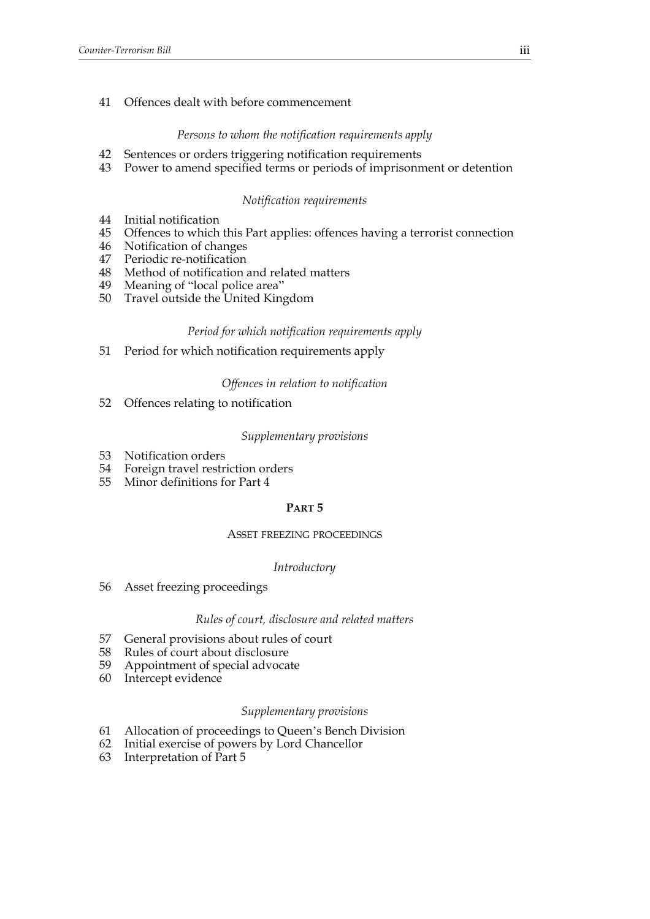41 Offences dealt with before commencement

*Persons to whom the notification requirements apply*

42 Sentences or orders triggering notification requirements
43 Power to amend specified terms or periods of imprisonment or detention

*Notification requirements*

44 Initial notification
45 Offences to which this Part applies: offences having a terrorist connection
46 Notification of changes
47 Periodic re-notification
48 Method of notification and related matters
49 Meaning of "local police area"
50 Travel outside the United Kingdom

*Period for which notification requirements apply*

51 Period for which notification requirements apply

*Offences in relation to notification*

52 Offences relating to notification

*Supplementary provisions*

53 Notification orders
54 Foreign travel restriction orders
55 Minor definitions for Part 4

## PART 5

### ASSET FREEZING PROCEEDINGS

*Introductory*

56 Asset freezing proceedings

*Rules of court, disclosure and related matters*

57 General provisions about rules of court
58 Rules of court about disclosure
59 Appointment of special advocate
60 Intercept evidence

*Supplementary provisions*

61 Allocation of proceedings to Queen's Bench Division
62 Initial exercise of powers by Lord Chancellor
63 Interpretation of Part 5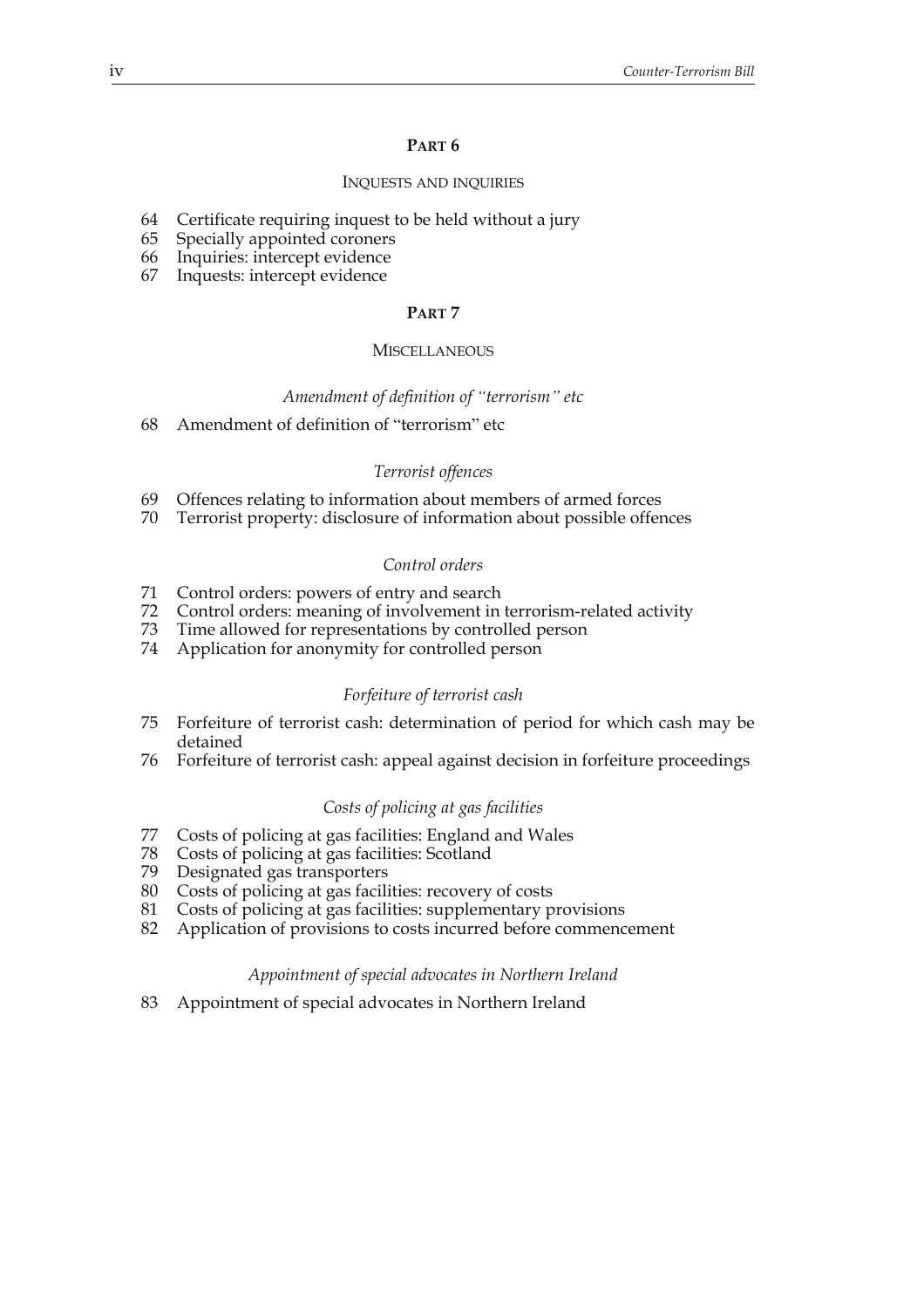## PART 6

### INQUESTS AND INQUIRIES

64 Certificate requiring inquest to be held without a jury
65 Specially appointed coroners
66 Inquiries: intercept evidence
67 Inquests: intercept evidence

## PART 7

### MISCELLANEOUS

*Amendment of definition of "terrorism" etc*

68 Amendment of definition of "terrorism" etc

*Terrorist offences*

69 Offences relating to information about members of armed forces
70 Terrorist property: disclosure of information about possible offences

*Control orders*

71 Control orders: powers of entry and search
72 Control orders: meaning of involvement in terrorism-related activity
73 Time allowed for representations by controlled person
74 Application for anonymity for controlled person

*Forfeiture of terrorist cash*

75 Forfeiture of terrorist cash: determination of period for which cash may be detained
76 Forfeiture of terrorist cash: appeal against decision in forfeiture proceedings

*Costs of policing at gas facilities*

77 Costs of policing at gas facilities: England and Wales
78 Costs of policing at gas facilities: Scotland
79 Designated gas transporters
80 Costs of policing at gas facilities: recovery of costs
81 Costs of policing at gas facilities: supplementary provisions
82 Application of provisions to costs incurred before commencement

*Appointment of special advocates in Northern Ireland*

83 Appointment of special advocates in Northern Ireland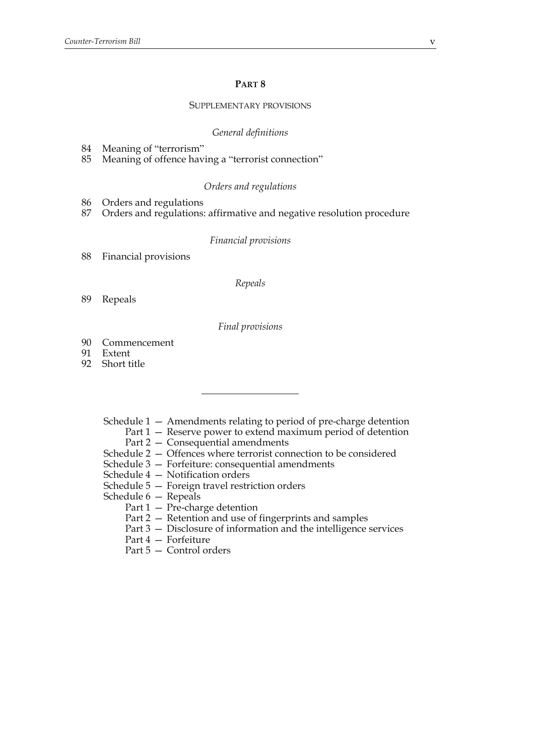## PART 8

### SUPPLEMENTARY PROVISIONS

*General definitions*

84 Meaning of "terrorism"
85 Meaning of offence having a "terrorist connection"

*Orders and regulations*

86 Orders and regulations
87 Orders and regulations: affirmative and negative resolution procedure

*Financial provisions*

88 Financial provisions

*Repeals*

89 Repeals

*Final provisions*

90 Commencement
91 Extent
92 Short title

---

Schedule 1 — Amendments relating to period of pre-charge detention
  Part 1 — Reserve power to extend maximum period of detention
  Part 2 — Consequential amendments
Schedule 2 — Offences where terrorist connection to be considered
Schedule 3 — Forfeiture: consequential amendments
Schedule 4 — Notification orders
Schedule 5 — Foreign travel restriction orders
Schedule 6 — Repeals
  Part 1 — Pre-charge detention
  Part 2 — Retention and use of fingerprints and samples
  Part 3 — Disclosure of information and the intelligence services
  Part 4 — Forfeiture
  Part 5 — Control orders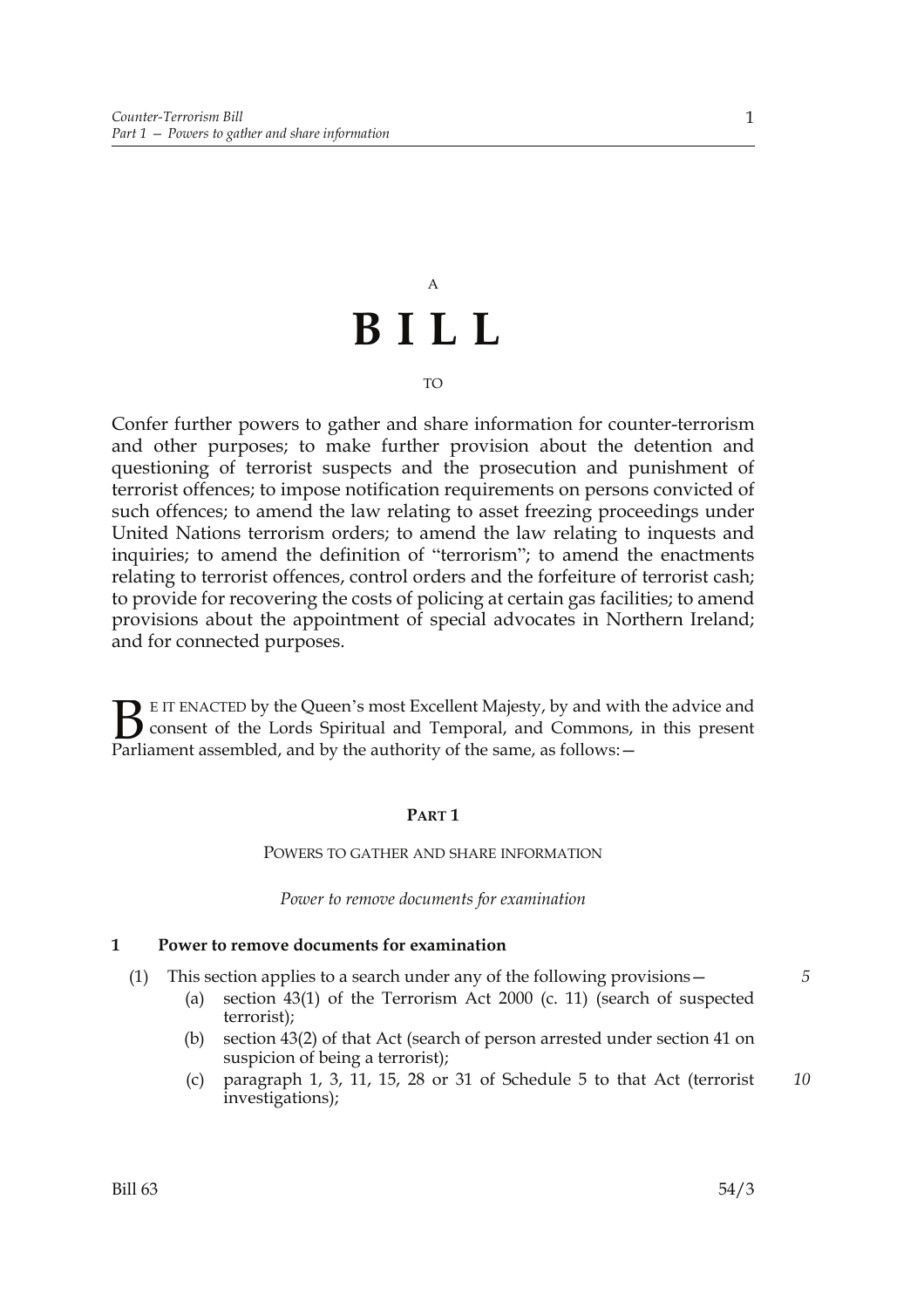A

# B I L L

TO

Confer further powers to gather and share information for counter-terrorism and other purposes; to make further provision about the detention and questioning of terrorist suspects and the prosecution and punishment of terrorist offences; to impose notification requirements on persons convicted of such offences; to amend the law relating to asset freezing proceedings under United Nations terrorism orders; to amend the law relating to inquests and inquiries; to amend the definition of "terrorism"; to amend the enactments relating to terrorist offences, control orders and the forfeiture of terrorist cash; to provide for recovering the costs of policing at certain gas facilities; to amend provisions about the appointment of special advocates in Northern Ireland; and for connected purposes.

BE IT ENACTED by the Queen's most Excellent Majesty, by and with the advice and consent of the Lords Spiritual and Temporal, and Commons, in this present Parliament assembled, and by the authority of the same, as follows:—

## PART 1

### POWERS TO GATHER AND SHARE INFORMATION

*Power to remove documents for examination*

**1 Power to remove documents for examination**

(1) This section applies to a search under any of the following provisions—

(a) section 43(1) of the Terrorism Act 2000 (c. 11) (search of suspected terrorist);

(b) section 43(2) of that Act (search of person arrested under section 41 on suspicion of being a terrorist);

(c) paragraph 1, 3, 11, 15, 28 or 31 of Schedule 5 to that Act (terrorist investigations);

Bill 63 54/3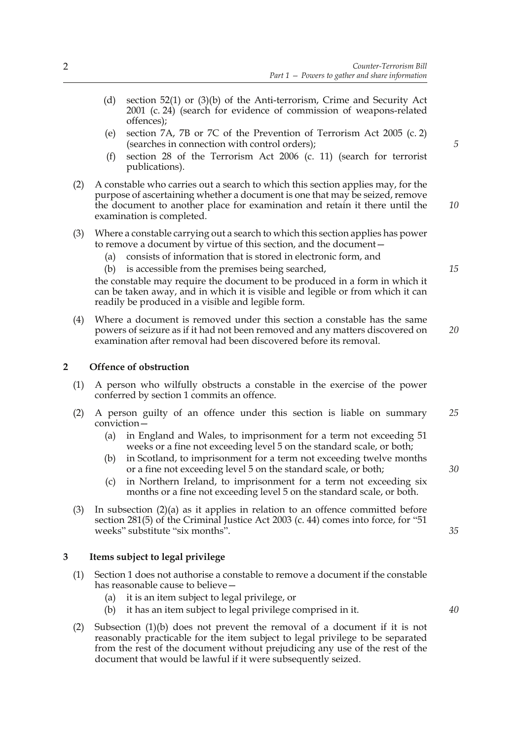(d) section 52(1) or (3)(b) of the Anti-terrorism, Crime and Security Act 2001 (c. 24) (search for evidence of commission of weapons-related offences);

(e) section 7A, 7B or 7C of the Prevention of Terrorism Act 2005 (c. 2) (searches in connection with control orders);

(f) section 28 of the Terrorism Act 2006 (c. 11) (search for terrorist publications).

(2) A constable who carries out a search to which this section applies may, for the purpose of ascertaining whether a document is one that may be seized, remove the document to another place for examination and retain it there until the examination is completed.

(3) Where a constable carrying out a search to which this section applies has power to remove a document by virtue of this section, and the document—

(a) consists of information that is stored in electronic form, and

(b) is accessible from the premises being searched,

the constable may require the document to be produced in a form in which it can be taken away, and in which it is visible and legible or from which it can readily be produced in a visible and legible form.

(4) Where a document is removed under this section a constable has the same powers of seizure as if it had not been removed and any matters discovered on examination after removal had been discovered before its removal.

## 2 Offence of obstruction

(1) A person who wilfully obstructs a constable in the exercise of the power conferred by section 1 commits an offence.

(2) A person guilty of an offence under this section is liable on summary conviction—

(a) in England and Wales, to imprisonment for a term not exceeding 51 weeks or a fine not exceeding level 5 on the standard scale, or both;

(b) in Scotland, to imprisonment for a term not exceeding twelve months or a fine not exceeding level 5 on the standard scale, or both;

(c) in Northern Ireland, to imprisonment for a term not exceeding six months or a fine not exceeding level 5 on the standard scale, or both.

(3) In subsection (2)(a) as it applies in relation to an offence committed before section 281(5) of the Criminal Justice Act 2003 (c. 44) comes into force, for "51 weeks" substitute "six months".

## 3 Items subject to legal privilege

(1) Section 1 does not authorise a constable to remove a document if the constable has reasonable cause to believe—

(a) it is an item subject to legal privilege, or

(b) it has an item subject to legal privilege comprised in it.

(2) Subsection (1)(b) does not prevent the removal of a document if it is not reasonably practicable for the item subject to legal privilege to be separated from the rest of the document without prejudicing any use of the rest of the document that would be lawful if it were subsequently seized.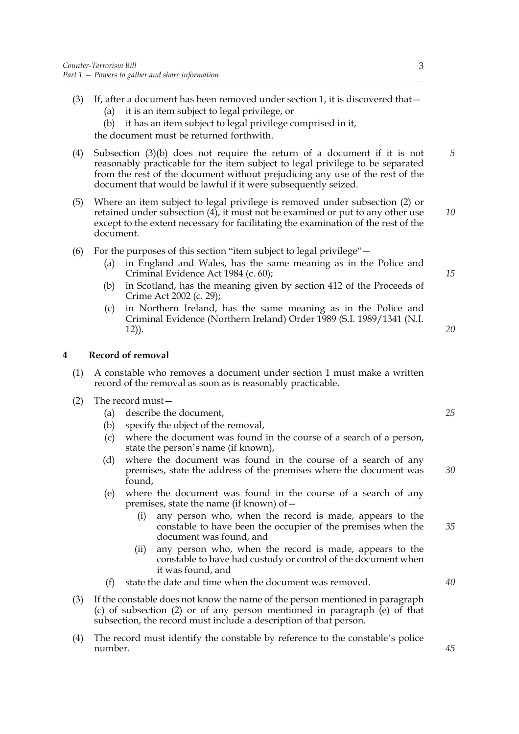(3) If, after a document has been removed under section 1, it is discovered that—

  (a) it is an item subject to legal privilege, or

  (b) it has an item subject to legal privilege comprised in it,

the document must be returned forthwith.

(4) Subsection (3)(b) does not require the return of a document if it is not reasonably practicable for the item subject to legal privilege to be separated from the rest of the document without prejudicing any use of the rest of the document that would be lawful if it were subsequently seized.

(5) Where an item subject to legal privilege is removed under subsection (2) or retained under subsection (4), it must not be examined or put to any other use except to the extent necessary for facilitating the examination of the rest of the document.

(6) For the purposes of this section "item subject to legal privilege"—

  (a) in England and Wales, has the same meaning as in the Police and Criminal Evidence Act 1984 (c. 60);

  (b) in Scotland, has the meaning given by section 412 of the Proceeds of Crime Act 2002 (c. 29);

  (c) in Northern Ireland, has the same meaning as in the Police and Criminal Evidence (Northern Ireland) Order 1989 (S.I. 1989/1341 (N.I. 12)).

## 4 Record of removal

(1) A constable who removes a document under section 1 must make a written record of the removal as soon as is reasonably practicable.

(2) The record must—

  (a) describe the document,

  (b) specify the object of the removal,

  (c) where the document was found in the course of a search of a person, state the person's name (if known),

  (d) where the document was found in the course of a search of any premises, state the address of the premises where the document was found,

  (e) where the document was found in the course of a search of any premises, state the name (if known) of—

    (i) any person who, when the record is made, appears to the constable to have been the occupier of the premises when the document was found, and

    (ii) any person who, when the record is made, appears to the constable to have had custody or control of the document when it was found, and

  (f) state the date and time when the document was removed.

(3) If the constable does not know the name of the person mentioned in paragraph (c) of subsection (2) or of any person mentioned in paragraph (e) of that subsection, the record must include a description of that person.

(4) The record must identify the constable by reference to the constable's police number.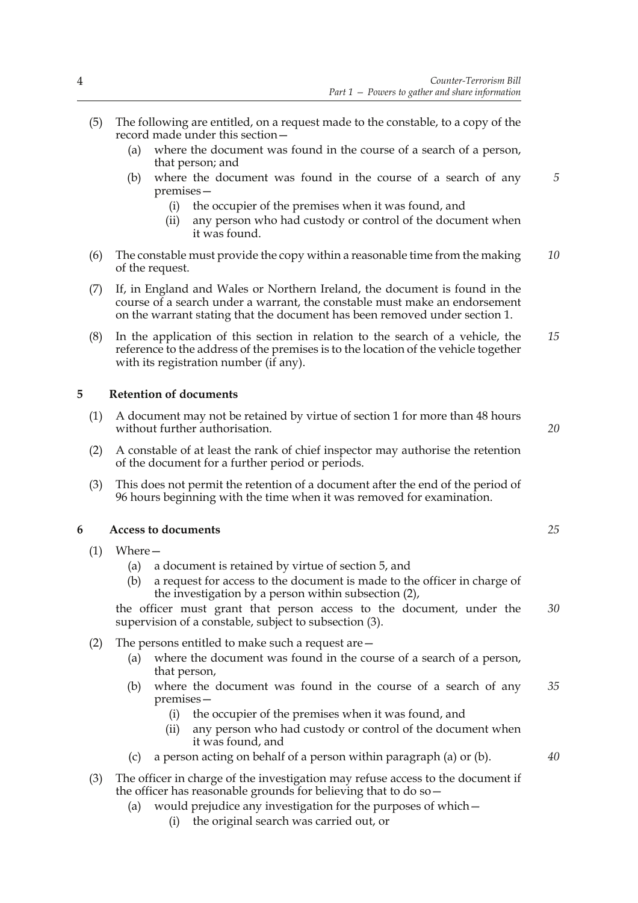(5) The following are entitled, on a request made to the constable, to a copy of the record made under this section—

 (a) where the document was found in the course of a search of a person, that person; and

 (b) where the document was found in the course of a search of any premises—

  (i) the occupier of the premises when it was found, and

  (ii) any person who had custody or control of the document when it was found.

(6) The constable must provide the copy within a reasonable time from the making of the request.

(7) If, in England and Wales or Northern Ireland, the document is found in the course of a search under a warrant, the constable must make an endorsement on the warrant stating that the document has been removed under section 1.

(8) In the application of this section in relation to the search of a vehicle, the reference to the address of the premises is to the location of the vehicle together with its registration number (if any).

## 5 Retention of documents

(1) A document may not be retained by virtue of section 1 for more than 48 hours without further authorisation.

(2) A constable of at least the rank of chief inspector may authorise the retention of the document for a further period or periods.

(3) This does not permit the retention of a document after the end of the period of 96 hours beginning with the time when it was removed for examination.

## 6 Access to documents

(1) Where—

 (a) a document is retained by virtue of section 5, and

 (b) a request for access to the document is made to the officer in charge of the investigation by a person within subsection (2),

the officer must grant that person access to the document, under the supervision of a constable, subject to subsection (3).

(2) The persons entitled to make such a request are—

 (a) where the document was found in the course of a search of a person, that person,

 (b) where the document was found in the course of a search of any premises—

  (i) the occupier of the premises when it was found, and

  (ii) any person who had custody or control of the document when it was found, and

 (c) a person acting on behalf of a person within paragraph (a) or (b).

(3) The officer in charge of the investigation may refuse access to the document if the officer has reasonable grounds for believing that to do so—

 (a) would prejudice any investigation for the purposes of which—

  (i) the original search was carried out, or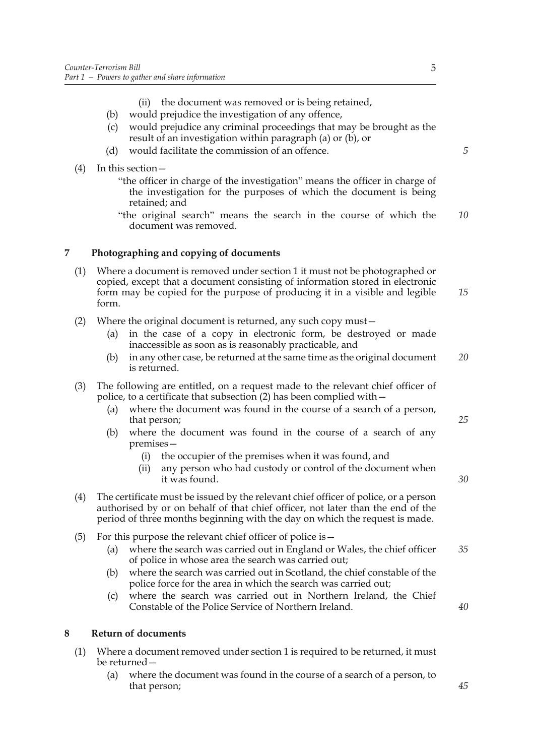(ii) the document was removed or is being retained,

(b) would prejudice the investigation of any offence,

(c) would prejudice any criminal proceedings that may be brought as the result of an investigation within paragraph (a) or (b), or

(d) would facilitate the commission of an offence.

(4) In this section—

"the officer in charge of the investigation" means the officer in charge of the investigation for the purposes of which the document is being retained; and

"the original search" means the search in the course of which the document was removed.

## 7 Photographing and copying of documents

(1) Where a document is removed under section 1 it must not be photographed or copied, except that a document consisting of information stored in electronic form may be copied for the purpose of producing it in a visible and legible form.

(2) Where the original document is returned, any such copy must—

(a) in the case of a copy in electronic form, be destroyed or made inaccessible as soon as is reasonably practicable, and

(b) in any other case, be returned at the same time as the original document is returned.

(3) The following are entitled, on a request made to the relevant chief officer of police, to a certificate that subsection (2) has been complied with—

(a) where the document was found in the course of a search of a person, that person;

(b) where the document was found in the course of a search of any premises—

(i) the occupier of the premises when it was found, and

(ii) any person who had custody or control of the document when it was found.

(4) The certificate must be issued by the relevant chief officer of police, or a person authorised by or on behalf of that chief officer, not later than the end of the period of three months beginning with the day on which the request is made.

(5) For this purpose the relevant chief officer of police is—

(a) where the search was carried out in England or Wales, the chief officer of police in whose area the search was carried out;

(b) where the search was carried out in Scotland, the chief constable of the police force for the area in which the search was carried out;

(c) where the search was carried out in Northern Ireland, the Chief Constable of the Police Service of Northern Ireland.

## 8 Return of documents

(1) Where a document removed under section 1 is required to be returned, it must be returned—

(a) where the document was found in the course of a search of a person, to that person;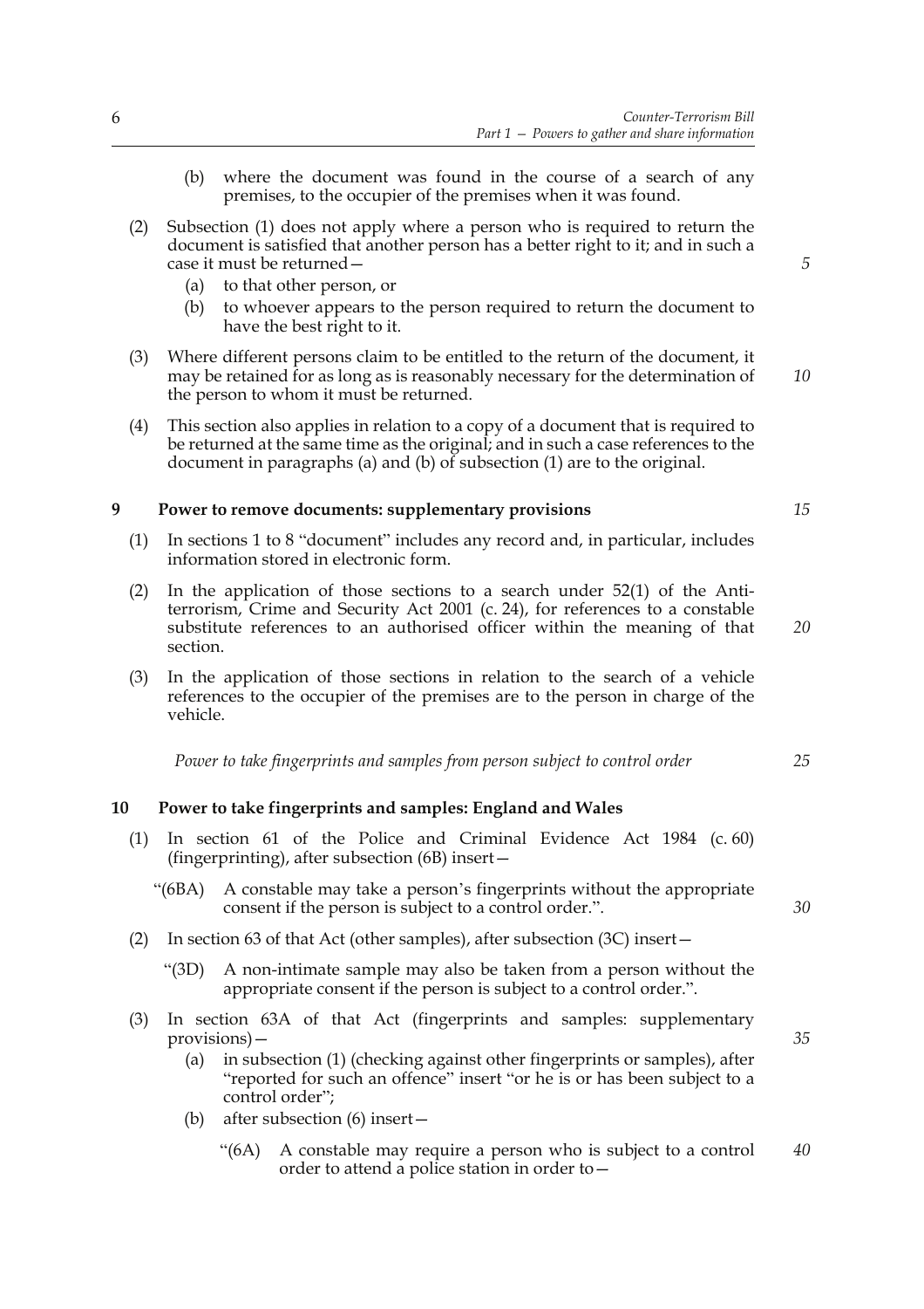(b) where the document was found in the course of a search of any premises, to the occupier of the premises when it was found.

(2) Subsection (1) does not apply where a person who is required to return the document is satisfied that another person has a better right to it; and in such a case it must be returned—

(a) to that other person, or

(b) to whoever appears to the person required to return the document to have the best right to it.

(3) Where different persons claim to be entitled to the return of the document, it may be retained for as long as is reasonably necessary for the determination of the person to whom it must be returned.

(4) This section also applies in relation to a copy of a document that is required to be returned at the same time as the original; and in such a case references to the document in paragraphs (a) and (b) of subsection (1) are to the original.

## 9 Power to remove documents: supplementary provisions

(1) In sections 1 to 8 "document" includes any record and, in particular, includes information stored in electronic form.

(2) In the application of those sections to a search under 52(1) of the Anti-terrorism, Crime and Security Act 2001 (c. 24), for references to a constable substitute references to an authorised officer within the meaning of that section.

(3) In the application of those sections in relation to the search of a vehicle references to the occupier of the premises are to the person in charge of the vehicle.

*Power to take fingerprints and samples from person subject to control order*

## 10 Power to take fingerprints and samples: England and Wales

(1) In section 61 of the Police and Criminal Evidence Act 1984 (c. 60) (fingerprinting), after subsection (6B) insert—

"(6BA) A constable may take a person's fingerprints without the appropriate consent if the person is subject to a control order.".

(2) In section 63 of that Act (other samples), after subsection (3C) insert—

"(3D) A non-intimate sample may also be taken from a person without the appropriate consent if the person is subject to a control order.".

(3) In section 63A of that Act (fingerprints and samples: supplementary provisions)—

(a) in subsection (1) (checking against other fingerprints or samples), after "reported for such an offence" insert "or he is or has been subject to a control order";

(b) after subsection (6) insert—

"(6A) A constable may require a person who is subject to a control order to attend a police station in order to—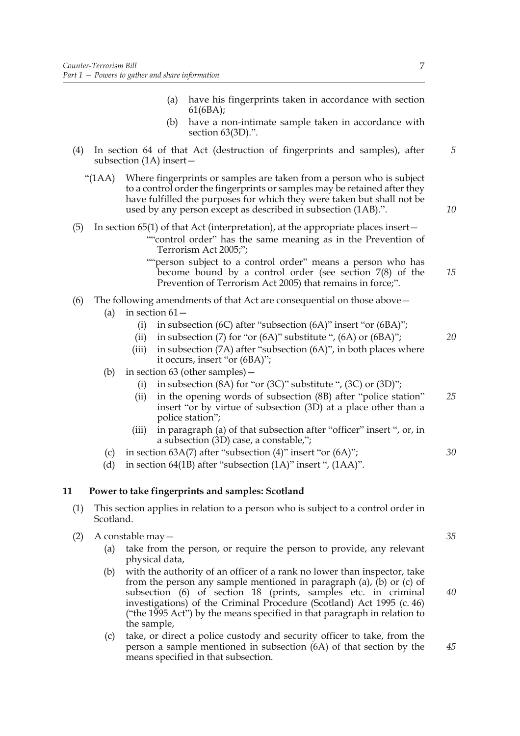(a) have his fingerprints taken in accordance with section 61(6BA);

(b) have a non-intimate sample taken in accordance with section 63(3D).".

(4) In section 64 of that Act (destruction of fingerprints and samples), after subsection (1A) insert—

"(1AA) Where fingerprints or samples are taken from a person who is subject to a control order the fingerprints or samples may be retained after they have fulfilled the purposes for which they were taken but shall not be used by any person except as described in subsection (1AB).".

(5) In section 65(1) of that Act (interpretation), at the appropriate places insert—

""control order" has the same meaning as in the Prevention of Terrorism Act 2005;";

""person subject to a control order" means a person who has become bound by a control order (see section 7(8) of the Prevention of Terrorism Act 2005) that remains in force;".

(6) The following amendments of that Act are consequential on those above—

(a) in section 61—

(i) in subsection (6C) after "subsection (6A)" insert "or (6BA)";

(ii) in subsection (7) for "or (6A)" substitute ", (6A) or (6BA)";

(iii) in subsection (7A) after "subsection (6A)", in both places where it occurs, insert "or (6BA)";

(b) in section 63 (other samples)—

(i) in subsection (8A) for "or (3C)" substitute ", (3C) or (3D)";

(ii) in the opening words of subsection (8B) after "police station" insert "or by virtue of subsection (3D) at a place other than a police station";

(iii) in paragraph (a) of that subsection after "officer" insert ", or, in a subsection (3D) case, a constable,";

(c) in section 63A(7) after "subsection (4)" insert "or (6A)";

(d) in section 64(1B) after "subsection (1A)" insert ", (1AA)".

## 11 Power to take fingerprints and samples: Scotland

(1) This section applies in relation to a person who is subject to a control order in Scotland.

(2) A constable may—

(a) take from the person, or require the person to provide, any relevant physical data,

(b) with the authority of an officer of a rank no lower than inspector, take from the person any sample mentioned in paragraph (a), (b) or (c) of subsection (6) of section 18 (prints, samples etc. in criminal investigations) of the Criminal Procedure (Scotland) Act 1995 (c. 46) ("the 1995 Act") by the means specified in that paragraph in relation to the sample,

(c) take, or direct a police custody and security officer to take, from the person a sample mentioned in subsection (6A) of that section by the means specified in that subsection.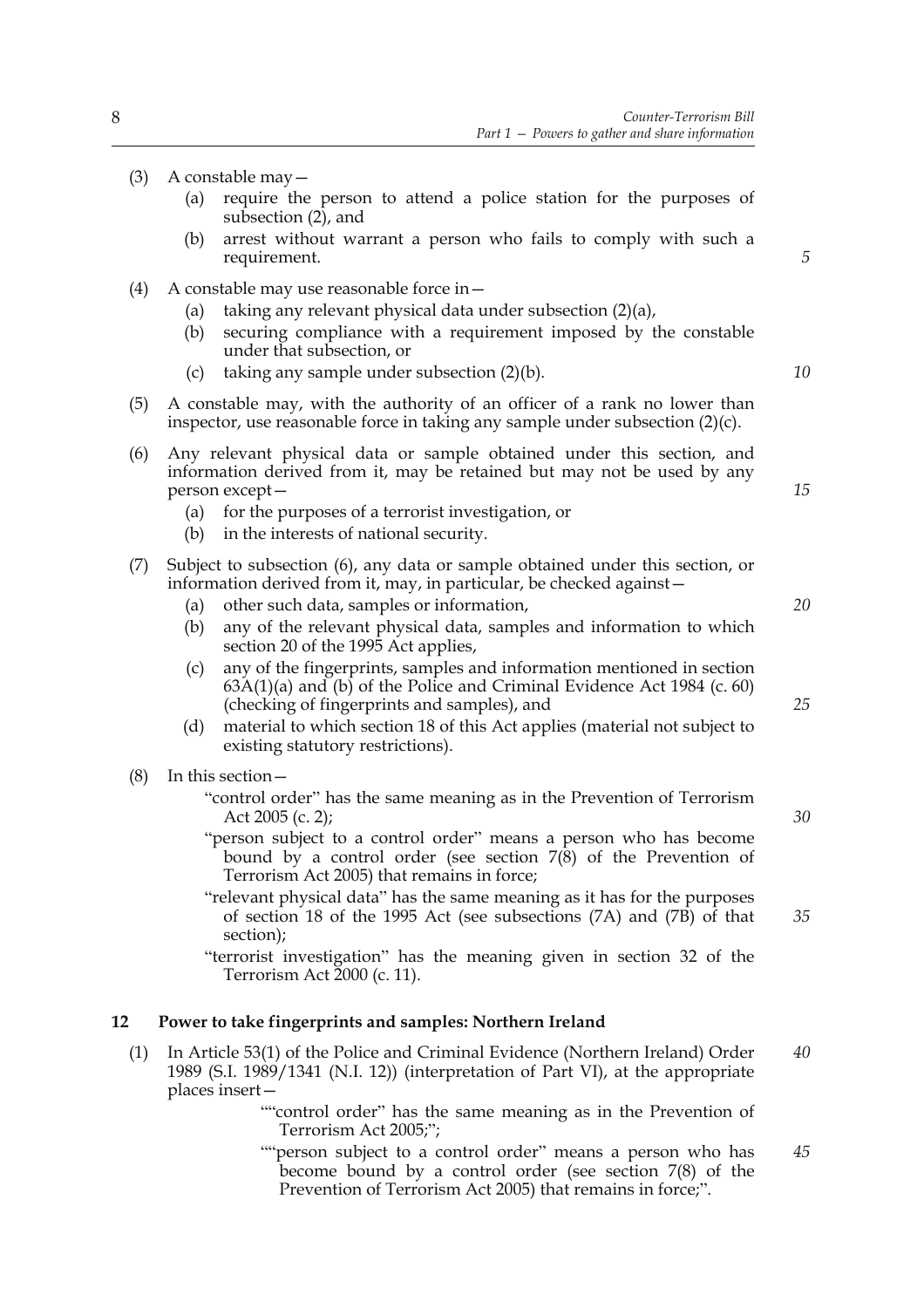(3) A constable may—

(a) require the person to attend a police station for the purposes of subsection (2), and

(b) arrest without warrant a person who fails to comply with such a requirement.

(4) A constable may use reasonable force in—

(a) taking any relevant physical data under subsection (2)(a),

(b) securing compliance with a requirement imposed by the constable under that subsection, or

(c) taking any sample under subsection (2)(b).

(5) A constable may, with the authority of an officer of a rank no lower than inspector, use reasonable force in taking any sample under subsection (2)(c).

(6) Any relevant physical data or sample obtained under this section, and information derived from it, may be retained but may not be used by any person except—

(a) for the purposes of a terrorist investigation, or

(b) in the interests of national security.

(7) Subject to subsection (6), any data or sample obtained under this section, or information derived from it, may, in particular, be checked against—

(a) other such data, samples or information,

(b) any of the relevant physical data, samples and information to which section 20 of the 1995 Act applies,

(c) any of the fingerprints, samples and information mentioned in section 63A(1)(a) and (b) of the Police and Criminal Evidence Act 1984 (c. 60) (checking of fingerprints and samples), and

(d) material to which section 18 of this Act applies (material not subject to existing statutory restrictions).

(8) In this section—

"control order" has the same meaning as in the Prevention of Terrorism Act 2005 (c. 2);

"person subject to a control order" means a person who has become bound by a control order (see section 7(8) of the Prevention of Terrorism Act 2005) that remains in force;

"relevant physical data" has the same meaning as it has for the purposes of section 18 of the 1995 Act (see subsections (7A) and (7B) of that section);

"terrorist investigation" has the meaning given in section 32 of the Terrorism Act 2000 (c. 11).

## 12 Power to take fingerprints and samples: Northern Ireland

(1) In Article 53(1) of the Police and Criminal Evidence (Northern Ireland) Order 1989 (S.I. 1989/1341 (N.I. 12)) (interpretation of Part VI), at the appropriate places insert—

""control order" has the same meaning as in the Prevention of Terrorism Act 2005;";

""person subject to a control order" means a person who has become bound by a control order (see section 7(8) of the Prevention of Terrorism Act 2005) that remains in force;".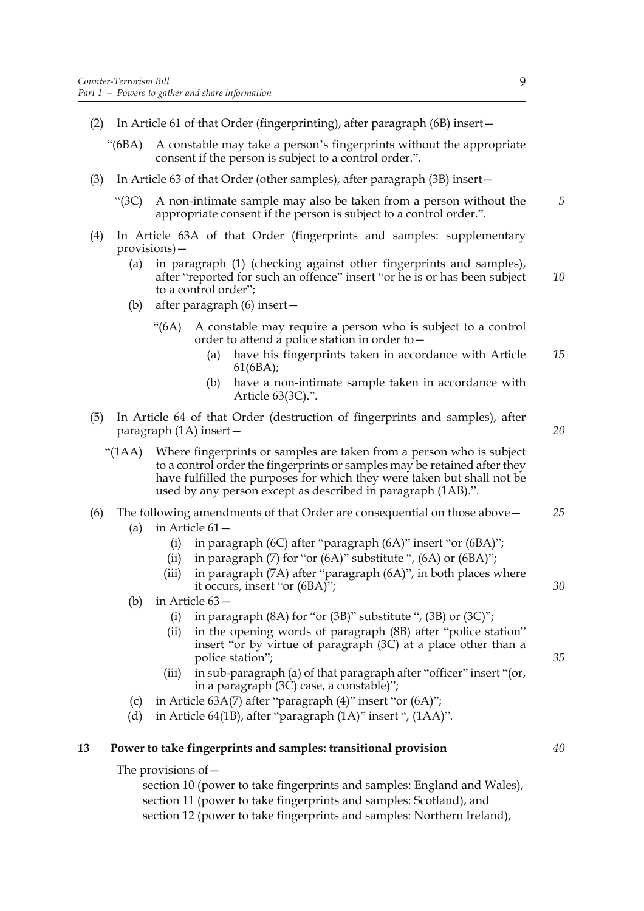(2) In Article 61 of that Order (fingerprinting), after paragraph (6B) insert—

"(6BA) A constable may take a person's fingerprints without the appropriate consent if the person is subject to a control order.".

(3) In Article 63 of that Order (other samples), after paragraph (3B) insert—

"(3C) A non-intimate sample may also be taken from a person without the appropriate consent if the person is subject to a control order.".

(4) In Article 63A of that Order (fingerprints and samples: supplementary provisions)—

(a) in paragraph (1) (checking against other fingerprints and samples), after "reported for such an offence" insert "or he is or has been subject to a control order";

(b) after paragraph (6) insert—

"(6A) A constable may require a person who is subject to a control order to attend a police station in order to—

(a) have his fingerprints taken in accordance with Article 61(6BA);

(b) have a non-intimate sample taken in accordance with Article 63(3C).".

(5) In Article 64 of that Order (destruction of fingerprints and samples), after paragraph (1A) insert—

"(1AA) Where fingerprints or samples are taken from a person who is subject to a control order the fingerprints or samples may be retained after they have fulfilled the purposes for which they were taken but shall not be used by any person except as described in paragraph (1AB).".

(6) The following amendments of that Order are consequential on those above—

(a) in Article 61—

(i) in paragraph (6C) after "paragraph (6A)" insert "or (6BA)";

(ii) in paragraph (7) for "or (6A)" substitute ", (6A) or (6BA)";

(iii) in paragraph (7A) after "paragraph (6A)", in both places where it occurs, insert "or (6BA)";

(b) in Article 63—

(i) in paragraph (8A) for "or (3B)" substitute ", (3B) or (3C)";

(ii) in the opening words of paragraph (8B) after "police station" insert "or by virtue of paragraph (3C) at a place other than a police station";

(iii) in sub-paragraph (a) of that paragraph after "officer" insert "(or, in a paragraph (3C) case, a constable)";

(c) in Article 63A(7) after "paragraph (4)" insert "or (6A)";

(d) in Article 64(1B), after "paragraph (1A)" insert ", (1AA)".

## 13 Power to take fingerprints and samples: transitional provision

The provisions of—

section 10 (power to take fingerprints and samples: England and Wales),
section 11 (power to take fingerprints and samples: Scotland), and
section 12 (power to take fingerprints and samples: Northern Ireland),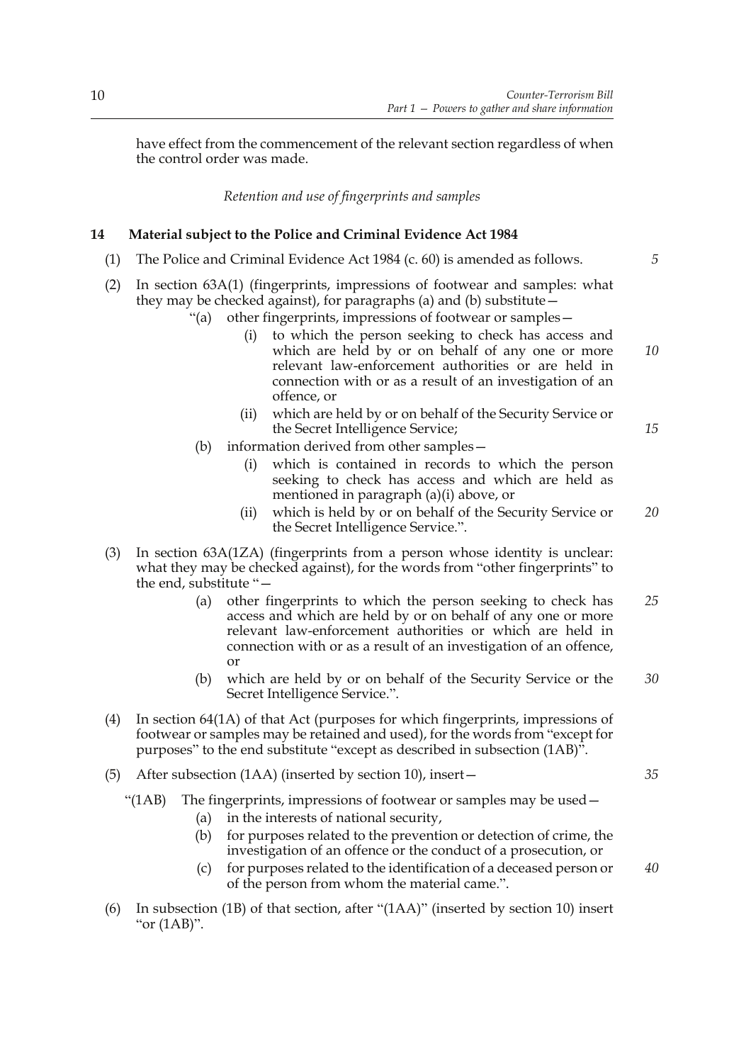have effect from the commencement of the relevant section regardless of when the control order was made.

*Retention and use of fingerprints and samples*

## 14 Material subject to the Police and Criminal Evidence Act 1984

(1) The Police and Criminal Evidence Act 1984 (c. 60) is amended as follows.

(2) In section 63A(1) (fingerprints, impressions of footwear and samples: what they may be checked against), for paragraphs (a) and (b) substitute—

"(a) other fingerprints, impressions of footwear or samples—

(i) to which the person seeking to check has access and which are held by or on behalf of any one or more relevant law-enforcement authorities or are held in connection with or as a result of an investigation of an offence, or

(ii) which are held by or on behalf of the Security Service or the Secret Intelligence Service;

(b) information derived from other samples—

(i) which is contained in records to which the person seeking to check has access and which are held as mentioned in paragraph (a)(i) above, or

(ii) which is held by or on behalf of the Security Service or the Secret Intelligence Service.".

(3) In section 63A(1ZA) (fingerprints from a person whose identity is unclear: what they may be checked against), for the words from "other fingerprints" to the end, substitute "—

(a) other fingerprints to which the person seeking to check has access and which are held by or on behalf of any one or more relevant law-enforcement authorities or which are held in connection with or as a result of an investigation of an offence, or

(b) which are held by or on behalf of the Security Service or the Secret Intelligence Service.".

(4) In section 64(1A) of that Act (purposes for which fingerprints, impressions of footwear or samples may be retained and used), for the words from "except for purposes" to the end substitute "except as described in subsection (1AB)".

(5) After subsection (1AA) (inserted by section 10), insert—

"(1AB) The fingerprints, impressions of footwear or samples may be used—

(a) in the interests of national security,

(b) for purposes related to the prevention or detection of crime, the investigation of an offence or the conduct of a prosecution, or

(c) for purposes related to the identification of a deceased person or of the person from whom the material came.".

(6) In subsection (1B) of that section, after "(1AA)" (inserted by section 10) insert "or (1AB)".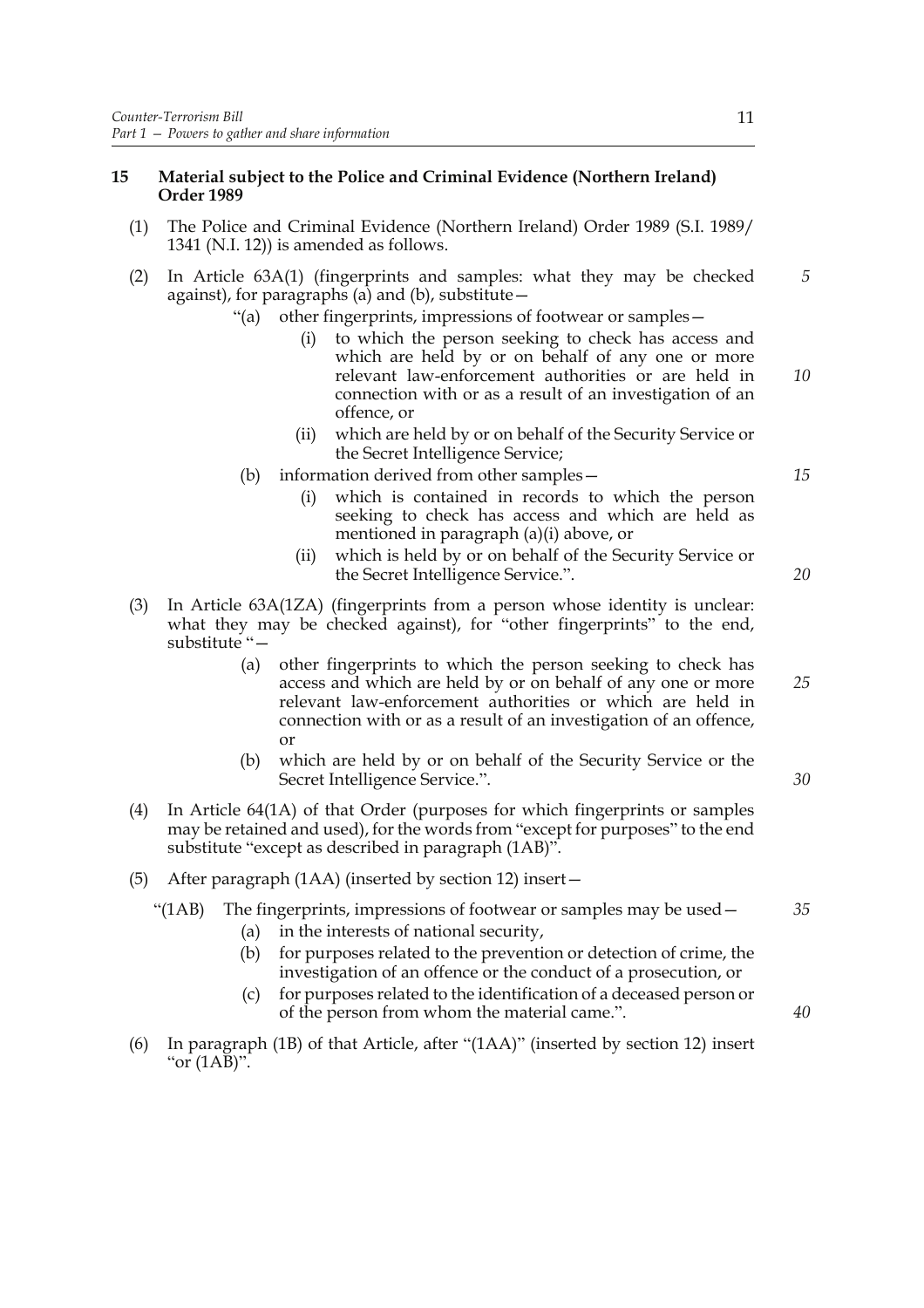## 15 Material subject to the Police and Criminal Evidence (Northern Ireland) Order 1989

(1) The Police and Criminal Evidence (Northern Ireland) Order 1989 (S.I. 1989/1341 (N.I. 12)) is amended as follows.

(2) In Article 63A(1) (fingerprints and samples: what they may be checked against), for paragraphs (a) and (b), substitute—

"(a) other fingerprints, impressions of footwear or samples—

(i) to which the person seeking to check has access and which are held by or on behalf of any one or more relevant law-enforcement authorities or are held in connection with or as a result of an investigation of an offence, or

(ii) which are held by or on behalf of the Security Service or the Secret Intelligence Service;

(b) information derived from other samples—

(i) which is contained in records to which the person seeking to check has access and which are held as mentioned in paragraph (a)(i) above, or

(ii) which is held by or on behalf of the Security Service or the Secret Intelligence Service.".

(3) In Article 63A(1ZA) (fingerprints from a person whose identity is unclear: what they may be checked against), for "other fingerprints" to the end, substitute "—

(a) other fingerprints to which the person seeking to check has access and which are held by or on behalf of any one or more relevant law-enforcement authorities or which are held in connection with or as a result of an investigation of an offence, or

(b) which are held by or on behalf of the Security Service or the Secret Intelligence Service.".

(4) In Article 64(1A) of that Order (purposes for which fingerprints or samples may be retained and used), for the words from "except for purposes" to the end substitute "except as described in paragraph (1AB)".

(5) After paragraph (1AA) (inserted by section 12) insert—

"(1AB) The fingerprints, impressions of footwear or samples may be used—

(a) in the interests of national security,

(b) for purposes related to the prevention or detection of crime, the investigation of an offence or the conduct of a prosecution, or

(c) for purposes related to the identification of a deceased person or of the person from whom the material came.".

(6) In paragraph (1B) of that Article, after "(1AA)" (inserted by section 12) insert "or (1AB)".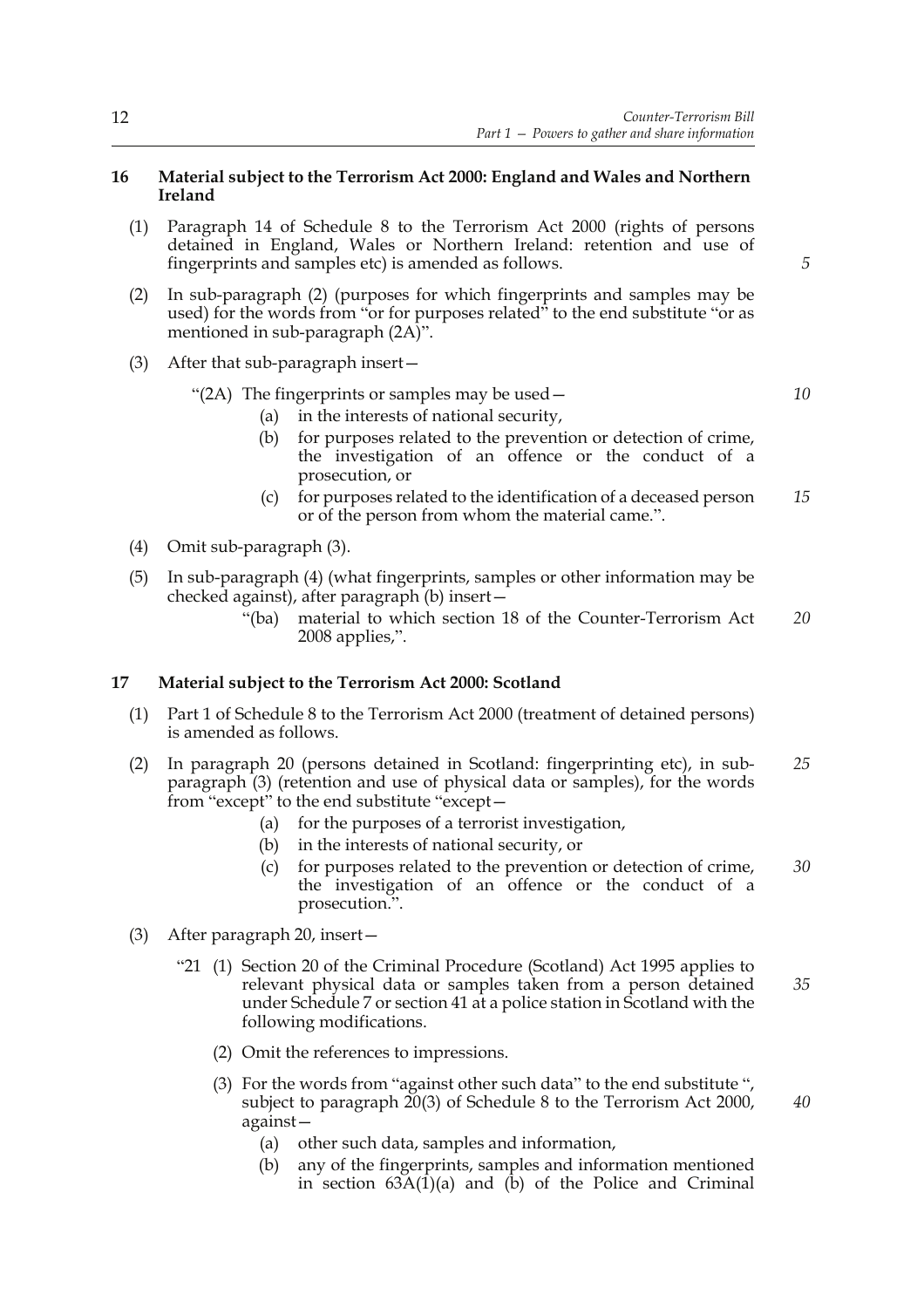## 16 Material subject to the Terrorism Act 2000: England and Wales and Northern Ireland

(1) Paragraph 14 of Schedule 8 to the Terrorism Act 2000 (rights of persons detained in England, Wales or Northern Ireland: retention and use of fingerprints and samples etc) is amended as follows.

(2) In sub-paragraph (2) (purposes for which fingerprints and samples may be used) for the words from "or for purposes related" to the end substitute "or as mentioned in sub-paragraph (2A)".

(3) After that sub-paragraph insert—

"(2A) The fingerprints or samples may be used—

(a) in the interests of national security,

(b) for purposes related to the prevention or detection of crime, the investigation of an offence or the conduct of a prosecution, or

(c) for purposes related to the identification of a deceased person or of the person from whom the material came.".

(4) Omit sub-paragraph (3).

(5) In sub-paragraph (4) (what fingerprints, samples or other information may be checked against), after paragraph (b) insert—

"(ba) material to which section 18 of the Counter-Terrorism Act 2008 applies,".

## 17 Material subject to the Terrorism Act 2000: Scotland

(1) Part 1 of Schedule 8 to the Terrorism Act 2000 (treatment of detained persons) is amended as follows.

(2) In paragraph 20 (persons detained in Scotland: fingerprinting etc), in sub-paragraph (3) (retention and use of physical data or samples), for the words from "except" to the end substitute "except—

(a) for the purposes of a terrorist investigation,

(b) in the interests of national security, or

(c) for purposes related to the prevention or detection of crime, the investigation of an offence or the conduct of a prosecution.".

(3) After paragraph 20, insert—

"21 (1) Section 20 of the Criminal Procedure (Scotland) Act 1995 applies to relevant physical data or samples taken from a person detained under Schedule 7 or section 41 at a police station in Scotland with the following modifications.

(2) Omit the references to impressions.

(3) For the words from "against other such data" to the end substitute ", subject to paragraph 20(3) of Schedule 8 to the Terrorism Act 2000, against—

(a) other such data, samples and information,

(b) any of the fingerprints, samples and information mentioned in section 63A(1)(a) and (b) of the Police and Criminal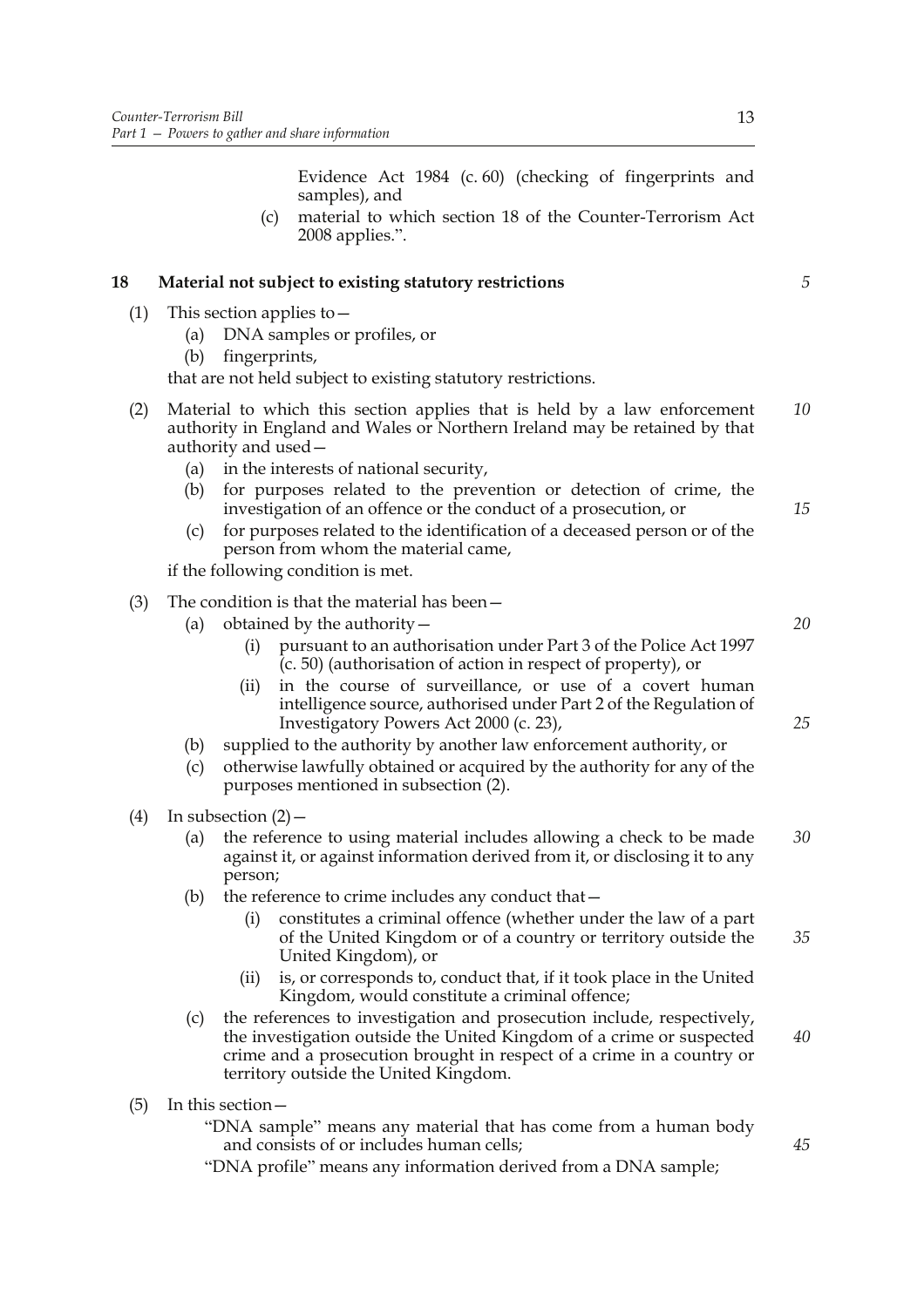Evidence Act 1984 (c. 60) (checking of fingerprints and samples), and

(c) material to which section 18 of the Counter-Terrorism Act 2008 applies.".

**18 Material not subject to existing statutory restrictions**

(1) This section applies to—

(a) DNA samples or profiles, or

(b) fingerprints,

that are not held subject to existing statutory restrictions.

(2) Material to which this section applies that is held by a law enforcement authority in England and Wales or Northern Ireland may be retained by that authority and used—

(a) in the interests of national security,

(b) for purposes related to the prevention or detection of crime, the investigation of an offence or the conduct of a prosecution, or

(c) for purposes related to the identification of a deceased person or of the person from whom the material came,

if the following condition is met.

(3) The condition is that the material has been—

(a) obtained by the authority—

(i) pursuant to an authorisation under Part 3 of the Police Act 1997 (c. 50) (authorisation of action in respect of property), or

(ii) in the course of surveillance, or use of a covert human intelligence source, authorised under Part 2 of the Regulation of Investigatory Powers Act 2000 (c. 23),

(b) supplied to the authority by another law enforcement authority, or

(c) otherwise lawfully obtained or acquired by the authority for any of the purposes mentioned in subsection (2).

(4) In subsection (2)—

(a) the reference to using material includes allowing a check to be made against it, or against information derived from it, or disclosing it to any person;

(b) the reference to crime includes any conduct that—

(i) constitutes a criminal offence (whether under the law of a part of the United Kingdom or of a country or territory outside the United Kingdom), or

(ii) is, or corresponds to, conduct that, if it took place in the United Kingdom, would constitute a criminal offence;

(c) the references to investigation and prosecution include, respectively, the investigation outside the United Kingdom of a crime or suspected crime and a prosecution brought in respect of a crime in a country or territory outside the United Kingdom.

(5) In this section—

"DNA sample" means any material that has come from a human body and consists of or includes human cells;

"DNA profile" means any information derived from a DNA sample;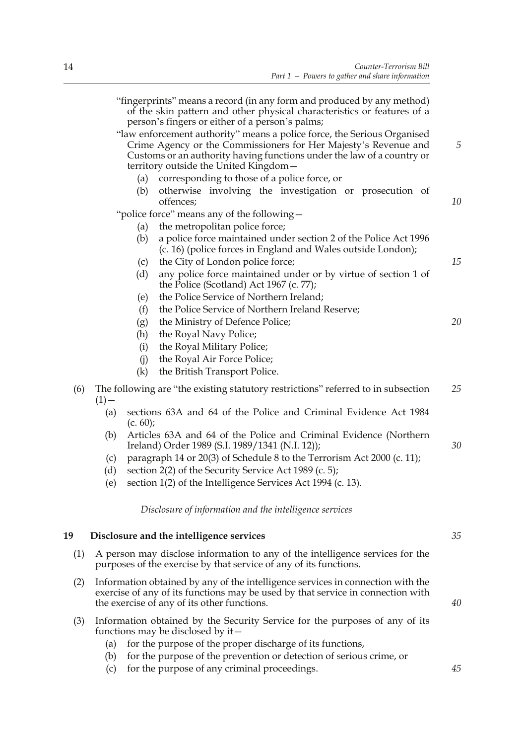"fingerprints" means a record (in any form and produced by any method) of the skin pattern and other physical characteristics or features of a person's fingers or either of a person's palms;

"law enforcement authority" means a police force, the Serious Organised Crime Agency or the Commissioners for Her Majesty's Revenue and Customs or an authority having functions under the law of a country or territory outside the United Kingdom—

- (a) corresponding to those of a police force, or
- (b) otherwise involving the investigation or prosecution of offences;

"police force" means any of the following—

- (a) the metropolitan police force;
- (b) a police force maintained under section 2 of the Police Act 1996 (c. 16) (police forces in England and Wales outside London);
- (c) the City of London police force;
- (d) any police force maintained under or by virtue of section 1 of the Police (Scotland) Act 1967 (c. 77);
- (e) the Police Service of Northern Ireland;
- (f) the Police Service of Northern Ireland Reserve;
- (g) the Ministry of Defence Police;
- (h) the Royal Navy Police;
- (i) the Royal Military Police;
- (j) the Royal Air Force Police;
- (k) the British Transport Police.

(6) The following are "the existing statutory restrictions" referred to in subsection (1)—

- (a) sections 63A and 64 of the Police and Criminal Evidence Act 1984 (c. 60);
- (b) Articles 63A and 64 of the Police and Criminal Evidence (Northern Ireland) Order 1989 (S.I. 1989/1341 (N.I. 12));
- (c) paragraph 14 or 20(3) of Schedule 8 to the Terrorism Act 2000 (c. 11);
- (d) section 2(2) of the Security Service Act 1989 (c. 5);
- (e) section 1(2) of the Intelligence Services Act 1994 (c. 13).

*Disclosure of information and the intelligence services*

## 19 Disclosure and the intelligence services

(1) A person may disclose information to any of the intelligence services for the purposes of the exercise by that service of any of its functions.

(2) Information obtained by any of the intelligence services in connection with the exercise of any of its functions may be used by that service in connection with the exercise of any of its other functions.

(3) Information obtained by the Security Service for the purposes of any of its functions may be disclosed by it—

- (a) for the purpose of the proper discharge of its functions,
- (b) for the purpose of the prevention or detection of serious crime, or
- (c) for the purpose of any criminal proceedings.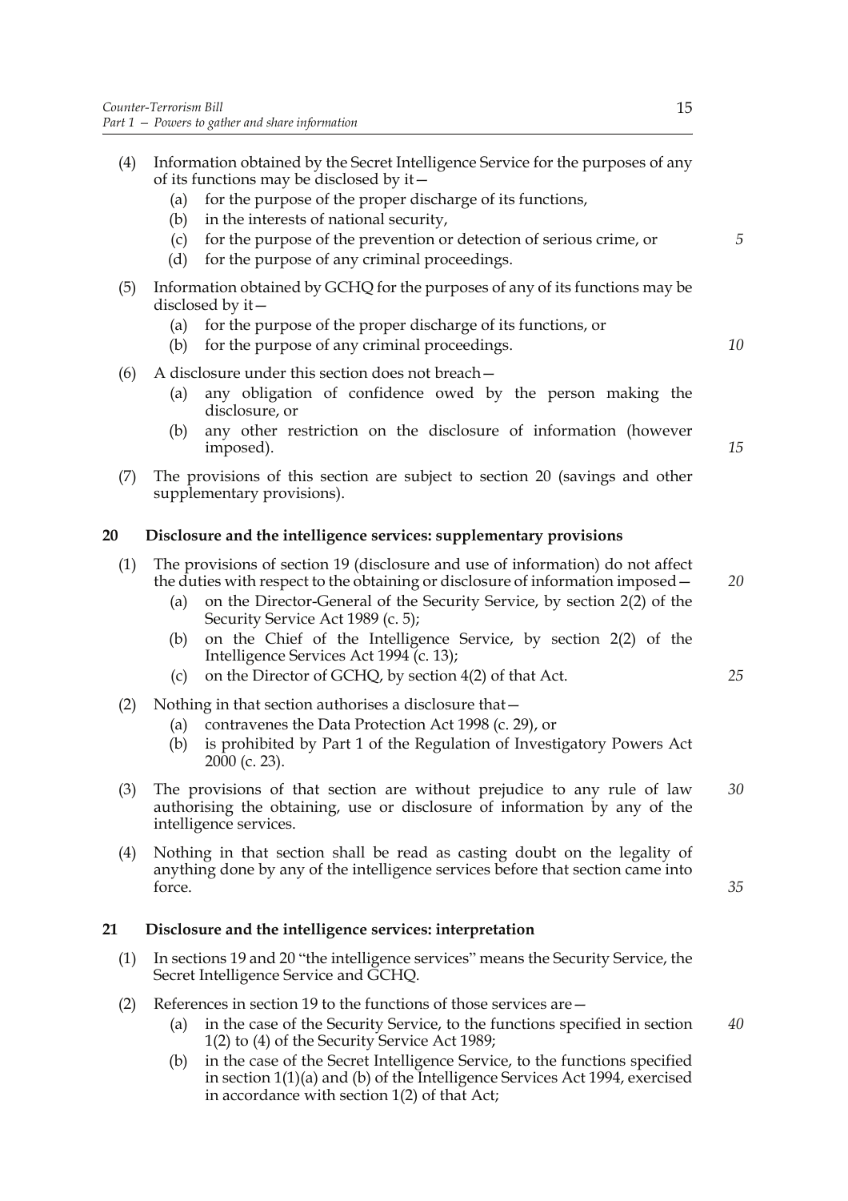(4) Information obtained by the Secret Intelligence Service for the purposes of any of its functions may be disclosed by it—

   (a) for the purpose of the proper discharge of its functions,

   (b) in the interests of national security,

   (c) for the purpose of the prevention or detection of serious crime, or

   (d) for the purpose of any criminal proceedings.

(5) Information obtained by GCHQ for the purposes of any of its functions may be disclosed by it—

   (a) for the purpose of the proper discharge of its functions, or

   (b) for the purpose of any criminal proceedings.

(6) A disclosure under this section does not breach—

   (a) any obligation of confidence owed by the person making the disclosure, or

   (b) any other restriction on the disclosure of information (however imposed).

(7) The provisions of this section are subject to section 20 (savings and other supplementary provisions).

## 20 Disclosure and the intelligence services: supplementary provisions

(1) The provisions of section 19 (disclosure and use of information) do not affect the duties with respect to the obtaining or disclosure of information imposed—

   (a) on the Director-General of the Security Service, by section 2(2) of the Security Service Act 1989 (c. 5);

   (b) on the Chief of the Intelligence Service, by section 2(2) of the Intelligence Services Act 1994 (c. 13);

   (c) on the Director of GCHQ, by section 4(2) of that Act.

(2) Nothing in that section authorises a disclosure that—

   (a) contravenes the Data Protection Act 1998 (c. 29), or

   (b) is prohibited by Part 1 of the Regulation of Investigatory Powers Act 2000 (c. 23).

(3) The provisions of that section are without prejudice to any rule of law authorising the obtaining, use or disclosure of information by any of the intelligence services.

(4) Nothing in that section shall be read as casting doubt on the legality of anything done by any of the intelligence services before that section came into force.

## 21 Disclosure and the intelligence services: interpretation

(1) In sections 19 and 20 "the intelligence services" means the Security Service, the Secret Intelligence Service and GCHQ.

(2) References in section 19 to the functions of those services are—

   (a) in the case of the Security Service, to the functions specified in section 1(2) to (4) of the Security Service Act 1989;

   (b) in the case of the Secret Intelligence Service, to the functions specified in section 1(1)(a) and (b) of the Intelligence Services Act 1994, exercised in accordance with section 1(2) of that Act;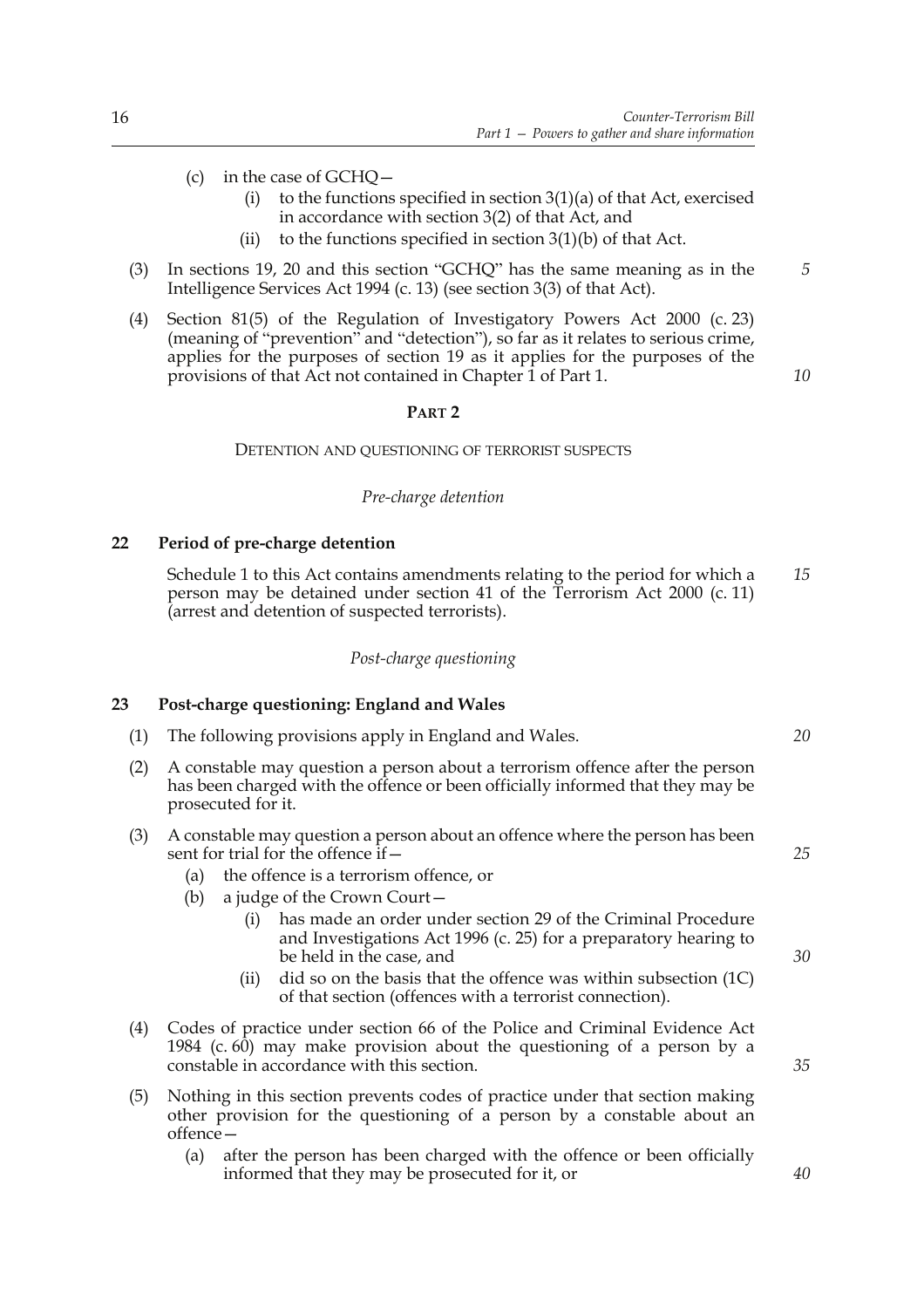(c) in the case of GCHQ—
  (i) to the functions specified in section 3(1)(a) of that Act, exercised in accordance with section 3(2) of that Act, and
  (ii) to the functions specified in section 3(1)(b) of that Act.

(3) In sections 19, 20 and this section "GCHQ" has the same meaning as in the Intelligence Services Act 1994 (c. 13) (see section 3(3) of that Act).

(4) Section 81(5) of the Regulation of Investigatory Powers Act 2000 (c. 23) (meaning of "prevention" and "detection"), so far as it relates to serious crime, applies for the purposes of section 19 as it applies for the purposes of the provisions of that Act not contained in Chapter 1 of Part 1.

## PART 2

### DETENTION AND QUESTIONING OF TERRORIST SUSPECTS

*Pre-charge detention*

**22 Period of pre-charge detention**

Schedule 1 to this Act contains amendments relating to the period for which a person may be detained under section 41 of the Terrorism Act 2000 (c. 11) (arrest and detention of suspected terrorists).

*Post-charge questioning*

**23 Post-charge questioning: England and Wales**

(1) The following provisions apply in England and Wales.

(2) A constable may question a person about a terrorism offence after the person has been charged with the offence or been officially informed that they may be prosecuted for it.

(3) A constable may question a person about an offence where the person has been sent for trial for the offence if—
  (a) the offence is a terrorism offence, or
  (b) a judge of the Crown Court—
    (i) has made an order under section 29 of the Criminal Procedure and Investigations Act 1996 (c. 25) for a preparatory hearing to be held in the case, and
    (ii) did so on the basis that the offence was within subsection (1C) of that section (offences with a terrorist connection).

(4) Codes of practice under section 66 of the Police and Criminal Evidence Act 1984 (c. 60) may make provision about the questioning of a person by a constable in accordance with this section.

(5) Nothing in this section prevents codes of practice under that section making other provision for the questioning of a person by a constable about an offence—
  (a) after the person has been charged with the offence or been officially informed that they may be prosecuted for it, or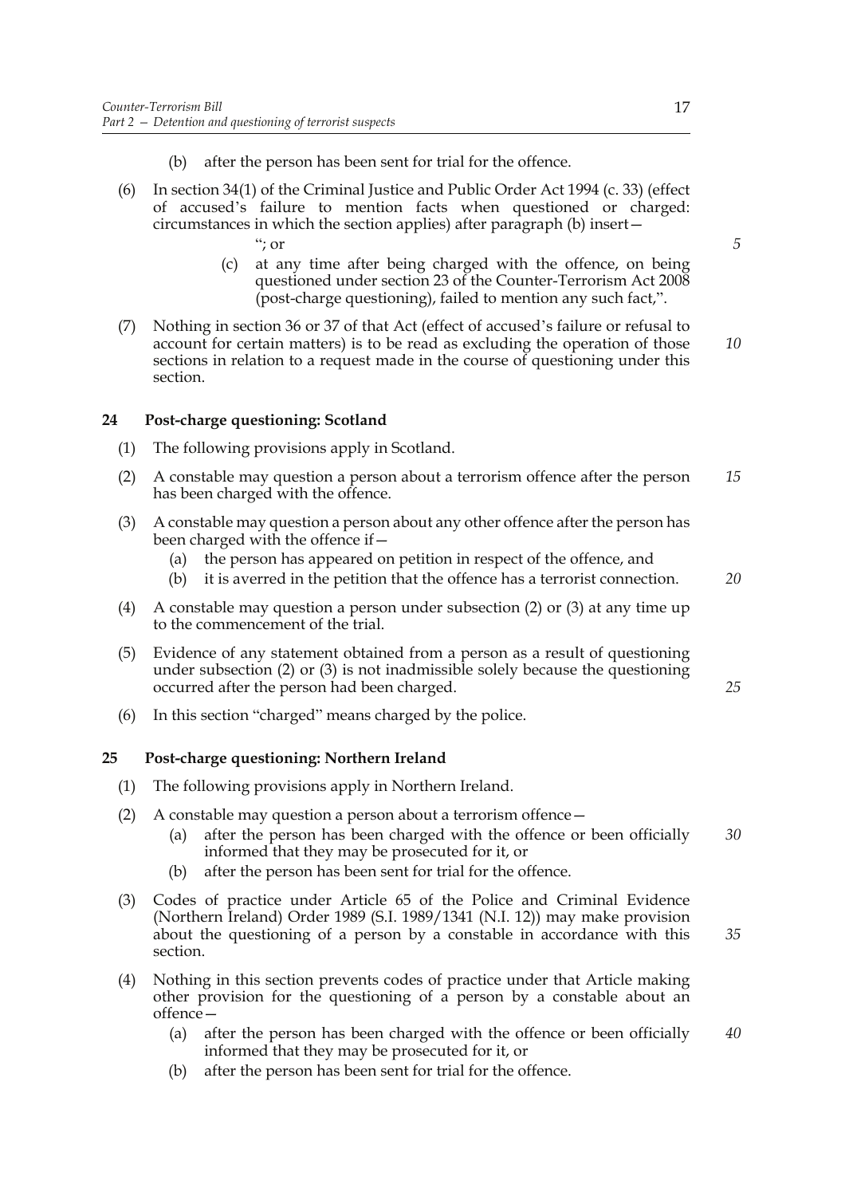(b) after the person has been sent for trial for the offence.

(6) In section 34(1) of the Criminal Justice and Public Order Act 1994 (c. 33) (effect of accused's failure to mention facts when questioned or charged: circumstances in which the section applies) after paragraph (b) insert—

"; or

(c) at any time after being charged with the offence, on being questioned under section 23 of the Counter-Terrorism Act 2008 (post-charge questioning), failed to mention any such fact,".

(7) Nothing in section 36 or 37 of that Act (effect of accused's failure or refusal to account for certain matters) is to be read as excluding the operation of those sections in relation to a request made in the course of questioning under this section.

### 24 Post-charge questioning: Scotland

(1) The following provisions apply in Scotland.

(2) A constable may question a person about a terrorism offence after the person has been charged with the offence.

(3) A constable may question a person about any other offence after the person has been charged with the offence if—

(a) the person has appeared on petition in respect of the offence, and

(b) it is averred in the petition that the offence has a terrorist connection.

(4) A constable may question a person under subsection (2) or (3) at any time up to the commencement of the trial.

(5) Evidence of any statement obtained from a person as a result of questioning under subsection (2) or (3) is not inadmissible solely because the questioning occurred after the person had been charged.

(6) In this section "charged" means charged by the police.

### 25 Post-charge questioning: Northern Ireland

(1) The following provisions apply in Northern Ireland.

(2) A constable may question a person about a terrorism offence—

(a) after the person has been charged with the offence or been officially informed that they may be prosecuted for it, or

(b) after the person has been sent for trial for the offence.

(3) Codes of practice under Article 65 of the Police and Criminal Evidence (Northern Ireland) Order 1989 (S.I. 1989/1341 (N.I. 12)) may make provision about the questioning of a person by a constable in accordance with this section.

(4) Nothing in this section prevents codes of practice under that Article making other provision for the questioning of a person by a constable about an offence—

(a) after the person has been charged with the offence or been officially informed that they may be prosecuted for it, or

(b) after the person has been sent for trial for the offence.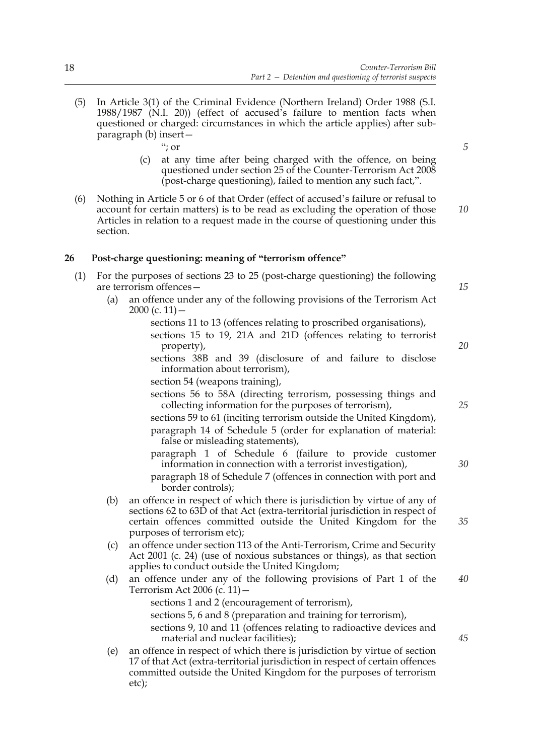(5) In Article 3(1) of the Criminal Evidence (Northern Ireland) Order 1988 (S.I. 1988/1987 (N.I. 20)) (effect of accused's failure to mention facts when questioned or charged: circumstances in which the article applies) after sub-paragraph (b) insert—

"; or

(c) at any time after being charged with the offence, on being questioned under section 25 of the Counter-Terrorism Act 2008 (post-charge questioning), failed to mention any such fact,".

(6) Nothing in Article 5 or 6 of that Order (effect of accused's failure or refusal to account for certain matters) is to be read as excluding the operation of those Articles in relation to a request made in the course of questioning under this section.

### 26 Post-charge questioning: meaning of "terrorism offence"

(1) For the purposes of sections 23 to 25 (post-charge questioning) the following are terrorism offences—

(a) an offence under any of the following provisions of the Terrorism Act 2000 (c. 11)—

sections 11 to 13 (offences relating to proscribed organisations),

sections 15 to 19, 21A and 21D (offences relating to terrorist property),

sections 38B and 39 (disclosure of and failure to disclose information about terrorism),

section 54 (weapons training),

sections 56 to 58A (directing terrorism, possessing things and collecting information for the purposes of terrorism),

sections 59 to 61 (inciting terrorism outside the United Kingdom),

paragraph 14 of Schedule 5 (order for explanation of material: false or misleading statements),

paragraph 1 of Schedule 6 (failure to provide customer information in connection with a terrorist investigation),

paragraph 18 of Schedule 7 (offences in connection with port and border controls);

(b) an offence in respect of which there is jurisdiction by virtue of any of sections 62 to 63D of that Act (extra-territorial jurisdiction in respect of certain offences committed outside the United Kingdom for the purposes of terrorism etc);

(c) an offence under section 113 of the Anti-Terrorism, Crime and Security Act 2001 (c. 24) (use of noxious substances or things), as that section applies to conduct outside the United Kingdom;

(d) an offence under any of the following provisions of Part 1 of the Terrorism Act 2006 (c. 11)—

sections 1 and 2 (encouragement of terrorism),

sections 5, 6 and 8 (preparation and training for terrorism),

sections 9, 10 and 11 (offences relating to radioactive devices and material and nuclear facilities);

(e) an offence in respect of which there is jurisdiction by virtue of section 17 of that Act (extra-territorial jurisdiction in respect of certain offences committed outside the United Kingdom for the purposes of terrorism etc);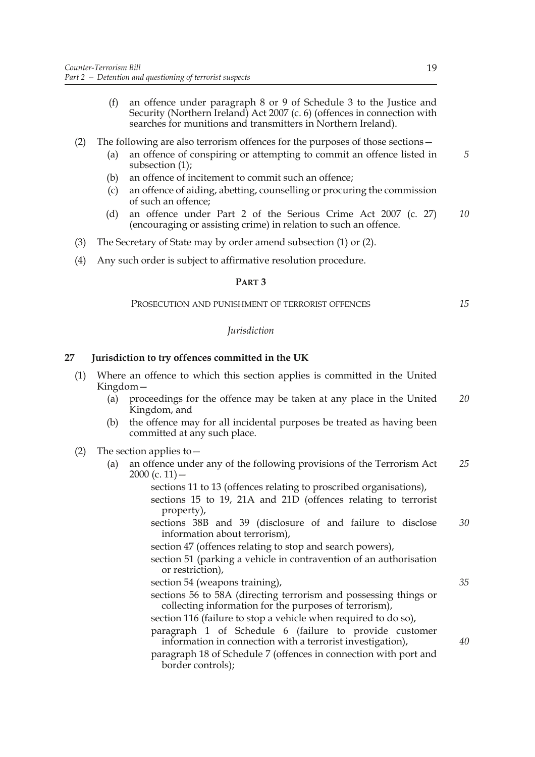(f) an offence under paragraph 8 or 9 of Schedule 3 to the Justice and Security (Northern Ireland) Act 2007 (c. 6) (offences in connection with searches for munitions and transmitters in Northern Ireland).

(2) The following are also terrorism offences for the purposes of those sections—

(a) an offence of conspiring or attempting to commit an offence listed in subsection (1);

(b) an offence of incitement to commit such an offence;

(c) an offence of aiding, abetting, counselling or procuring the commission of such an offence;

(d) an offence under Part 2 of the Serious Crime Act 2007 (c. 27) (encouraging or assisting crime) in relation to such an offence.

(3) The Secretary of State may by order amend subsection (1) or (2).

(4) Any such order is subject to affirmative resolution procedure.

## PART 3

### PROSECUTION AND PUNISHMENT OF TERRORIST OFFENCES

*Jurisdiction*

#### 27 Jurisdiction to try offences committed in the UK

(1) Where an offence to which this section applies is committed in the United Kingdom—

(a) proceedings for the offence may be taken at any place in the United Kingdom, and

(b) the offence may for all incidental purposes be treated as having been committed at any such place.

(2) The section applies to—

(a) an offence under any of the following provisions of the Terrorism Act 2000 (c. 11)—

sections 11 to 13 (offences relating to proscribed organisations),

sections 15 to 19, 21A and 21D (offences relating to terrorist property),

sections 38B and 39 (disclosure of and failure to disclose information about terrorism),

section 47 (offences relating to stop and search powers),

section 51 (parking a vehicle in contravention of an authorisation or restriction),

section 54 (weapons training),

sections 56 to 58A (directing terrorism and possessing things or collecting information for the purposes of terrorism),

section 116 (failure to stop a vehicle when required to do so),

paragraph 1 of Schedule 6 (failure to provide customer information in connection with a terrorist investigation),

paragraph 18 of Schedule 7 (offences in connection with port and border controls);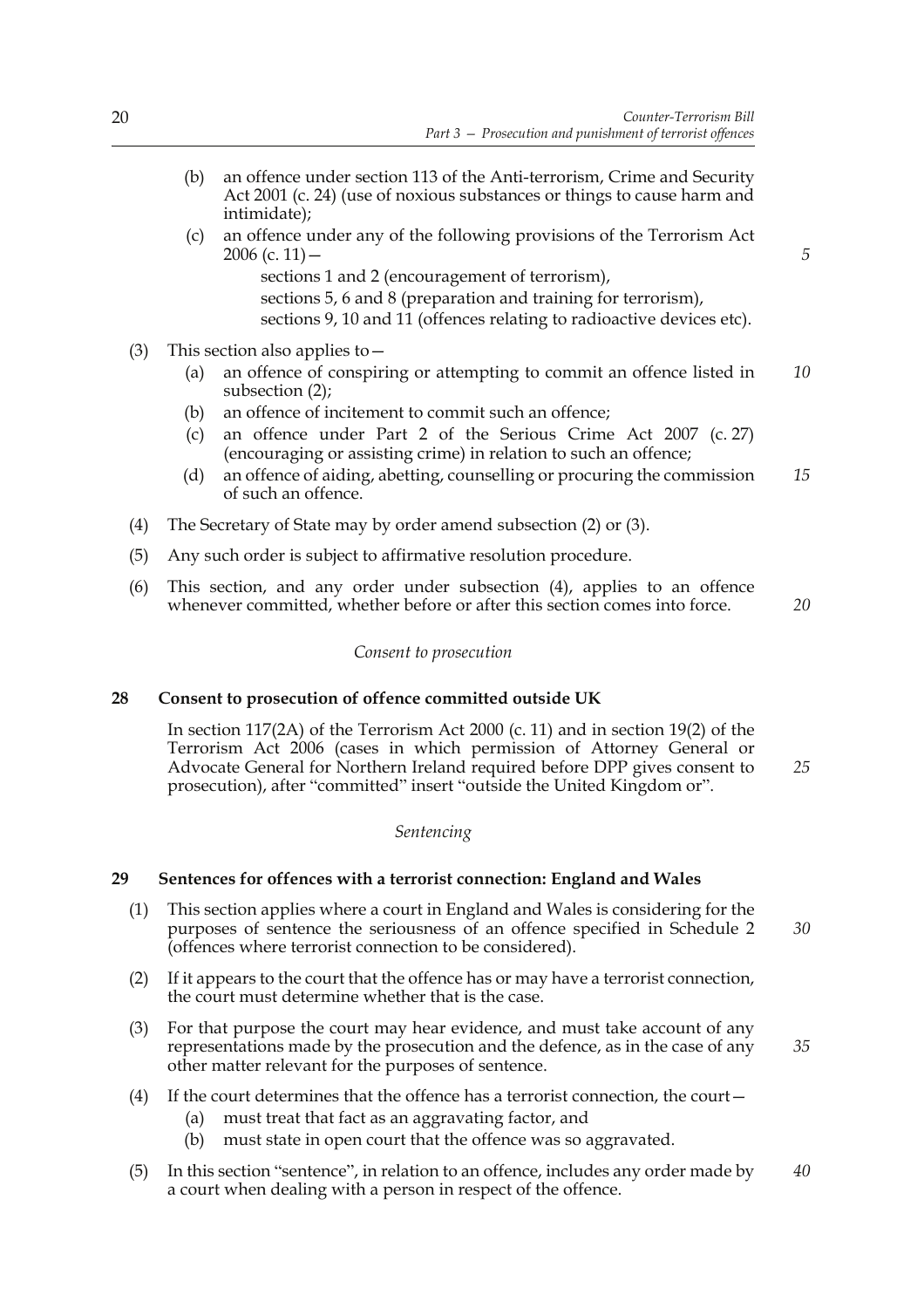(b) an offence under section 113 of the Anti-terrorism, Crime and Security Act 2001 (c. 24) (use of noxious substances or things to cause harm and intimidate);

(c) an offence under any of the following provisions of the Terrorism Act 2006 (c. 11)—

sections 1 and 2 (encouragement of terrorism),

sections 5, 6 and 8 (preparation and training for terrorism),

sections 9, 10 and 11 (offences relating to radioactive devices etc).

(3) This section also applies to—

(a) an offence of conspiring or attempting to commit an offence listed in subsection (2);

(b) an offence of incitement to commit such an offence;

(c) an offence under Part 2 of the Serious Crime Act 2007 (c. 27) (encouraging or assisting crime) in relation to such an offence;

(d) an offence of aiding, abetting, counselling or procuring the commission of such an offence.

(4) The Secretary of State may by order amend subsection (2) or (3).

(5) Any such order is subject to affirmative resolution procedure.

(6) This section, and any order under subsection (4), applies to an offence whenever committed, whether before or after this section comes into force.

*Consent to prosecution*

### 28 Consent to prosecution of offence committed outside UK

In section 117(2A) of the Terrorism Act 2000 (c. 11) and in section 19(2) of the Terrorism Act 2006 (cases in which permission of Attorney General or Advocate General for Northern Ireland required before DPP gives consent to prosecution), after "committed" insert "outside the United Kingdom or".

*Sentencing*

### 29 Sentences for offences with a terrorist connection: England and Wales

(1) This section applies where a court in England and Wales is considering for the purposes of sentence the seriousness of an offence specified in Schedule 2 (offences where terrorist connection to be considered).

(2) If it appears to the court that the offence has or may have a terrorist connection, the court must determine whether that is the case.

(3) For that purpose the court may hear evidence, and must take account of any representations made by the prosecution and the defence, as in the case of any other matter relevant for the purposes of sentence.

(4) If the court determines that the offence has a terrorist connection, the court—

(a) must treat that fact as an aggravating factor, and

(b) must state in open court that the offence was so aggravated.

(5) In this section "sentence", in relation to an offence, includes any order made by a court when dealing with a person in respect of the offence.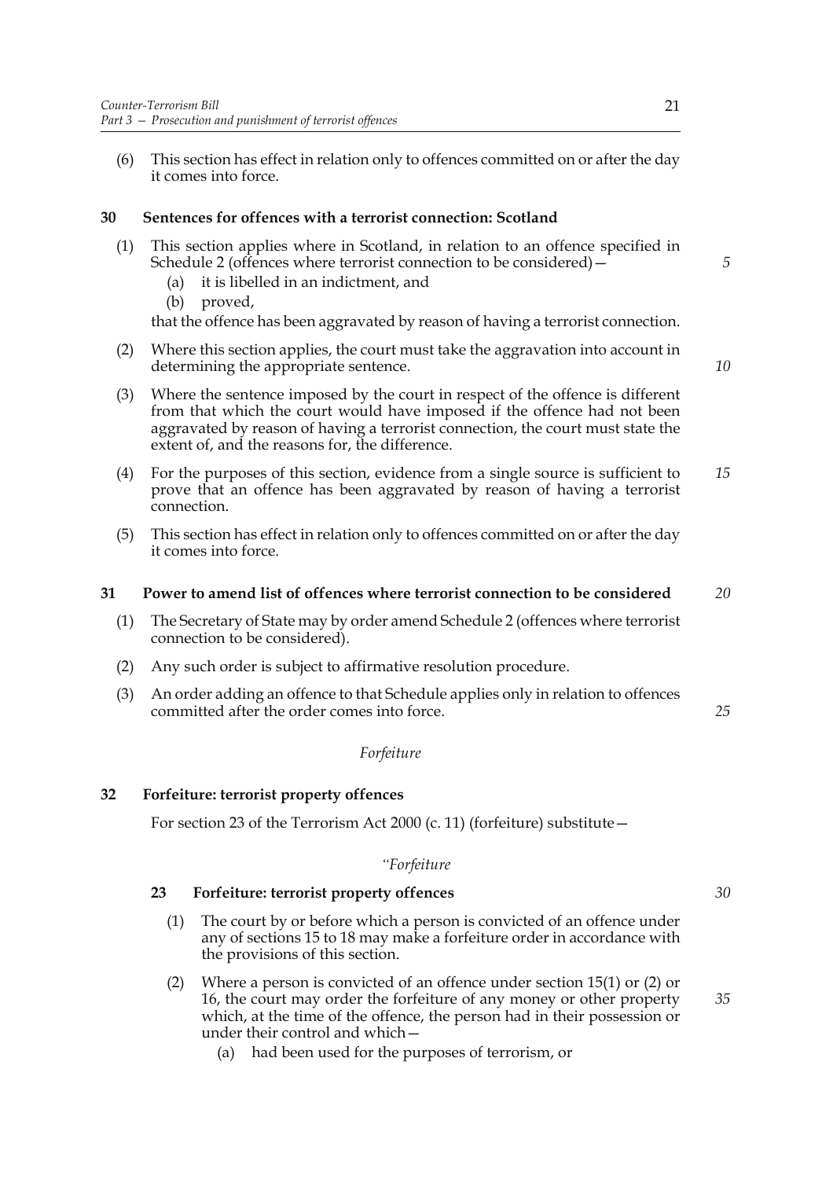(6) This section has effect in relation only to offences committed on or after the day it comes into force.

## 30 Sentences for offences with a terrorist connection: Scotland

(1) This section applies where in Scotland, in relation to an offence specified in Schedule 2 (offences where terrorist connection to be considered)—

- (a) it is libelled in an indictment, and
- (b) proved,

that the offence has been aggravated by reason of having a terrorist connection.

(2) Where this section applies, the court must take the aggravation into account in determining the appropriate sentence.

(3) Where the sentence imposed by the court in respect of the offence is different from that which the court would have imposed if the offence had not been aggravated by reason of having a terrorist connection, the court must state the extent of, and the reasons for, the difference.

(4) For the purposes of this section, evidence from a single source is sufficient to prove that an offence has been aggravated by reason of having a terrorist connection.

(5) This section has effect in relation only to offences committed on or after the day it comes into force.

## 31 Power to amend list of offences where terrorist connection to be considered

(1) The Secretary of State may by order amend Schedule 2 (offences where terrorist connection to be considered).

(2) Any such order is subject to affirmative resolution procedure.

(3) An order adding an offence to that Schedule applies only in relation to offences committed after the order comes into force.

*Forfeiture*

## 32 Forfeiture: terrorist property offences

For section 23 of the Terrorism Act 2000 (c. 11) (forfeiture) substitute—

*"Forfeiture*

### 23 Forfeiture: terrorist property offences

(1) The court by or before which a person is convicted of an offence under any of sections 15 to 18 may make a forfeiture order in accordance with the provisions of this section.

(2) Where a person is convicted of an offence under section 15(1) or (2) or 16, the court may order the forfeiture of any money or other property which, at the time of the offence, the person had in their possession or under their control and which—

- (a) had been used for the purposes of terrorism, or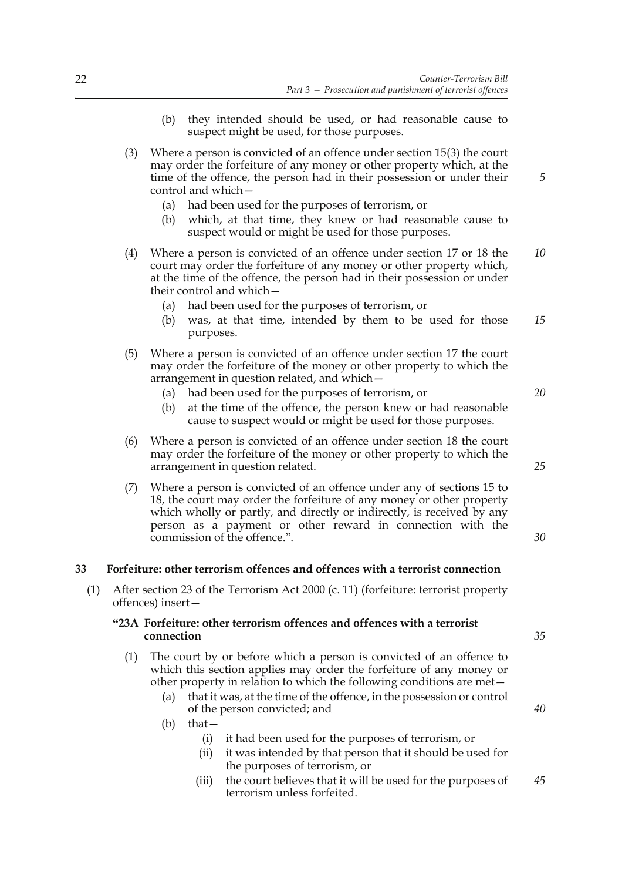(b) they intended should be used, or had reasonable cause to suspect might be used, for those purposes.

(3) Where a person is convicted of an offence under section 15(3) the court may order the forfeiture of any money or other property which, at the time of the offence, the person had in their possession or under their control and which—

(a) had been used for the purposes of terrorism, or

(b) which, at that time, they knew or had reasonable cause to suspect would or might be used for those purposes.

(4) Where a person is convicted of an offence under section 17 or 18 the court may order the forfeiture of any money or other property which, at the time of the offence, the person had in their possession or under their control and which—

(a) had been used for the purposes of terrorism, or

(b) was, at that time, intended by them to be used for those purposes.

(5) Where a person is convicted of an offence under section 17 the court may order the forfeiture of the money or other property to which the arrangement in question related, and which—

(a) had been used for the purposes of terrorism, or

(b) at the time of the offence, the person knew or had reasonable cause to suspect would or might be used for those purposes.

(6) Where a person is convicted of an offence under section 18 the court may order the forfeiture of the money or other property to which the arrangement in question related.

(7) Where a person is convicted of an offence under any of sections 15 to 18, the court may order the forfeiture of any money or other property which wholly or partly, and directly or indirectly, is received by any person as a payment or other reward in connection with the commission of the offence.".

## 33 Forfeiture: other terrorism offences and offences with a terrorist connection

(1) After section 23 of the Terrorism Act 2000 (c. 11) (forfeiture: terrorist property offences) insert—

### "23A Forfeiture: other terrorism offences and offences with a terrorist connection

(1) The court by or before which a person is convicted of an offence to which this section applies may order the forfeiture of any money or other property in relation to which the following conditions are met—

(a) that it was, at the time of the offence, in the possession or control of the person convicted; and

(b) that—

(i) it had been used for the purposes of terrorism, or

(ii) it was intended by that person that it should be used for the purposes of terrorism, or

(iii) the court believes that it will be used for the purposes of terrorism unless forfeited.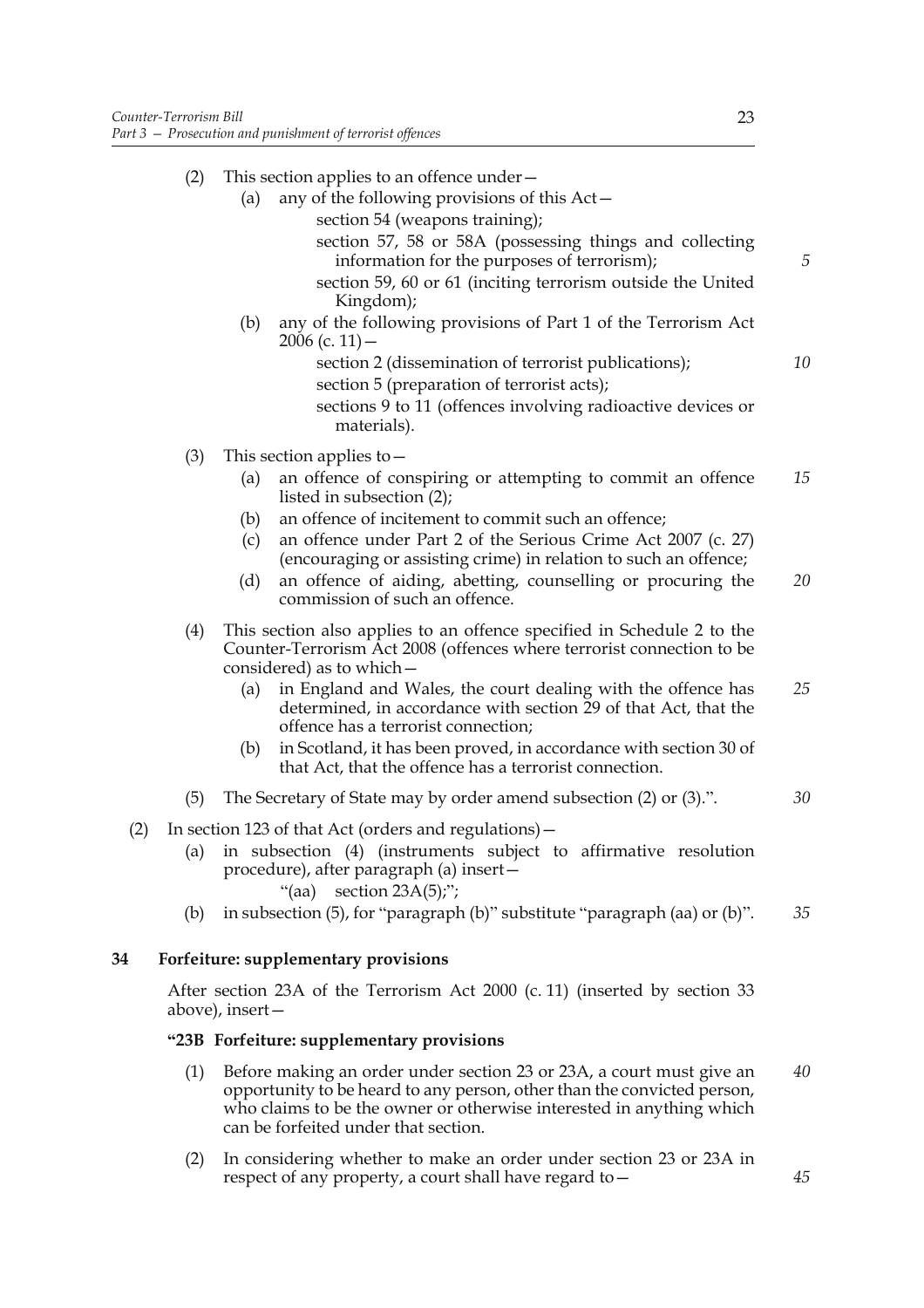(2) This section applies to an offence under—

(a) any of the following provisions of this Act—

section 54 (weapons training);

section 57, 58 or 58A (possessing things and collecting information for the purposes of terrorism);

section 59, 60 or 61 (inciting terrorism outside the United Kingdom);

(b) any of the following provisions of Part 1 of the Terrorism Act 2006 (c. 11)—

section 2 (dissemination of terrorist publications);

section 5 (preparation of terrorist acts);

sections 9 to 11 (offences involving radioactive devices or materials).

(3) This section applies to—

(a) an offence of conspiring or attempting to commit an offence listed in subsection (2);

(b) an offence of incitement to commit such an offence;

(c) an offence under Part 2 of the Serious Crime Act 2007 (c. 27) (encouraging or assisting crime) in relation to such an offence;

(d) an offence of aiding, abetting, counselling or procuring the commission of such an offence.

(4) This section also applies to an offence specified in Schedule 2 to the Counter-Terrorism Act 2008 (offences where terrorist connection to be considered) as to which—

(a) in England and Wales, the court dealing with the offence has determined, in accordance with section 29 of that Act, that the offence has a terrorist connection;

(b) in Scotland, it has been proved, in accordance with section 30 of that Act, that the offence has a terrorist connection.

(5) The Secretary of State may by order amend subsection (2) or (3).".

(2) In section 123 of that Act (orders and regulations)—

(a) in subsection (4) (instruments subject to affirmative resolution procedure), after paragraph (a) insert—

"(aa) section 23A(5);";

(b) in subsection (5), for "paragraph (b)" substitute "paragraph (aa) or (b)".

**34 Forfeiture: supplementary provisions**

After section 23A of the Terrorism Act 2000 (c. 11) (inserted by section 33 above), insert—

**"23B Forfeiture: supplementary provisions**

(1) Before making an order under section 23 or 23A, a court must give an opportunity to be heard to any person, other than the convicted person, who claims to be the owner or otherwise interested in anything which can be forfeited under that section.

(2) In considering whether to make an order under section 23 or 23A in respect of any property, a court shall have regard to—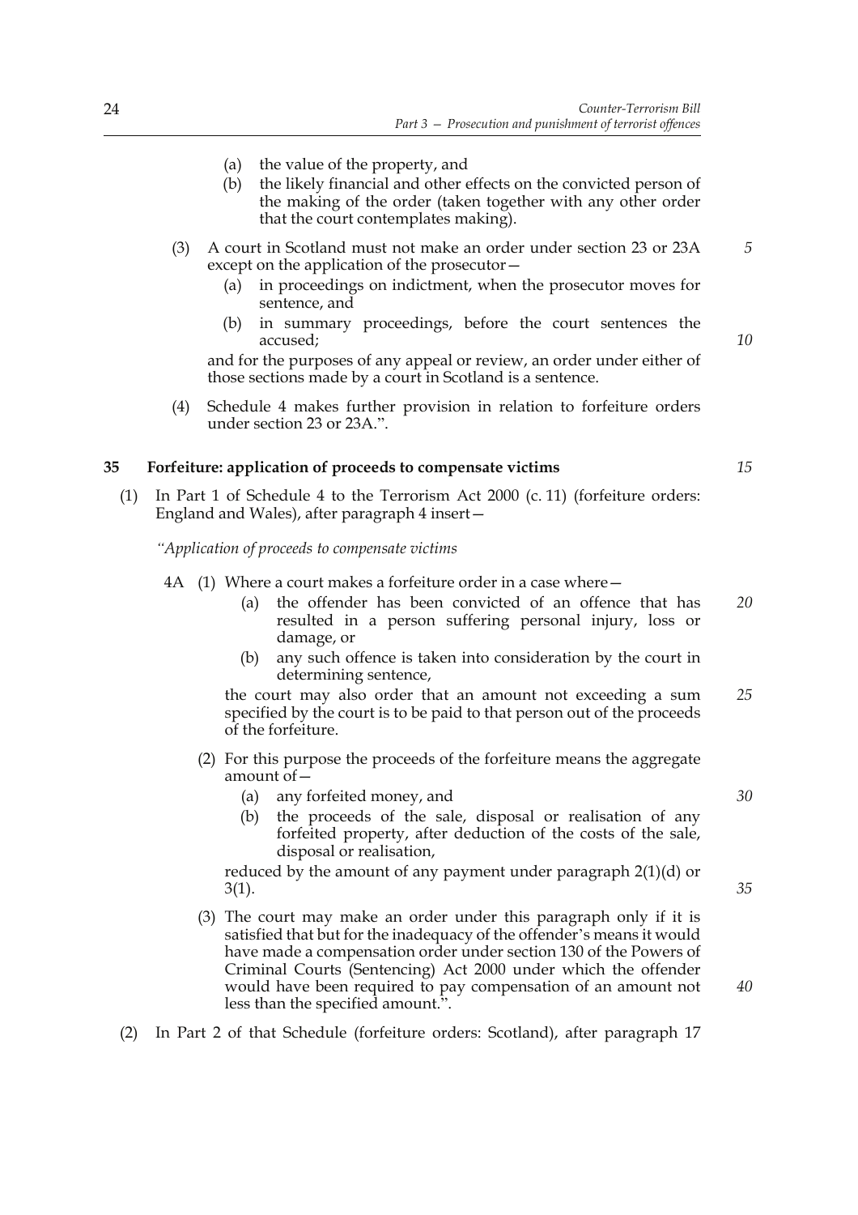(a) the value of the property, and

(b) the likely financial and other effects on the convicted person of the making of the order (taken together with any other order that the court contemplates making).

(3) A court in Scotland must not make an order under section 23 or 23A except on the application of the prosecutor—

(a) in proceedings on indictment, when the prosecutor moves for sentence, and

(b) in summary proceedings, before the court sentences the accused;

and for the purposes of any appeal or review, an order under either of those sections made by a court in Scotland is a sentence.

(4) Schedule 4 makes further provision in relation to forfeiture orders under section 23 or 23A.".

## 35 Forfeiture: application of proceeds to compensate victims

(1) In Part 1 of Schedule 4 to the Terrorism Act 2000 (c. 11) (forfeiture orders: England and Wales), after paragraph 4 insert—

*"Application of proceeds to compensate victims*

4A (1) Where a court makes a forfeiture order in a case where—

(a) the offender has been convicted of an offence that has resulted in a person suffering personal injury, loss or damage, or

(b) any such offence is taken into consideration by the court in determining sentence,

the court may also order that an amount not exceeding a sum specified by the court is to be paid to that person out of the proceeds of the forfeiture.

(2) For this purpose the proceeds of the forfeiture means the aggregate amount of—

(a) any forfeited money, and

(b) the proceeds of the sale, disposal or realisation of any forfeited property, after deduction of the costs of the sale, disposal or realisation,

reduced by the amount of any payment under paragraph 2(1)(d) or 3(1).

(3) The court may make an order under this paragraph only if it is satisfied that but for the inadequacy of the offender's means it would have made a compensation order under section 130 of the Powers of Criminal Courts (Sentencing) Act 2000 under which the offender would have been required to pay compensation of an amount not less than the specified amount.".

(2) In Part 2 of that Schedule (forfeiture orders: Scotland), after paragraph 17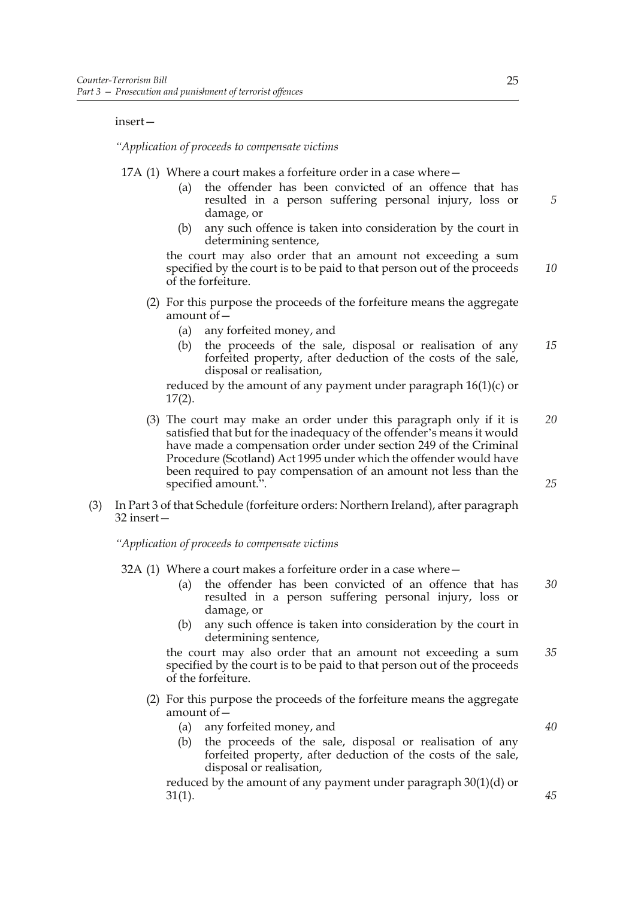insert—

*"Application of proceeds to compensate victims*

17A (1) Where a court makes a forfeiture order in a case where—

(a) the offender has been convicted of an offence that has resulted in a person suffering personal injury, loss or damage, or

(b) any such offence is taken into consideration by the court in determining sentence,

the court may also order that an amount not exceeding a sum specified by the court is to be paid to that person out of the proceeds of the forfeiture.

(2) For this purpose the proceeds of the forfeiture means the aggregate amount of—

(a) any forfeited money, and

(b) the proceeds of the sale, disposal or realisation of any forfeited property, after deduction of the costs of the sale, disposal or realisation,

reduced by the amount of any payment under paragraph 16(1)(c) or 17(2).

(3) The court may make an order under this paragraph only if it is satisfied that but for the inadequacy of the offender's means it would have made a compensation order under section 249 of the Criminal Procedure (Scotland) Act 1995 under which the offender would have been required to pay compensation of an amount not less than the specified amount.".

(3) In Part 3 of that Schedule (forfeiture orders: Northern Ireland), after paragraph 32 insert—

*"Application of proceeds to compensate victims*

32A (1) Where a court makes a forfeiture order in a case where—

(a) the offender has been convicted of an offence that has resulted in a person suffering personal injury, loss or damage, or

(b) any such offence is taken into consideration by the court in determining sentence,

the court may also order that an amount not exceeding a sum specified by the court is to be paid to that person out of the proceeds of the forfeiture.

(2) For this purpose the proceeds of the forfeiture means the aggregate amount of—

(a) any forfeited money, and

(b) the proceeds of the sale, disposal or realisation of any forfeited property, after deduction of the costs of the sale, disposal or realisation,

reduced by the amount of any payment under paragraph 30(1)(d) or 31(1).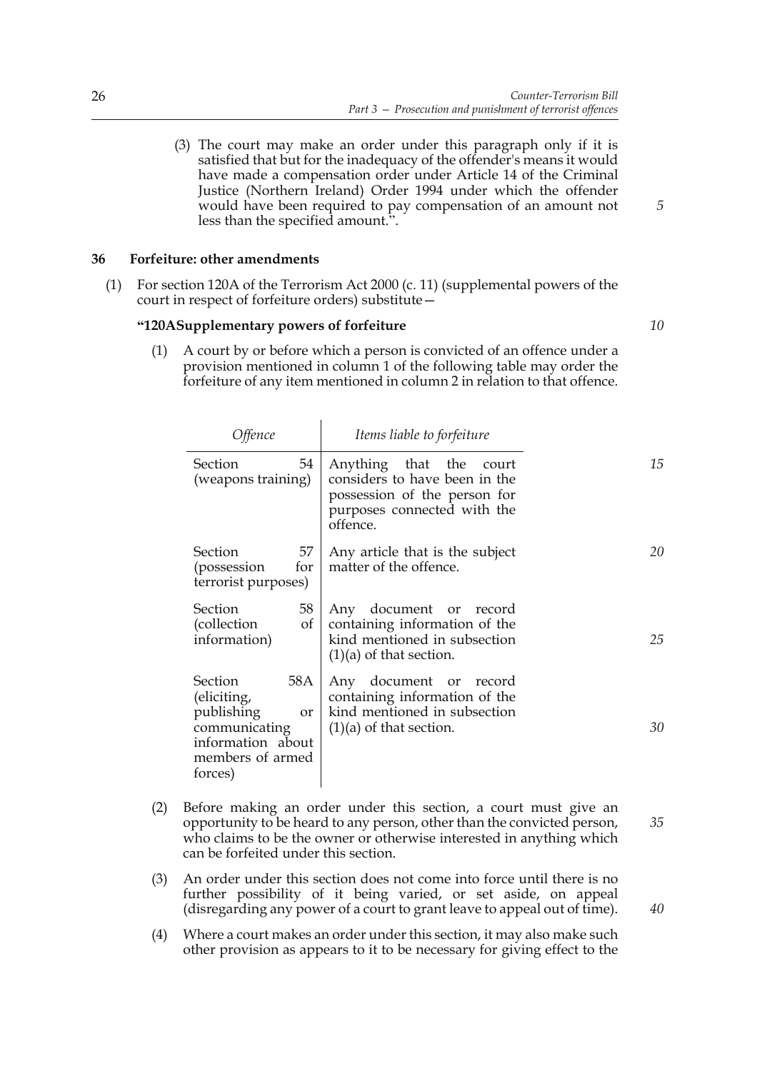(3) The court may make an order under this paragraph only if it is satisfied that but for the inadequacy of the offender's means it would have made a compensation order under Article 14 of the Criminal Justice (Northern Ireland) Order 1994 under which the offender would have been required to pay compensation of an amount not less than the specified amount.".

## 36 Forfeiture: other amendments

(1) For section 120A of the Terrorism Act 2000 (c. 11) (supplemental powers of the court in respect of forfeiture orders) substitute—

**"120A Supplementary powers of forfeiture**

(1) A court by or before which a person is convicted of an offence under a provision mentioned in column 1 of the following table may order the forfeiture of any item mentioned in column 2 in relation to that offence.

| *Offence* | *Items liable to forfeiture* |
|---|---|
| Section 54 (weapons training) | Anything that the court considers to have been in the possession of the person for purposes connected with the offence. |
| Section 57 (possession for terrorist purposes) | Any article that is the subject matter of the offence. |
| Section 58 (collection of information) | Any document or record containing information of the kind mentioned in subsection (1)(a) of that section. |
| Section 58A (eliciting, publishing or communicating information about members of armed forces) | Any document or record containing information of the kind mentioned in subsection (1)(a) of that section. |

(2) Before making an order under this section, a court must give an opportunity to be heard to any person, other than the convicted person, who claims to be the owner or otherwise interested in anything which can be forfeited under this section.

(3) An order under this section does not come into force until there is no further possibility of it being varied, or set aside, on appeal (disregarding any power of a court to grant leave to appeal out of time).

(4) Where a court makes an order under this section, it may also make such other provision as appears to it to be necessary for giving effect to the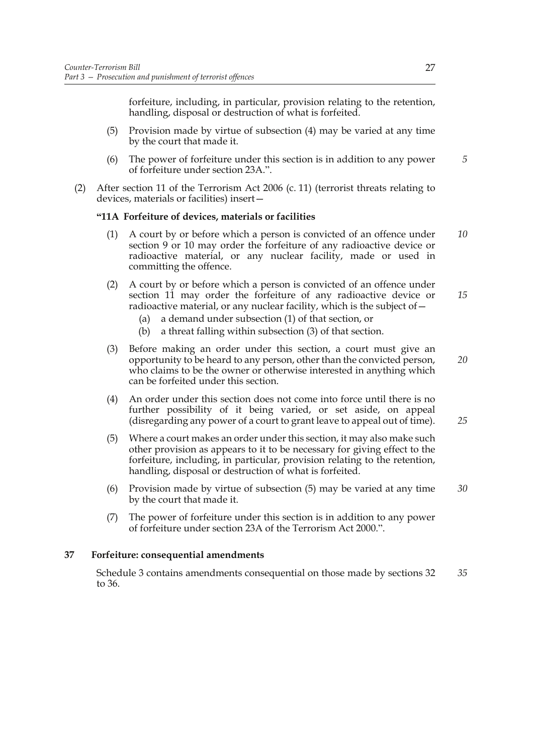forfeiture, including, in particular, provision relating to the retention, handling, disposal or destruction of what is forfeited.

(5) Provision made by virtue of subsection (4) may be varied at any time by the court that made it.

(6) The power of forfeiture under this section is in addition to any power of forfeiture under section 23A.".

(2) After section 11 of the Terrorism Act 2006 (c. 11) (terrorist threats relating to devices, materials or facilities) insert—

**"11A Forfeiture of devices, materials or facilities**

(1) A court by or before which a person is convicted of an offence under section 9 or 10 may order the forfeiture of any radioactive device or radioactive material, or any nuclear facility, made or used in committing the offence.

(2) A court by or before which a person is convicted of an offence under section 11 may order the forfeiture of any radioactive device or radioactive material, or any nuclear facility, which is the subject of—

(a) a demand under subsection (1) of that section, or

(b) a threat falling within subsection (3) of that section.

(3) Before making an order under this section, a court must give an opportunity to be heard to any person, other than the convicted person, who claims to be the owner or otherwise interested in anything which can be forfeited under this section.

(4) An order under this section does not come into force until there is no further possibility of it being varied, or set aside, on appeal (disregarding any power of a court to grant leave to appeal out of time).

(5) Where a court makes an order under this section, it may also make such other provision as appears to it to be necessary for giving effect to the forfeiture, including, in particular, provision relating to the retention, handling, disposal or destruction of what is forfeited.

(6) Provision made by virtue of subsection (5) may be varied at any time by the court that made it.

(7) The power of forfeiture under this section is in addition to any power of forfeiture under section 23A of the Terrorism Act 2000.".

**37 Forfeiture: consequential amendments**

Schedule 3 contains amendments consequential on those made by sections 32 to 36.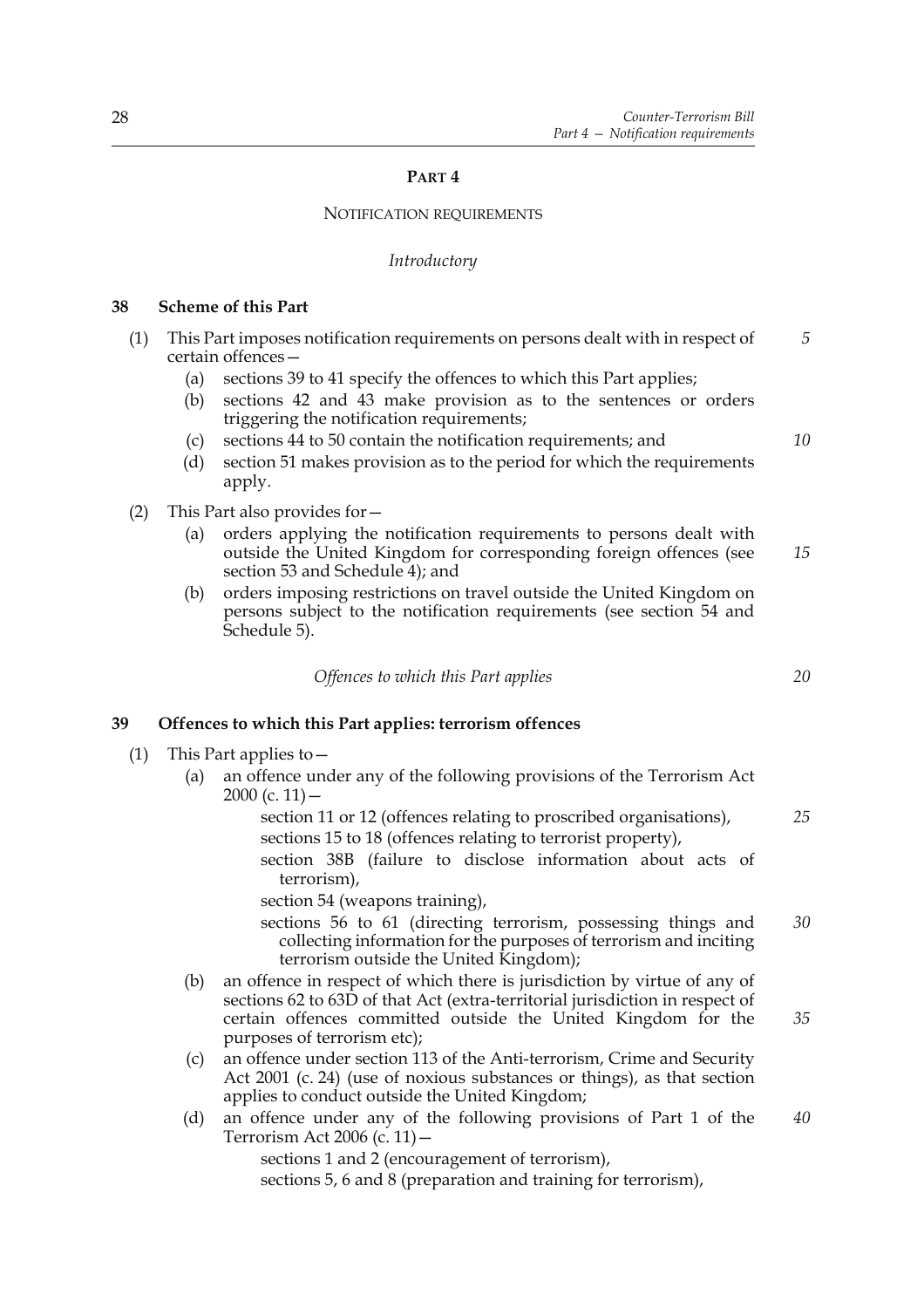# PART 4

## NOTIFICATION REQUIREMENTS

*Introductory*

### 38 Scheme of this Part

(1) This Part imposes notification requirements on persons dealt with in respect of certain offences—

- (a) sections 39 to 41 specify the offences to which this Part applies;
- (b) sections 42 and 43 make provision as to the sentences or orders triggering the notification requirements;
- (c) sections 44 to 50 contain the notification requirements; and
- (d) section 51 makes provision as to the period for which the requirements apply.

(2) This Part also provides for—

- (a) orders applying the notification requirements to persons dealt with outside the United Kingdom for corresponding foreign offences (see section 53 and Schedule 4); and
- (b) orders imposing restrictions on travel outside the United Kingdom on persons subject to the notification requirements (see section 54 and Schedule 5).

*Offences to which this Part applies*

### 39 Offences to which this Part applies: terrorism offences

(1) This Part applies to—

- (a) an offence under any of the following provisions of the Terrorism Act 2000 (c. 11)—

  section 11 or 12 (offences relating to proscribed organisations),
  sections 15 to 18 (offences relating to terrorist property),
  section 38B (failure to disclose information about acts of terrorism),
  section 54 (weapons training),
  sections 56 to 61 (directing terrorism, possessing things and collecting information for the purposes of terrorism and inciting terrorism outside the United Kingdom);

- (b) an offence in respect of which there is jurisdiction by virtue of any of sections 62 to 63D of that Act (extra-territorial jurisdiction in respect of certain offences committed outside the United Kingdom for the purposes of terrorism etc);
- (c) an offence under section 113 of the Anti-terrorism, Crime and Security Act 2001 (c. 24) (use of noxious substances or things), as that section applies to conduct outside the United Kingdom;
- (d) an offence under any of the following provisions of Part 1 of the Terrorism Act 2006 (c. 11)—

  sections 1 and 2 (encouragement of terrorism),
  sections 5, 6 and 8 (preparation and training for terrorism),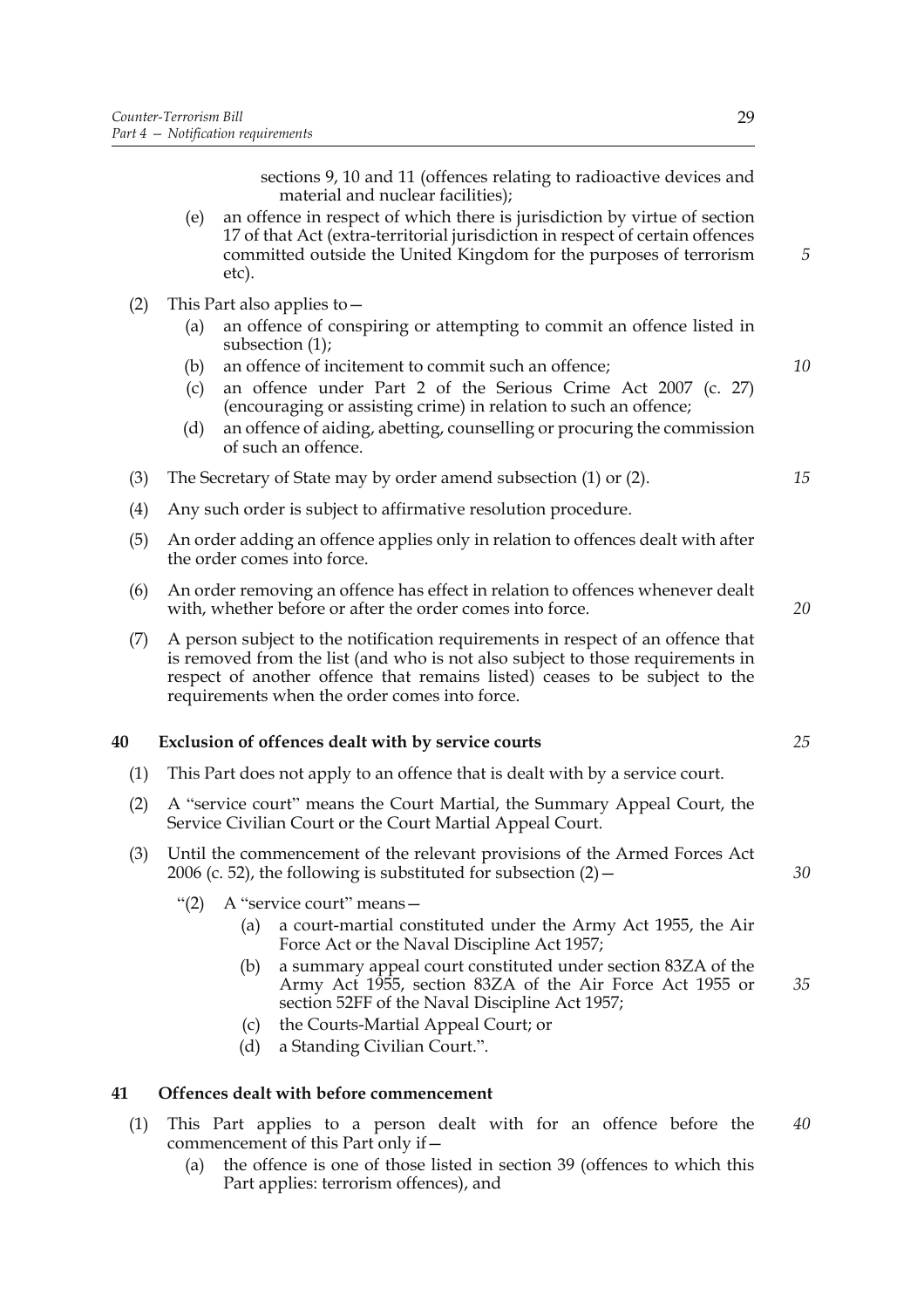sections 9, 10 and 11 (offences relating to radioactive devices and material and nuclear facilities);

(e) an offence in respect of which there is jurisdiction by virtue of section 17 of that Act (extra-territorial jurisdiction in respect of certain offences committed outside the United Kingdom for the purposes of terrorism etc).

(2) This Part also applies to—

(a) an offence of conspiring or attempting to commit an offence listed in subsection (1);

(b) an offence of incitement to commit such an offence;

(c) an offence under Part 2 of the Serious Crime Act 2007 (c. 27) (encouraging or assisting crime) in relation to such an offence;

(d) an offence of aiding, abetting, counselling or procuring the commission of such an offence.

(3) The Secretary of State may by order amend subsection (1) or (2).

(4) Any such order is subject to affirmative resolution procedure.

(5) An order adding an offence applies only in relation to offences dealt with after the order comes into force.

(6) An order removing an offence has effect in relation to offences whenever dealt with, whether before or after the order comes into force.

(7) A person subject to the notification requirements in respect of an offence that is removed from the list (and who is not also subject to those requirements in respect of another offence that remains listed) ceases to be subject to the requirements when the order comes into force.

## 40 Exclusion of offences dealt with by service courts

(1) This Part does not apply to an offence that is dealt with by a service court.

(2) A "service court" means the Court Martial, the Summary Appeal Court, the Service Civilian Court or the Court Martial Appeal Court.

(3) Until the commencement of the relevant provisions of the Armed Forces Act 2006 (c. 52), the following is substituted for subsection (2)—

"(2) A "service court" means—

(a) a court-martial constituted under the Army Act 1955, the Air Force Act or the Naval Discipline Act 1957;

(b) a summary appeal court constituted under section 83ZA of the Army Act 1955, section 83ZA of the Air Force Act 1955 or section 52FF of the Naval Discipline Act 1957;

(c) the Courts-Martial Appeal Court; or

(d) a Standing Civilian Court.".

## 41 Offences dealt with before commencement

(1) This Part applies to a person dealt with for an offence before the commencement of this Part only if—

(a) the offence is one of those listed in section 39 (offences to which this Part applies: terrorism offences), and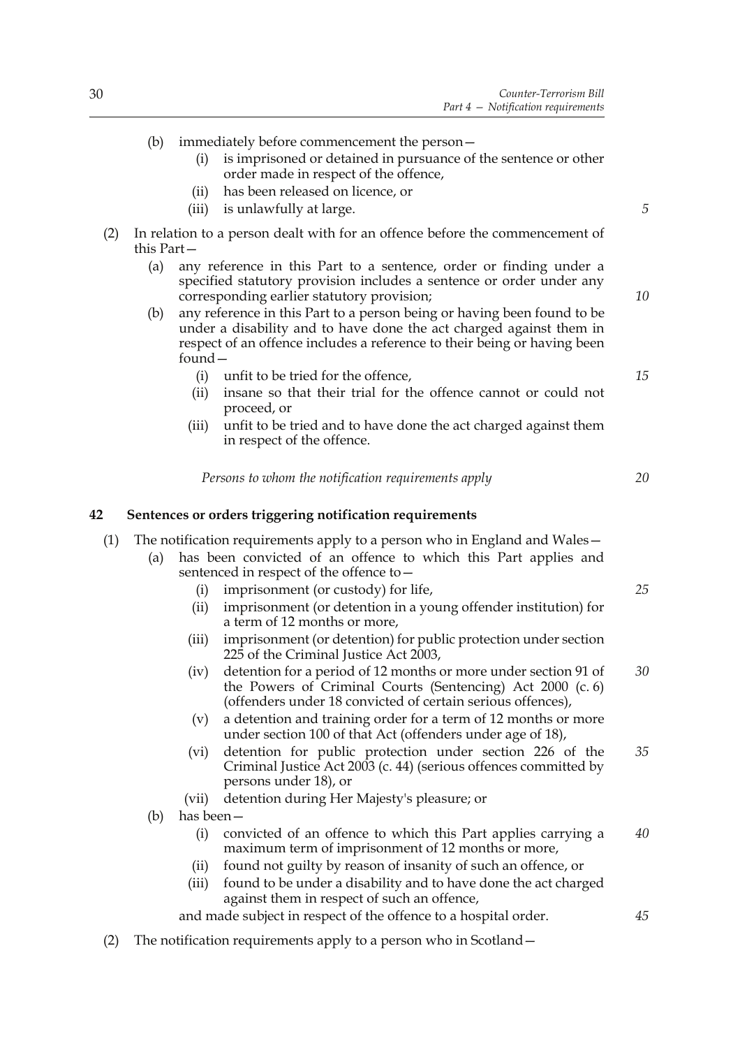(b) immediately before commencement the person—

   (i) is imprisoned or detained in pursuance of the sentence or other order made in respect of the offence,

   (ii) has been released on licence, or

   (iii) is unlawfully at large.

(2) In relation to a person dealt with for an offence before the commencement of this Part—

   (a) any reference in this Part to a sentence, order or finding under a specified statutory provision includes a sentence or order under any corresponding earlier statutory provision;

   (b) any reference in this Part to a person being or having been found to be under a disability and to have done the act charged against them in respect of an offence includes a reference to their being or having been found—

      (i) unfit to be tried for the offence,

      (ii) insane so that their trial for the offence cannot or could not proceed, or

      (iii) unfit to be tried and to have done the act charged against them in respect of the offence.

*Persons to whom the notification requirements apply*

## 42 Sentences or orders triggering notification requirements

(1) The notification requirements apply to a person who in England and Wales—

   (a) has been convicted of an offence to which this Part applies and sentenced in respect of the offence to—

      (i) imprisonment (or custody) for life,

      (ii) imprisonment (or detention in a young offender institution) for a term of 12 months or more,

      (iii) imprisonment (or detention) for public protection under section 225 of the Criminal Justice Act 2003,

      (iv) detention for a period of 12 months or more under section 91 of the Powers of Criminal Courts (Sentencing) Act 2000 (c. 6) (offenders under 18 convicted of certain serious offences),

      (v) a detention and training order for a term of 12 months or more under section 100 of that Act (offenders under age of 18),

      (vi) detention for public protection under section 226 of the Criminal Justice Act 2003 (c. 44) (serious offences committed by persons under 18), or

      (vii) detention during Her Majesty's pleasure; or

   (b) has been—

      (i) convicted of an offence to which this Part applies carrying a maximum term of imprisonment of 12 months or more,

      (ii) found not guilty by reason of insanity of such an offence, or

      (iii) found to be under a disability and to have done the act charged against them in respect of such an offence,

   and made subject in respect of the offence to a hospital order.

(2) The notification requirements apply to a person who in Scotland—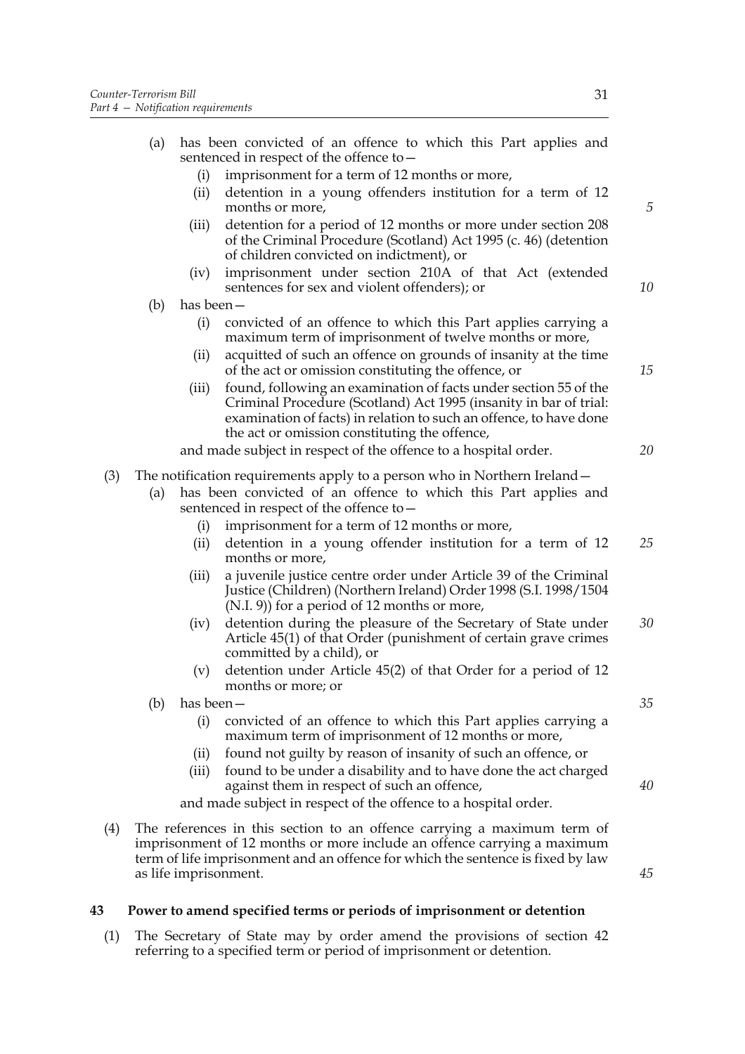(a) has been convicted of an offence to which this Part applies and sentenced in respect of the offence to—

  (i) imprisonment for a term of 12 months or more,

  (ii) detention in a young offenders institution for a term of 12 months or more,

  (iii) detention for a period of 12 months or more under section 208 of the Criminal Procedure (Scotland) Act 1995 (c. 46) (detention of children convicted on indictment), or

  (iv) imprisonment under section 210A of that Act (extended sentences for sex and violent offenders); or

(b) has been—

  (i) convicted of an offence to which this Part applies carrying a maximum term of imprisonment of twelve months or more,

  (ii) acquitted of such an offence on grounds of insanity at the time of the act or omission constituting the offence, or

  (iii) found, following an examination of facts under section 55 of the Criminal Procedure (Scotland) Act 1995 (insanity in bar of trial: examination of facts) in relation to such an offence, to have done the act or omission constituting the offence,

and made subject in respect of the offence to a hospital order.

(3) The notification requirements apply to a person who in Northern Ireland—

(a) has been convicted of an offence to which this Part applies and sentenced in respect of the offence to—

  (i) imprisonment for a term of 12 months or more,

  (ii) detention in a young offender institution for a term of 12 months or more,

  (iii) a juvenile justice centre order under Article 39 of the Criminal Justice (Children) (Northern Ireland) Order 1998 (S.I. 1998/1504 (N.I. 9)) for a period of 12 months or more,

  (iv) detention during the pleasure of the Secretary of State under Article 45(1) of that Order (punishment of certain grave crimes committed by a child), or

  (v) detention under Article 45(2) of that Order for a period of 12 months or more; or

(b) has been—

  (i) convicted of an offence to which this Part applies carrying a maximum term of imprisonment of 12 months or more,

  (ii) found not guilty by reason of insanity of such an offence, or

  (iii) found to be under a disability and to have done the act charged against them in respect of such an offence,

and made subject in respect of the offence to a hospital order.

(4) The references in this section to an offence carrying a maximum term of imprisonment of 12 months or more include an offence carrying a maximum term of life imprisonment and an offence for which the sentence is fixed by law as life imprisonment.

## 43 Power to amend specified terms or periods of imprisonment or detention

(1) The Secretary of State may by order amend the provisions of section 42 referring to a specified term or period of imprisonment or detention.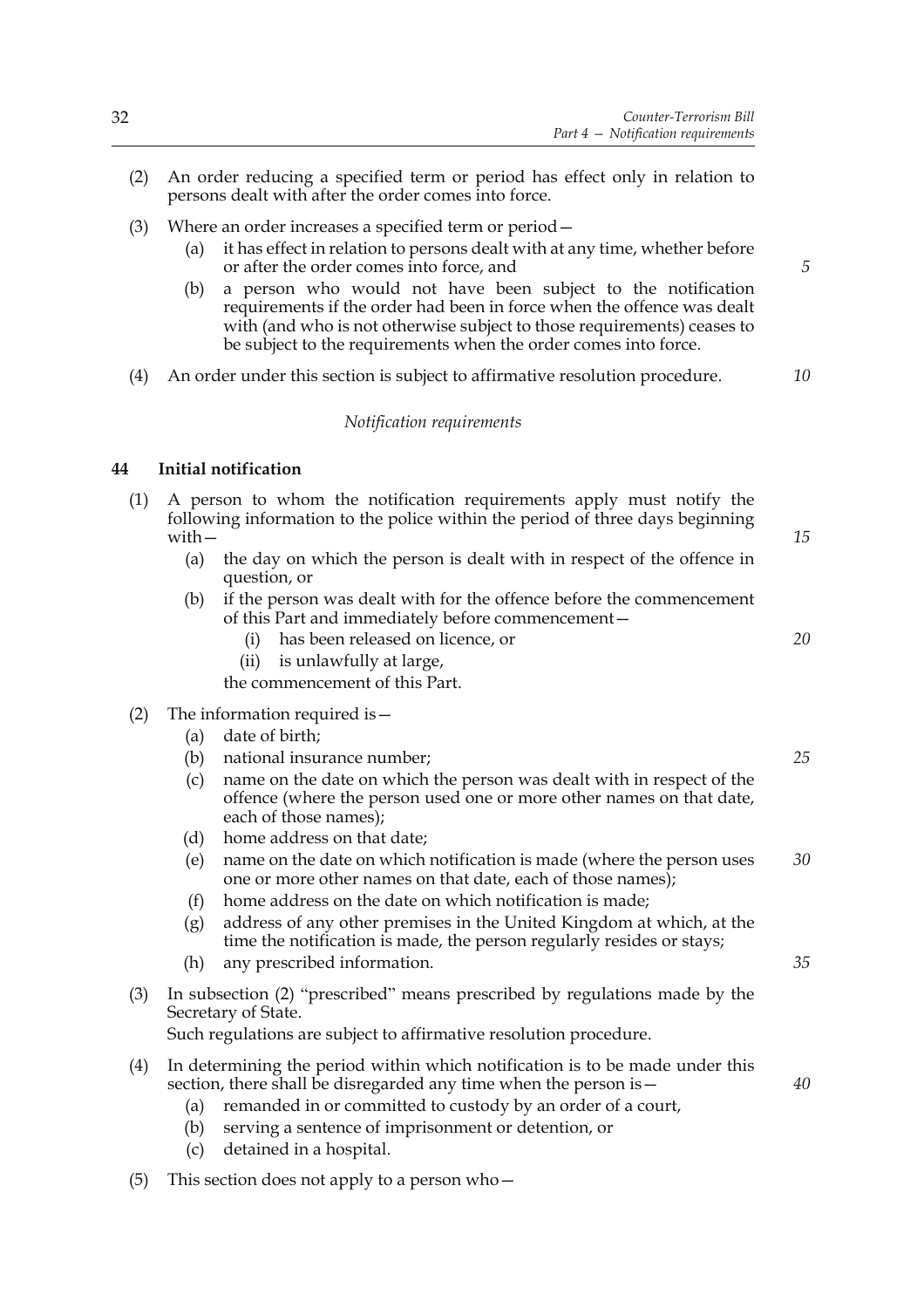(2) An order reducing a specified term or period has effect only in relation to persons dealt with after the order comes into force.

(3) Where an order increases a specified term or period—

- (a) it has effect in relation to persons dealt with at any time, whether before or after the order comes into force, and
- (b) a person who would not have been subject to the notification requirements if the order had been in force when the offence was dealt with (and who is not otherwise subject to those requirements) ceases to be subject to the requirements when the order comes into force.

(4) An order under this section is subject to affirmative resolution procedure.

*Notification requirements*

## 44 Initial notification

(1) A person to whom the notification requirements apply must notify the following information to the police within the period of three days beginning with—

- (a) the day on which the person is dealt with in respect of the offence in question, or
- (b) if the person was dealt with for the offence before the commencement of this Part and immediately before commencement—
  - (i) has been released on licence, or
  - (ii) is unlawfully at large,

  the commencement of this Part.

(2) The information required is—

- (a) date of birth;
- (b) national insurance number;
- (c) name on the date on which the person was dealt with in respect of the offence (where the person used one or more other names on that date, each of those names);
- (d) home address on that date;
- (e) name on the date on which notification is made (where the person uses one or more other names on that date, each of those names);
- (f) home address on the date on which notification is made;
- (g) address of any other premises in the United Kingdom at which, at the time the notification is made, the person regularly resides or stays;
- (h) any prescribed information.

(3) In subsection (2) "prescribed" means prescribed by regulations made by the Secretary of State.
Such regulations are subject to affirmative resolution procedure.

(4) In determining the period within which notification is to be made under this section, there shall be disregarded any time when the person is—

- (a) remanded in or committed to custody by an order of a court,
- (b) serving a sentence of imprisonment or detention, or
- (c) detained in a hospital.

(5) This section does not apply to a person who—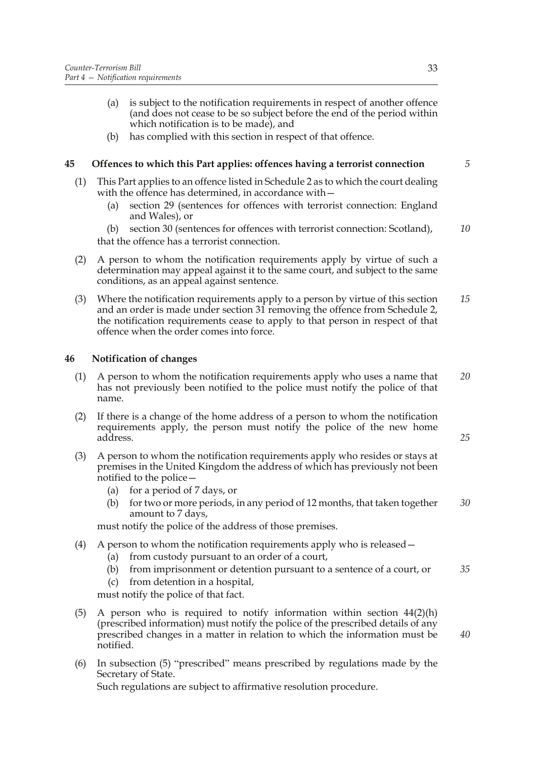(a) is subject to the notification requirements in respect of another offence (and does not cease to be so subject before the end of the period within which notification is to be made), and

(b) has complied with this section in respect of that offence.

### 45 Offences to which this Part applies: offences having a terrorist connection

(1) This Part applies to an offence listed in Schedule 2 as to which the court dealing with the offence has determined, in accordance with—

(a) section 29 (sentences for offences with terrorist connection: England and Wales), or

(b) section 30 (sentences for offences with terrorist connection: Scotland),

that the offence has a terrorist connection.

(2) A person to whom the notification requirements apply by virtue of such a determination may appeal against it to the same court, and subject to the same conditions, as an appeal against sentence.

(3) Where the notification requirements apply to a person by virtue of this section and an order is made under section 31 removing the offence from Schedule 2, the notification requirements cease to apply to that person in respect of that offence when the order comes into force.

### 46 Notification of changes

(1) A person to whom the notification requirements apply who uses a name that has not previously been notified to the police must notify the police of that name.

(2) If there is a change of the home address of a person to whom the notification requirements apply, the person must notify the police of the new home address.

(3) A person to whom the notification requirements apply who resides or stays at premises in the United Kingdom the address of which has previously not been notified to the police—

(a) for a period of 7 days, or

(b) for two or more periods, in any period of 12 months, that taken together amount to 7 days,

must notify the police of the address of those premises.

(4) A person to whom the notification requirements apply who is released—

(a) from custody pursuant to an order of a court,

(b) from imprisonment or detention pursuant to a sentence of a court, or

(c) from detention in a hospital,

must notify the police of that fact.

(5) A person who is required to notify information within section 44(2)(h) (prescribed information) must notify the police of the prescribed details of any prescribed changes in a matter in relation to which the information must be notified.

(6) In subsection (5) "prescribed" means prescribed by regulations made by the Secretary of State.

Such regulations are subject to affirmative resolution procedure.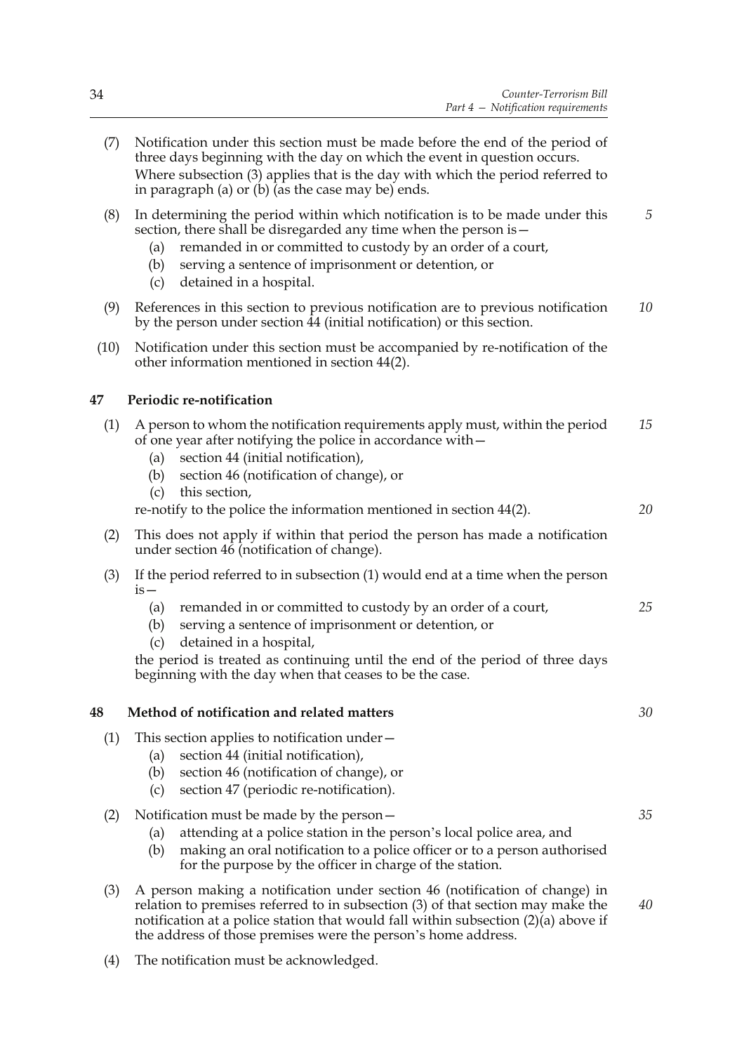(7) Notification under this section must be made before the end of the period of three days beginning with the day on which the event in question occurs. Where subsection (3) applies that is the day with which the period referred to in paragraph (a) or (b) (as the case may be) ends.

(8) In determining the period within which notification is to be made under this section, there shall be disregarded any time when the person is—

- (a) remanded in or committed to custody by an order of a court,
- (b) serving a sentence of imprisonment or detention, or
- (c) detained in a hospital.

(9) References in this section to previous notification are to previous notification by the person under section 44 (initial notification) or this section.

(10) Notification under this section must be accompanied by re-notification of the other information mentioned in section 44(2).

### 47 Periodic re-notification

(1) A person to whom the notification requirements apply must, within the period of one year after notifying the police in accordance with—

- (a) section 44 (initial notification),
- (b) section 46 (notification of change), or
- (c) this section,

re-notify to the police the information mentioned in section 44(2).

(2) This does not apply if within that period the person has made a notification under section 46 (notification of change).

(3) If the period referred to in subsection (1) would end at a time when the person is—

- (a) remanded in or committed to custody by an order of a court,
- (b) serving a sentence of imprisonment or detention, or
- (c) detained in a hospital,

the period is treated as continuing until the end of the period of three days beginning with the day when that ceases to be the case.

### 48 Method of notification and related matters

(1) This section applies to notification under—

- (a) section 44 (initial notification),
- (b) section 46 (notification of change), or
- (c) section 47 (periodic re-notification).

(2) Notification must be made by the person—

- (a) attending at a police station in the person's local police area, and
- (b) making an oral notification to a police officer or to a person authorised for the purpose by the officer in charge of the station.

(3) A person making a notification under section 46 (notification of change) in relation to premises referred to in subsection (3) of that section may make the notification at a police station that would fall within subsection (2)(a) above if the address of those premises were the person's home address.

(4) The notification must be acknowledged.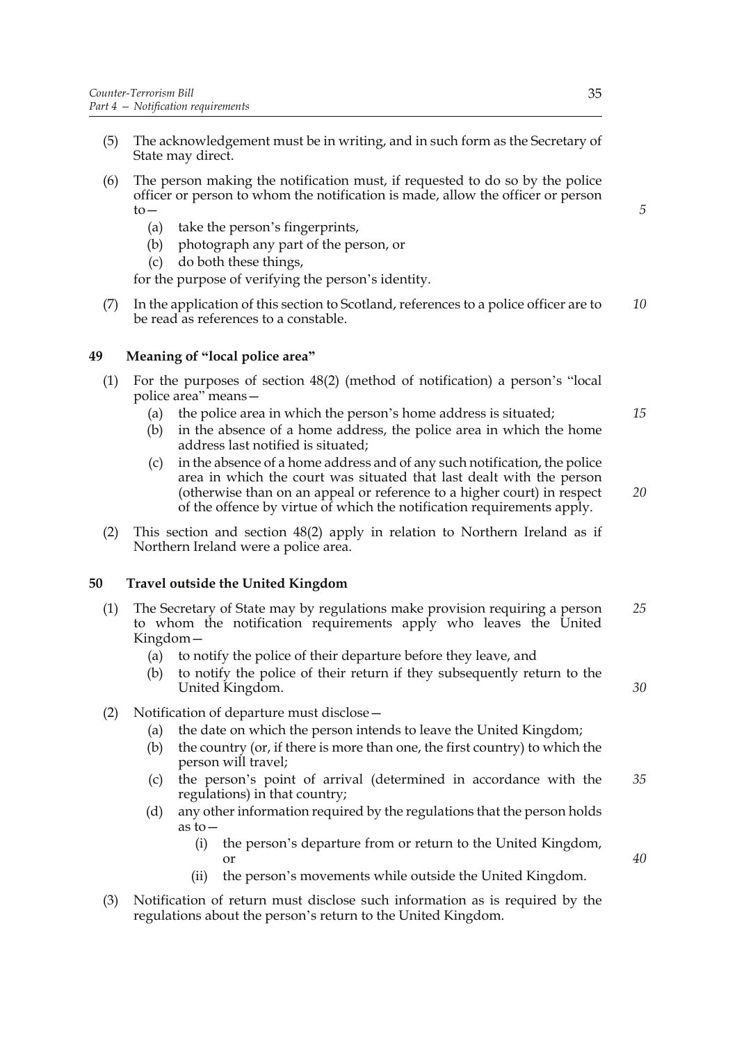(5) The acknowledgement must be in writing, and in such form as the Secretary of State may direct.

(6) The person making the notification must, if requested to do so by the police officer or person to whom the notification is made, allow the officer or person to—

  (a) take the person's fingerprints,
  (b) photograph any part of the person, or
  (c) do both these things,

for the purpose of verifying the person's identity.

(7) In the application of this section to Scotland, references to a police officer are to be read as references to a constable.

### 49 Meaning of "local police area"

(1) For the purposes of section 48(2) (method of notification) a person's "local police area" means—

  (a) the police area in which the person's home address is situated;
  (b) in the absence of a home address, the police area in which the home address last notified is situated;
  (c) in the absence of a home address and of any such notification, the police area in which the court was situated that last dealt with the person (otherwise than on an appeal or reference to a higher court) in respect of the offence by virtue of which the notification requirements apply.

(2) This section and section 48(2) apply in relation to Northern Ireland as if Northern Ireland were a police area.

### 50 Travel outside the United Kingdom

(1) The Secretary of State may by regulations make provision requiring a person to whom the notification requirements apply who leaves the United Kingdom—

  (a) to notify the police of their departure before they leave, and
  (b) to notify the police of their return if they subsequently return to the United Kingdom.

(2) Notification of departure must disclose—

  (a) the date on which the person intends to leave the United Kingdom;
  (b) the country (or, if there is more than one, the first country) to which the person will travel;
  (c) the person's point of arrival (determined in accordance with the regulations) in that country;
  (d) any other information required by the regulations that the person holds as to—
    (i) the person's departure from or return to the United Kingdom, or
    (ii) the person's movements while outside the United Kingdom.

(3) Notification of return must disclose such information as is required by the regulations about the person's return to the United Kingdom.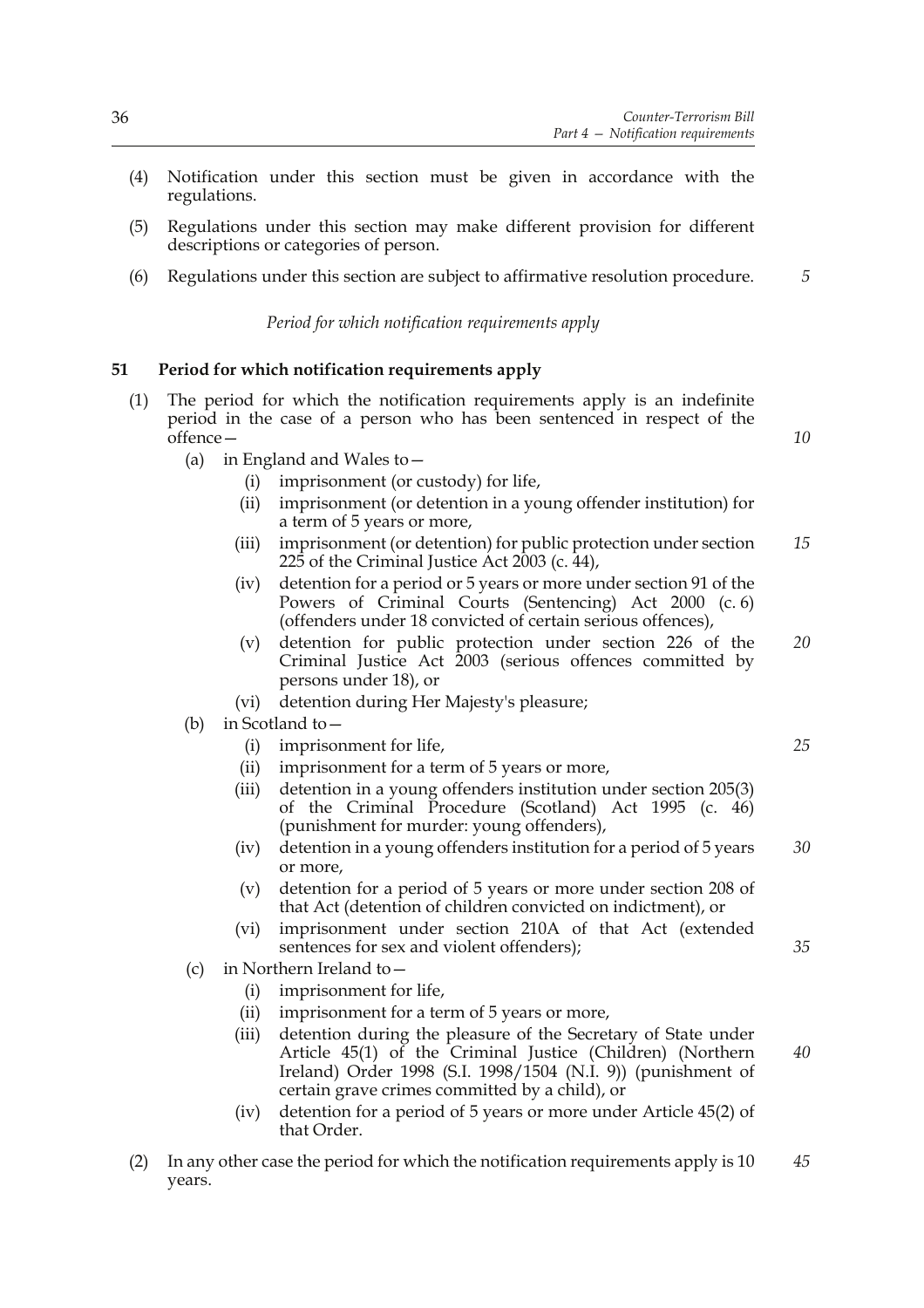(4) Notification under this section must be given in accordance with the regulations.

(5) Regulations under this section may make different provision for different descriptions or categories of person.

(6) Regulations under this section are subject to affirmative resolution procedure.

*Period for which notification requirements apply*

**51 Period for which notification requirements apply**

(1) The period for which the notification requirements apply is an indefinite period in the case of a person who has been sentenced in respect of the offence—

   (a) in England and Wales to—

      (i) imprisonment (or custody) for life,

      (ii) imprisonment (or detention in a young offender institution) for a term of 5 years or more,

      (iii) imprisonment (or detention) for public protection under section 225 of the Criminal Justice Act 2003 (c. 44),

      (iv) detention for a period or 5 years or more under section 91 of the Powers of Criminal Courts (Sentencing) Act 2000 (c. 6) (offenders under 18 convicted of certain serious offences),

      (v) detention for public protection under section 226 of the Criminal Justice Act 2003 (serious offences committed by persons under 18), or

      (vi) detention during Her Majesty's pleasure;

   (b) in Scotland to—

      (i) imprisonment for life,

      (ii) imprisonment for a term of 5 years or more,

      (iii) detention in a young offenders institution under section 205(3) of the Criminal Procedure (Scotland) Act 1995 (c. 46) (punishment for murder: young offenders),

      (iv) detention in a young offenders institution for a period of 5 years or more,

      (v) detention for a period of 5 years or more under section 208 of that Act (detention of children convicted on indictment), or

      (vi) imprisonment under section 210A of that Act (extended sentences for sex and violent offenders);

   (c) in Northern Ireland to—

      (i) imprisonment for life,

      (ii) imprisonment for a term of 5 years or more,

      (iii) detention during the pleasure of the Secretary of State under Article 45(1) of the Criminal Justice (Children) (Northern Ireland) Order 1998 (S.I. 1998/1504 (N.I. 9)) (punishment of certain grave crimes committed by a child), or

      (iv) detention for a period of 5 years or more under Article 45(2) of that Order.

(2) In any other case the period for which the notification requirements apply is 10 years.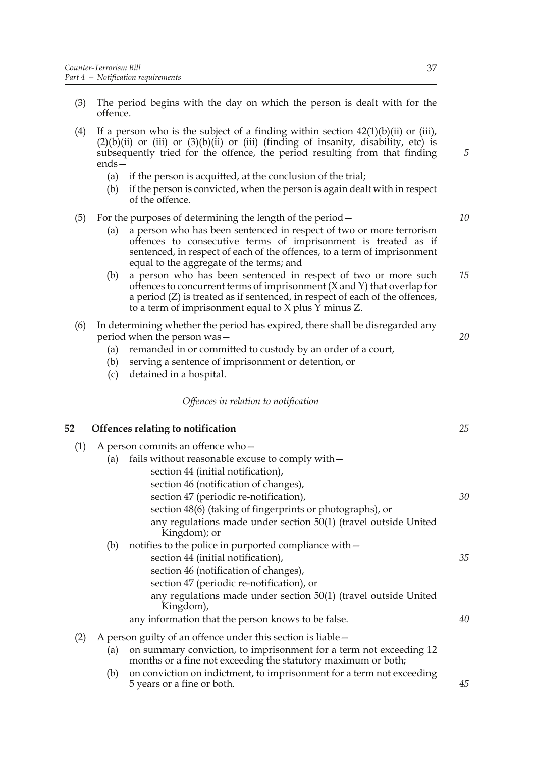(3) The period begins with the day on which the person is dealt with for the offence.

(4) If a person who is the subject of a finding within section 42(1)(b)(ii) or (iii), (2)(b)(ii) or (iii) or (3)(b)(ii) or (iii) (finding of insanity, disability, etc) is subsequently tried for the offence, the period resulting from that finding ends—

  (a) if the person is acquitted, at the conclusion of the trial;

  (b) if the person is convicted, when the person is again dealt with in respect of the offence.

(5) For the purposes of determining the length of the period—

  (a) a person who has been sentenced in respect of two or more terrorism offences to consecutive terms of imprisonment is treated as if sentenced, in respect of each of the offences, to a term of imprisonment equal to the aggregate of the terms; and

  (b) a person who has been sentenced in respect of two or more such offences to concurrent terms of imprisonment (X and Y) that overlap for a period (Z) is treated as if sentenced, in respect of each of the offences, to a term of imprisonment equal to X plus Y minus Z.

(6) In determining whether the period has expired, there shall be disregarded any period when the person was—

  (a) remanded in or committed to custody by an order of a court,

  (b) serving a sentence of imprisonment or detention, or

  (c) detained in a hospital.

*Offences in relation to notification*

## 52 Offences relating to notification

(1) A person commits an offence who—

  (a) fails without reasonable excuse to comply with—

    section 44 (initial notification),
    section 46 (notification of changes),
    section 47 (periodic re-notification),
    section 48(6) (taking of fingerprints or photographs), or
    any regulations made under section 50(1) (travel outside United Kingdom); or

  (b) notifies to the police in purported compliance with—

    section 44 (initial notification),
    section 46 (notification of changes),
    section 47 (periodic re-notification), or
    any regulations made under section 50(1) (travel outside United Kingdom),

  any information that the person knows to be false.

(2) A person guilty of an offence under this section is liable—

  (a) on summary conviction, to imprisonment for a term not exceeding 12 months or a fine not exceeding the statutory maximum or both;

  (b) on conviction on indictment, to imprisonment for a term not exceeding 5 years or a fine or both.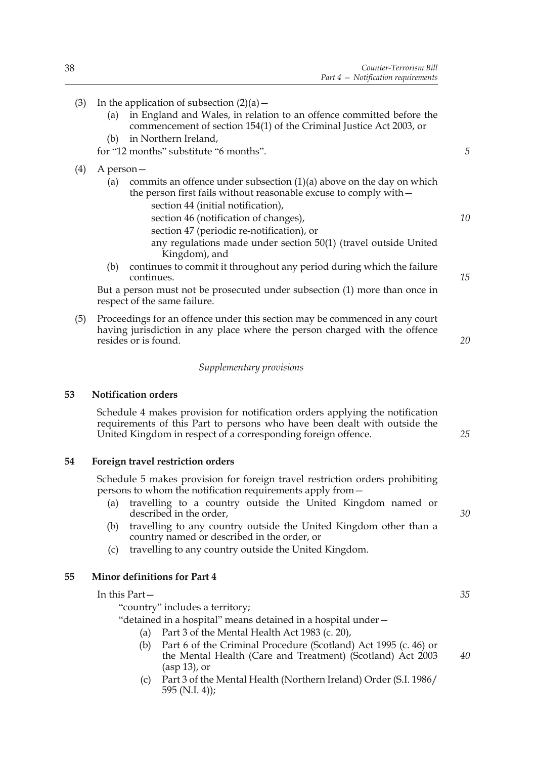(3) In the application of subsection (2)(a)—

   (a) in England and Wales, in relation to an offence committed before the commencement of section 154(1) of the Criminal Justice Act 2003, or

   (b) in Northern Ireland,

   for "12 months" substitute "6 months".

(4) A person—

   (a) commits an offence under subsection (1)(a) above on the day on which the person first fails without reasonable excuse to comply with—

      section 44 (initial notification),

      section 46 (notification of changes),

      section 47 (periodic re-notification), or

      any regulations made under section 50(1) (travel outside United Kingdom), and

   (b) continues to commit it throughout any period during which the failure continues.

   But a person must not be prosecuted under subsection (1) more than once in respect of the same failure.

(5) Proceedings for an offence under this section may be commenced in any court having jurisdiction in any place where the person charged with the offence resides or is found.

*Supplementary provisions*

## 53 Notification orders

Schedule 4 makes provision for notification orders applying the notification requirements of this Part to persons who have been dealt with outside the United Kingdom in respect of a corresponding foreign offence.

## 54 Foreign travel restriction orders

Schedule 5 makes provision for foreign travel restriction orders prohibiting persons to whom the notification requirements apply from—

   (a) travelling to a country outside the United Kingdom named or described in the order,

   (b) travelling to any country outside the United Kingdom other than a country named or described in the order, or

   (c) travelling to any country outside the United Kingdom.

## 55 Minor definitions for Part 4

In this Part—

"country" includes a territory;

"detained in a hospital" means detained in a hospital under—

   (a) Part 3 of the Mental Health Act 1983 (c. 20),

   (b) Part 6 of the Criminal Procedure (Scotland) Act 1995 (c. 46) or the Mental Health (Care and Treatment) (Scotland) Act 2003 (asp 13), or

   (c) Part 3 of the Mental Health (Northern Ireland) Order (S.I. 1986/595 (N.I. 4));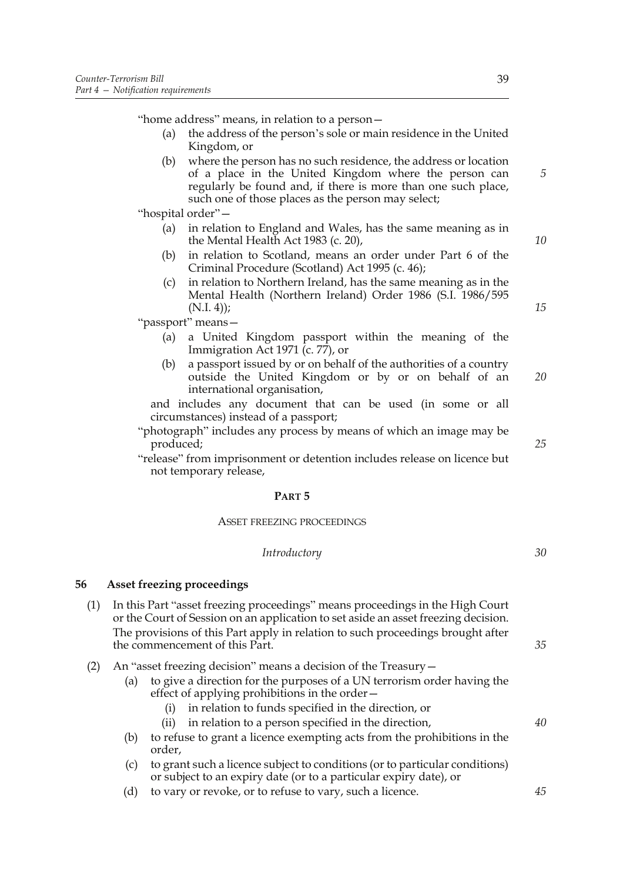"home address" means, in relation to a person—

(a) the address of the person's sole or main residence in the United Kingdom, or

(b) where the person has no such residence, the address or location of a place in the United Kingdom where the person can regularly be found and, if there is more than one such place, such one of those places as the person may select;

"hospital order"—

(a) in relation to England and Wales, has the same meaning as in the Mental Health Act 1983 (c. 20),

(b) in relation to Scotland, means an order under Part 6 of the Criminal Procedure (Scotland) Act 1995 (c. 46);

(c) in relation to Northern Ireland, has the same meaning as in the Mental Health (Northern Ireland) Order 1986 (S.I. 1986/595 (N.I. 4));

"passport" means—

(a) a United Kingdom passport within the meaning of the Immigration Act 1971 (c. 77), or

(b) a passport issued by or on behalf of the authorities of a country outside the United Kingdom or by or on behalf of an international organisation,

and includes any document that can be used (in some or all circumstances) instead of a passport;

"photograph" includes any process by means of which an image may be produced;

"release" from imprisonment or detention includes release on licence but not temporary release,

## PART 5

### ASSET FREEZING PROCEEDINGS

*Introductory*

### 56 Asset freezing proceedings

(1) In this Part "asset freezing proceedings" means proceedings in the High Court or the Court of Session on an application to set aside an asset freezing decision. The provisions of this Part apply in relation to such proceedings brought after the commencement of this Part.

(2) An "asset freezing decision" means a decision of the Treasury—

(a) to give a direction for the purposes of a UN terrorism order having the effect of applying prohibitions in the order—

(i) in relation to funds specified in the direction, or

(ii) in relation to a person specified in the direction,

(b) to refuse to grant a licence exempting acts from the prohibitions in the order,

(c) to grant such a licence subject to conditions (or to particular conditions) or subject to an expiry date (or to a particular expiry date), or

(d) to vary or revoke, or to refuse to vary, such a licence.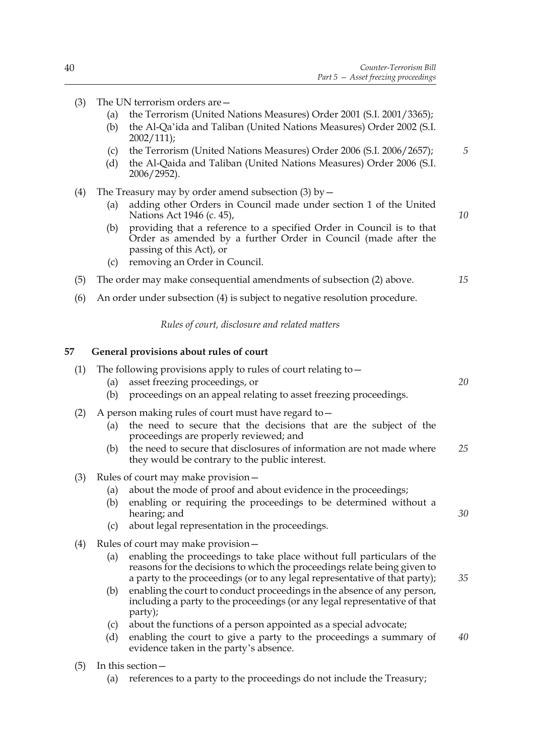(3) The UN terrorism orders are—

  (a) the Terrorism (United Nations Measures) Order 2001 (S.I. 2001/3365);

  (b) the Al-Qa'ida and Taliban (United Nations Measures) Order 2002 (S.I. 2002/111);

  (c) the Terrorism (United Nations Measures) Order 2006 (S.I. 2006/2657);

  (d) the Al-Qaida and Taliban (United Nations Measures) Order 2006 (S.I. 2006/2952).

(4) The Treasury may by order amend subsection (3) by—

  (a) adding other Orders in Council made under section 1 of the United Nations Act 1946 (c. 45),

  (b) providing that a reference to a specified Order in Council is to that Order as amended by a further Order in Council (made after the passing of this Act), or

  (c) removing an Order in Council.

(5) The order may make consequential amendments of subsection (2) above.

(6) An order under subsection (4) is subject to negative resolution procedure.

*Rules of court, disclosure and related matters*

### 57 General provisions about rules of court

(1) The following provisions apply to rules of court relating to—

  (a) asset freezing proceedings, or

  (b) proceedings on an appeal relating to asset freezing proceedings.

(2) A person making rules of court must have regard to—

  (a) the need to secure that the decisions that are the subject of the proceedings are properly reviewed; and

  (b) the need to secure that disclosures of information are not made where they would be contrary to the public interest.

(3) Rules of court may make provision—

  (a) about the mode of proof and about evidence in the proceedings;

  (b) enabling or requiring the proceedings to be determined without a hearing; and

  (c) about legal representation in the proceedings.

(4) Rules of court may make provision—

  (a) enabling the proceedings to take place without full particulars of the reasons for the decisions to which the proceedings relate being given to a party to the proceedings (or to any legal representative of that party);

  (b) enabling the court to conduct proceedings in the absence of any person, including a party to the proceedings (or any legal representative of that party);

  (c) about the functions of a person appointed as a special advocate;

  (d) enabling the court to give a party to the proceedings a summary of evidence taken in the party's absence.

(5) In this section—

  (a) references to a party to the proceedings do not include the Treasury;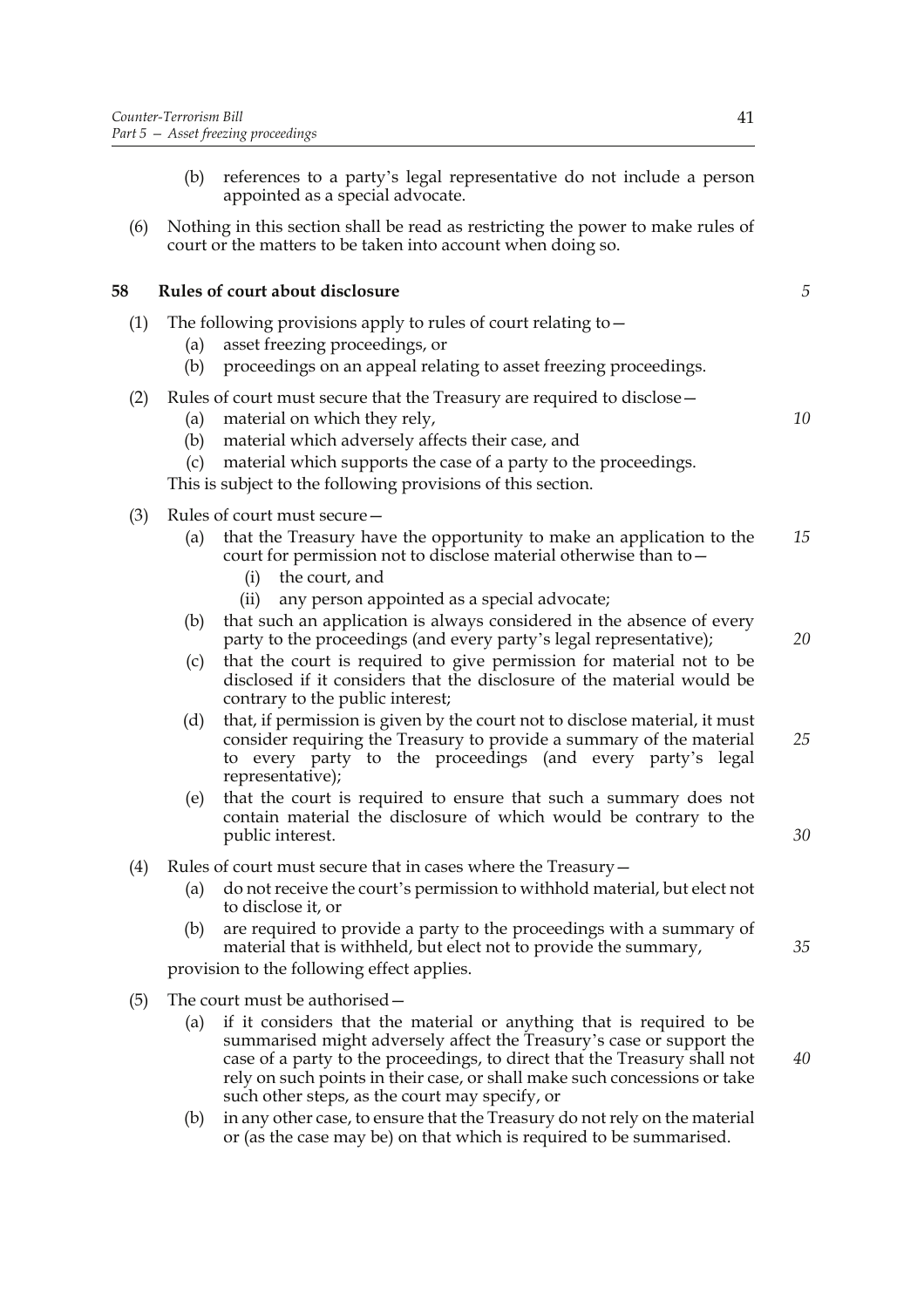(b) references to a party's legal representative do not include a person appointed as a special advocate.

(6) Nothing in this section shall be read as restricting the power to make rules of court or the matters to be taken into account when doing so.

**58 Rules of court about disclosure**

(1) The following provisions apply to rules of court relating to—

(a) asset freezing proceedings, or

(b) proceedings on an appeal relating to asset freezing proceedings.

(2) Rules of court must secure that the Treasury are required to disclose—

(a) material on which they rely,

(b) material which adversely affects their case, and

(c) material which supports the case of a party to the proceedings.

This is subject to the following provisions of this section.

(3) Rules of court must secure—

(a) that the Treasury have the opportunity to make an application to the court for permission not to disclose material otherwise than to—

(i) the court, and

(ii) any person appointed as a special advocate;

(b) that such an application is always considered in the absence of every party to the proceedings (and every party's legal representative);

(c) that the court is required to give permission for material not to be disclosed if it considers that the disclosure of the material would be contrary to the public interest;

(d) that, if permission is given by the court not to disclose material, it must consider requiring the Treasury to provide a summary of the material to every party to the proceedings (and every party's legal representative);

(e) that the court is required to ensure that such a summary does not contain material the disclosure of which would be contrary to the public interest.

(4) Rules of court must secure that in cases where the Treasury—

(a) do not receive the court's permission to withhold material, but elect not to disclose it, or

(b) are required to provide a party to the proceedings with a summary of material that is withheld, but elect not to provide the summary,

provision to the following effect applies.

(5) The court must be authorised—

(a) if it considers that the material or anything that is required to be summarised might adversely affect the Treasury's case or support the case of a party to the proceedings, to direct that the Treasury shall not rely on such points in their case, or shall make such concessions or take such other steps, as the court may specify, or

(b) in any other case, to ensure that the Treasury do not rely on the material or (as the case may be) on that which is required to be summarised.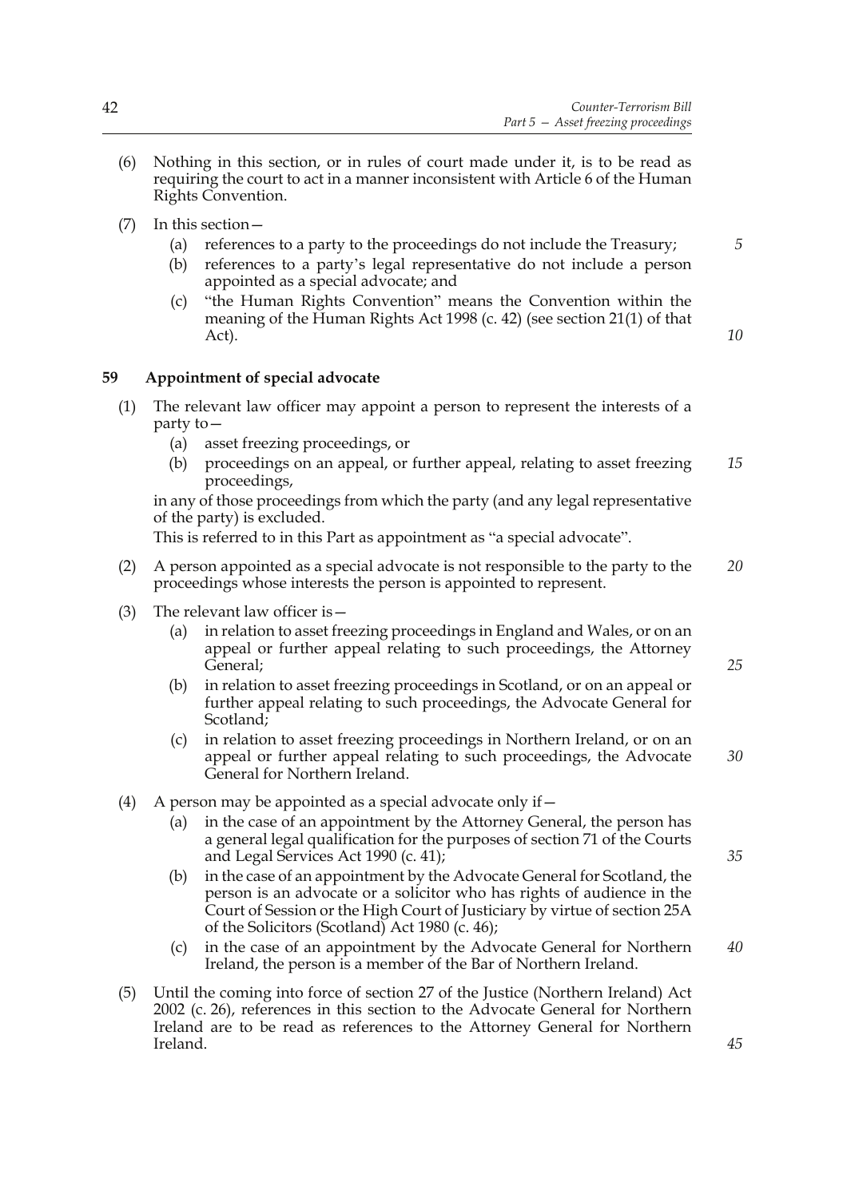(6) Nothing in this section, or in rules of court made under it, is to be read as requiring the court to act in a manner inconsistent with Article 6 of the Human Rights Convention.

(7) In this section—

(a) references to a party to the proceedings do not include the Treasury;

(b) references to a party's legal representative do not include a person appointed as a special advocate; and

(c) "the Human Rights Convention" means the Convention within the meaning of the Human Rights Act 1998 (c. 42) (see section 21(1) of that Act).

## 59 Appointment of special advocate

(1) The relevant law officer may appoint a person to represent the interests of a party to—

(a) asset freezing proceedings, or

(b) proceedings on an appeal, or further appeal, relating to asset freezing proceedings,

in any of those proceedings from which the party (and any legal representative of the party) is excluded.

This is referred to in this Part as appointment as "a special advocate".

(2) A person appointed as a special advocate is not responsible to the party to the proceedings whose interests the person is appointed to represent.

(3) The relevant law officer is—

(a) in relation to asset freezing proceedings in England and Wales, or on an appeal or further appeal relating to such proceedings, the Attorney General;

(b) in relation to asset freezing proceedings in Scotland, or on an appeal or further appeal relating to such proceedings, the Advocate General for Scotland;

(c) in relation to asset freezing proceedings in Northern Ireland, or on an appeal or further appeal relating to such proceedings, the Advocate General for Northern Ireland.

(4) A person may be appointed as a special advocate only if—

(a) in the case of an appointment by the Attorney General, the person has a general legal qualification for the purposes of section 71 of the Courts and Legal Services Act 1990 (c. 41);

(b) in the case of an appointment by the Advocate General for Scotland, the person is an advocate or a solicitor who has rights of audience in the Court of Session or the High Court of Justiciary by virtue of section 25A of the Solicitors (Scotland) Act 1980 (c. 46);

(c) in the case of an appointment by the Advocate General for Northern Ireland, the person is a member of the Bar of Northern Ireland.

(5) Until the coming into force of section 27 of the Justice (Northern Ireland) Act 2002 (c. 26), references in this section to the Advocate General for Northern Ireland are to be read as references to the Attorney General for Northern Ireland.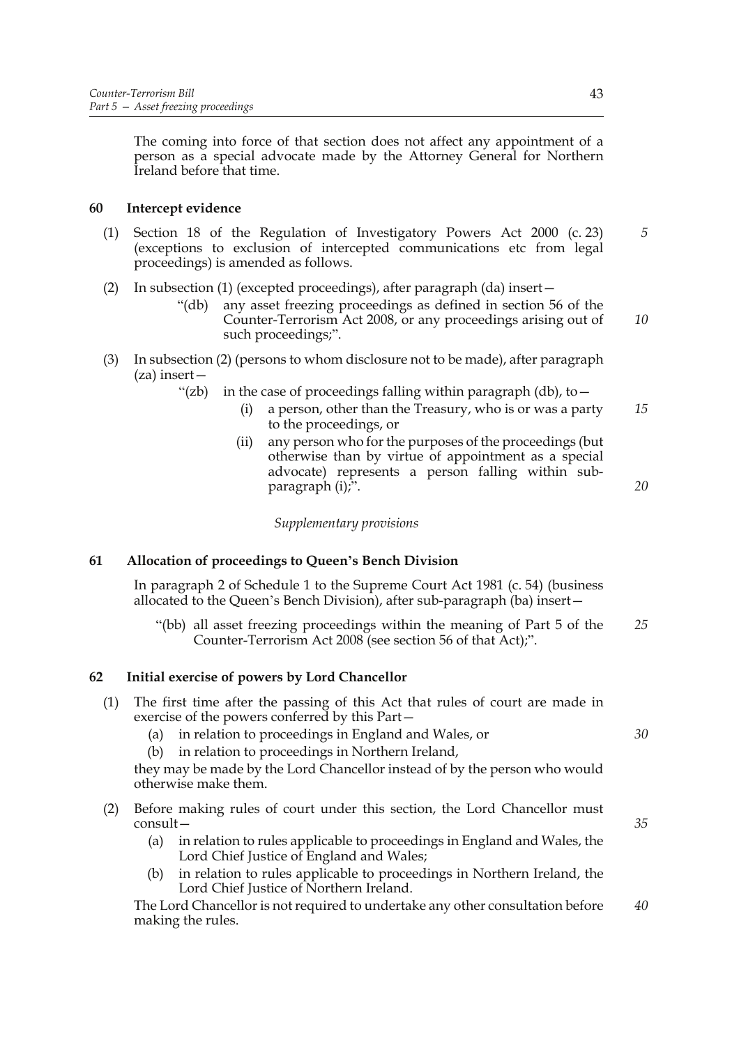The coming into force of that section does not affect any appointment of a person as a special advocate made by the Attorney General for Northern Ireland before that time.

## 60 Intercept evidence

(1) Section 18 of the Regulation of Investigatory Powers Act 2000 (c. 23) (exceptions to exclusion of intercepted communications etc from legal proceedings) is amended as follows.

(2) In subsection (1) (excepted proceedings), after paragraph (da) insert—

"(db) any asset freezing proceedings as defined in section 56 of the Counter-Terrorism Act 2008, or any proceedings arising out of such proceedings;".

(3) In subsection (2) (persons to whom disclosure not to be made), after paragraph (za) insert—

"(zb) in the case of proceedings falling within paragraph (db), to—

(i) a person, other than the Treasury, who is or was a party to the proceedings, or

(ii) any person who for the purposes of the proceedings (but otherwise than by virtue of appointment as a special advocate) represents a person falling within sub-paragraph (i);".

*Supplementary provisions*

## 61 Allocation of proceedings to Queen's Bench Division

In paragraph 2 of Schedule 1 to the Supreme Court Act 1981 (c. 54) (business allocated to the Queen's Bench Division), after sub-paragraph (ba) insert—

"(bb) all asset freezing proceedings within the meaning of Part 5 of the Counter-Terrorism Act 2008 (see section 56 of that Act);".

## 62 Initial exercise of powers by Lord Chancellor

(1) The first time after the passing of this Act that rules of court are made in exercise of the powers conferred by this Part—

(a) in relation to proceedings in England and Wales, or

(b) in relation to proceedings in Northern Ireland,

they may be made by the Lord Chancellor instead of by the person who would otherwise make them.

(2) Before making rules of court under this section, the Lord Chancellor must consult—

(a) in relation to rules applicable to proceedings in England and Wales, the Lord Chief Justice of England and Wales;

(b) in relation to rules applicable to proceedings in Northern Ireland, the Lord Chief Justice of Northern Ireland.

The Lord Chancellor is not required to undertake any other consultation before making the rules.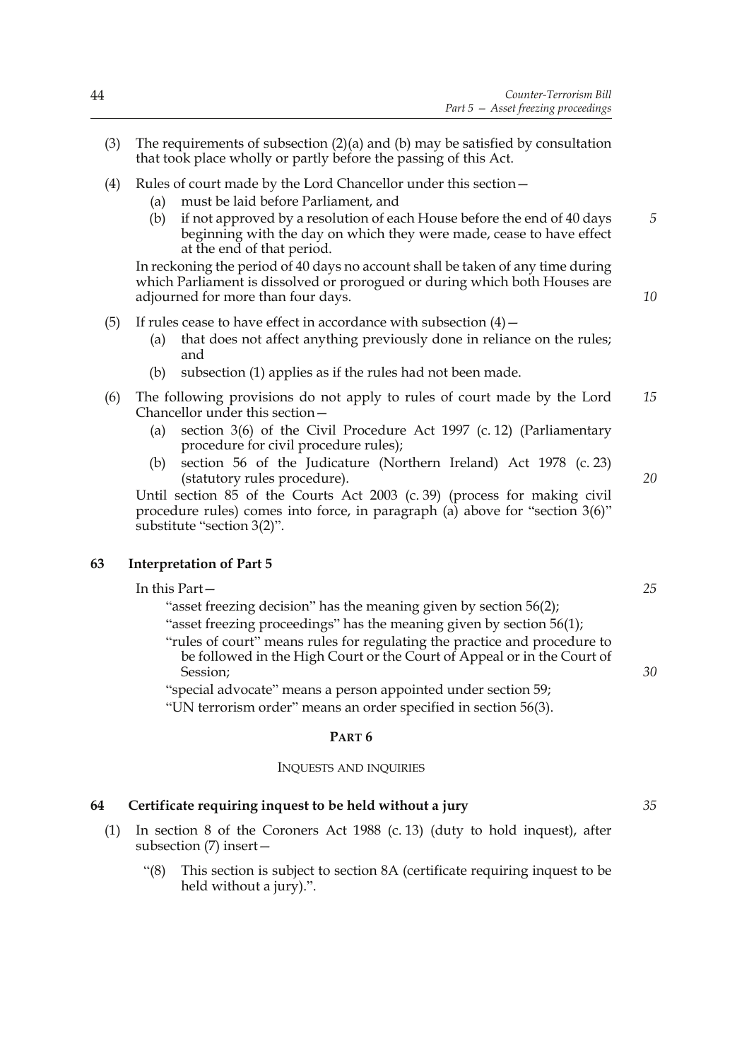(3) The requirements of subsection (2)(a) and (b) may be satisfied by consultation that took place wholly or partly before the passing of this Act.

(4) Rules of court made by the Lord Chancellor under this section—

- (a) must be laid before Parliament, and
- (b) if not approved by a resolution of each House before the end of 40 days beginning with the day on which they were made, cease to have effect at the end of that period.

In reckoning the period of 40 days no account shall be taken of any time during which Parliament is dissolved or prorogued or during which both Houses are adjourned for more than four days.

(5) If rules cease to have effect in accordance with subsection (4)—

- (a) that does not affect anything previously done in reliance on the rules; and
- (b) subsection (1) applies as if the rules had not been made.

(6) The following provisions do not apply to rules of court made by the Lord Chancellor under this section—

- (a) section 3(6) of the Civil Procedure Act 1997 (c. 12) (Parliamentary procedure for civil procedure rules);
- (b) section 56 of the Judicature (Northern Ireland) Act 1978 (c. 23) (statutory rules procedure).

Until section 85 of the Courts Act 2003 (c. 39) (process for making civil procedure rules) comes into force, in paragraph (a) above for "section 3(6)" substitute "section 3(2)".

### 63 Interpretation of Part 5

In this Part—

"asset freezing decision" has the meaning given by section 56(2);

"asset freezing proceedings" has the meaning given by section 56(1);

"rules of court" means rules for regulating the practice and procedure to be followed in the High Court or the Court of Appeal or in the Court of Session;

"special advocate" means a person appointed under section 59;

"UN terrorism order" means an order specified in section 56(3).

## PART 6

### INQUESTS AND INQUIRIES

### 64 Certificate requiring inquest to be held without a jury

(1) In section 8 of the Coroners Act 1988 (c. 13) (duty to hold inquest), after subsection (7) insert—

"(8) This section is subject to section 8A (certificate requiring inquest to be held without a jury).".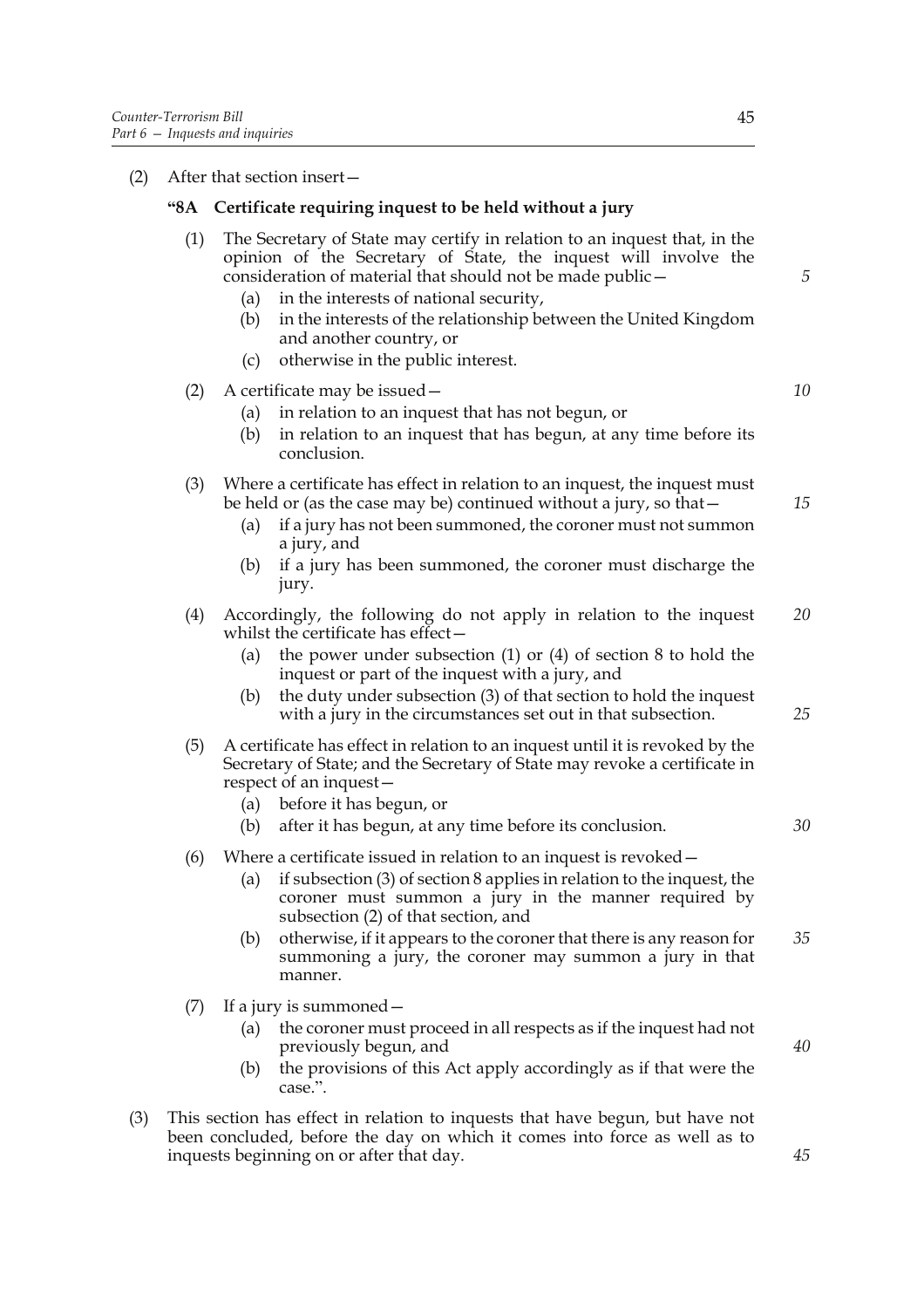(2) After that section insert—

### "8A Certificate requiring inquest to be held without a jury

(1) The Secretary of State may certify in relation to an inquest that, in the opinion of the Secretary of State, the inquest will involve the consideration of material that should not be made public—

  (a) in the interests of national security,

  (b) in the interests of the relationship between the United Kingdom and another country, or

  (c) otherwise in the public interest.

(2) A certificate may be issued—

  (a) in relation to an inquest that has not begun, or

  (b) in relation to an inquest that has begun, at any time before its conclusion.

(3) Where a certificate has effect in relation to an inquest, the inquest must be held or (as the case may be) continued without a jury, so that—

  (a) if a jury has not been summoned, the coroner must not summon a jury, and

  (b) if a jury has been summoned, the coroner must discharge the jury.

(4) Accordingly, the following do not apply in relation to the inquest whilst the certificate has effect—

  (a) the power under subsection (1) or (4) of section 8 to hold the inquest or part of the inquest with a jury, and

  (b) the duty under subsection (3) of that section to hold the inquest with a jury in the circumstances set out in that subsection.

(5) A certificate has effect in relation to an inquest until it is revoked by the Secretary of State; and the Secretary of State may revoke a certificate in respect of an inquest—

  (a) before it has begun, or

  (b) after it has begun, at any time before its conclusion.

(6) Where a certificate issued in relation to an inquest is revoked—

  (a) if subsection (3) of section 8 applies in relation to the inquest, the coroner must summon a jury in the manner required by subsection (2) of that section, and

  (b) otherwise, if it appears to the coroner that there is any reason for summoning a jury, the coroner may summon a jury in that manner.

(7) If a jury is summoned—

  (a) the coroner must proceed in all respects as if the inquest had not previously begun, and

  (b) the provisions of this Act apply accordingly as if that were the case.".

(3) This section has effect in relation to inquests that have begun, but have not been concluded, before the day on which it comes into force as well as to inquests beginning on or after that day.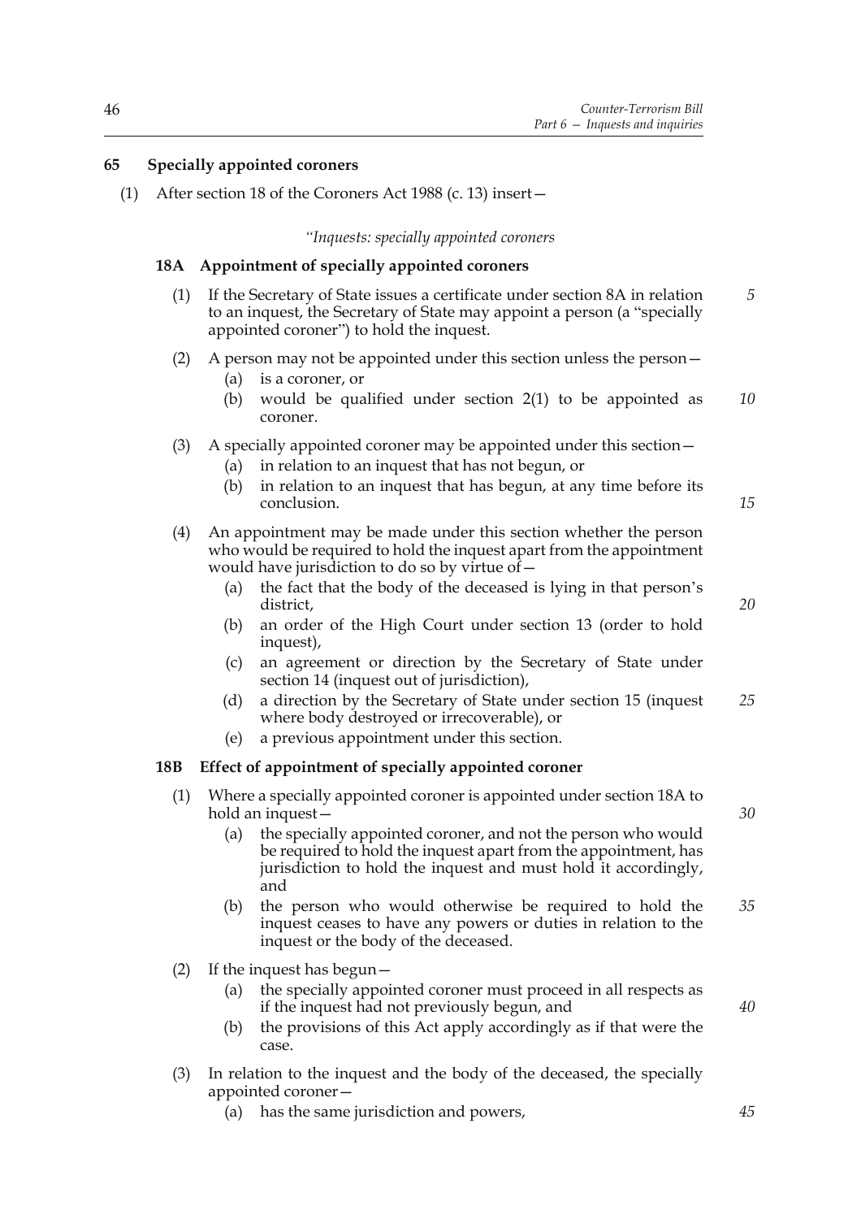**65 Specially appointed coroners**

(1) After section 18 of the Coroners Act 1988 (c. 13) insert—

*"Inquests: specially appointed coroners*

**18A Appointment of specially appointed coroners**

(1) If the Secretary of State issues a certificate under section 8A in relation to an inquest, the Secretary of State may appoint a person (a "specially appointed coroner") to hold the inquest.

(2) A person may not be appointed under this section unless the person—

(a) is a coroner, or

(b) would be qualified under section 2(1) to be appointed as coroner.

(3) A specially appointed coroner may be appointed under this section—

(a) in relation to an inquest that has not begun, or

(b) in relation to an inquest that has begun, at any time before its conclusion.

(4) An appointment may be made under this section whether the person who would be required to hold the inquest apart from the appointment would have jurisdiction to do so by virtue of—

(a) the fact that the body of the deceased is lying in that person's district,

(b) an order of the High Court under section 13 (order to hold inquest),

(c) an agreement or direction by the Secretary of State under section 14 (inquest out of jurisdiction),

(d) a direction by the Secretary of State under section 15 (inquest where body destroyed or irrecoverable), or

(e) a previous appointment under this section.

**18B Effect of appointment of specially appointed coroner**

(1) Where a specially appointed coroner is appointed under section 18A to hold an inquest—

(a) the specially appointed coroner, and not the person who would be required to hold the inquest apart from the appointment, has jurisdiction to hold the inquest and must hold it accordingly, and

(b) the person who would otherwise be required to hold the inquest ceases to have any powers or duties in relation to the inquest or the body of the deceased.

(2) If the inquest has begun—

(a) the specially appointed coroner must proceed in all respects as if the inquest had not previously begun, and

(b) the provisions of this Act apply accordingly as if that were the case.

(3) In relation to the inquest and the body of the deceased, the specially appointed coroner—

(a) has the same jurisdiction and powers,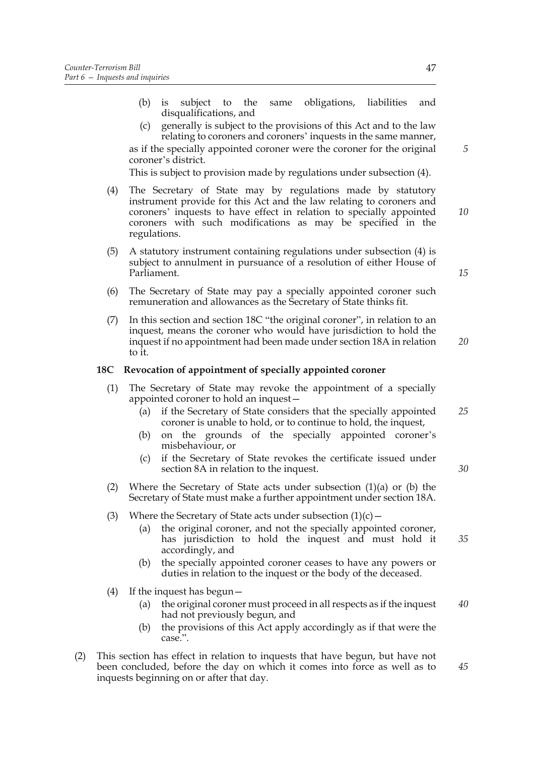(b) is subject to the same obligations, liabilities and disqualifications, and

(c) generally is subject to the provisions of this Act and to the law relating to coroners and coroners' inquests in the same manner,

as if the specially appointed coroner were the coroner for the original coroner's district.

This is subject to provision made by regulations under subsection (4).

(4) The Secretary of State may by regulations made by statutory instrument provide for this Act and the law relating to coroners and coroners' inquests to have effect in relation to specially appointed coroners with such modifications as may be specified in the regulations.

(5) A statutory instrument containing regulations under subsection (4) is subject to annulment in pursuance of a resolution of either House of Parliament.

(6) The Secretary of State may pay a specially appointed coroner such remuneration and allowances as the Secretary of State thinks fit.

(7) In this section and section 18C "the original coroner", in relation to an inquest, means the coroner who would have jurisdiction to hold the inquest if no appointment had been made under section 18A in relation to it.

**18C Revocation of appointment of specially appointed coroner**

(1) The Secretary of State may revoke the appointment of a specially appointed coroner to hold an inquest—

(a) if the Secretary of State considers that the specially appointed coroner is unable to hold, or to continue to hold, the inquest,

(b) on the grounds of the specially appointed coroner's misbehaviour, or

(c) if the Secretary of State revokes the certificate issued under section 8A in relation to the inquest.

(2) Where the Secretary of State acts under subsection (1)(a) or (b) the Secretary of State must make a further appointment under section 18A.

(3) Where the Secretary of State acts under subsection (1)(c)—

(a) the original coroner, and not the specially appointed coroner, has jurisdiction to hold the inquest and must hold it accordingly, and

(b) the specially appointed coroner ceases to have any powers or duties in relation to the inquest or the body of the deceased.

(4) If the inquest has begun—

(a) the original coroner must proceed in all respects as if the inquest had not previously begun, and

(b) the provisions of this Act apply accordingly as if that were the case.".

(2) This section has effect in relation to inquests that have begun, but have not been concluded, before the day on which it comes into force as well as to inquests beginning on or after that day.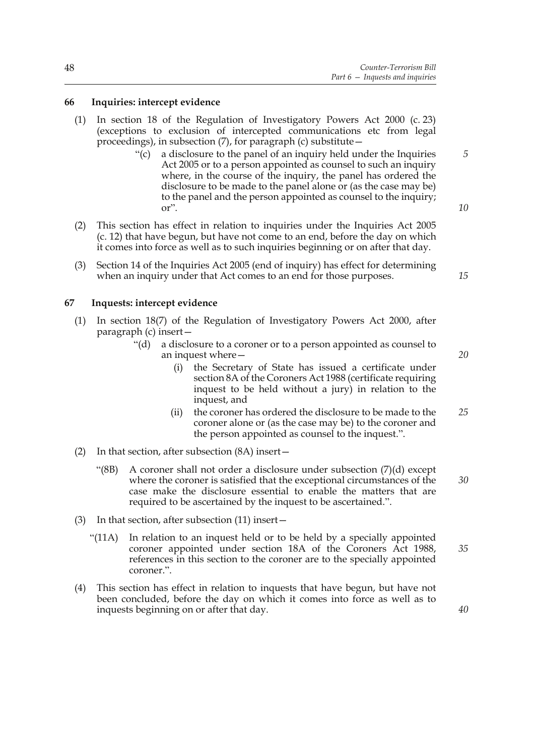### 66 Inquiries: intercept evidence

(1) In section 18 of the Regulation of Investigatory Powers Act 2000 (c. 23) (exceptions to exclusion of intercepted communications etc from legal proceedings), in subsection (7), for paragraph (c) substitute—

> "(c) a disclosure to the panel of an inquiry held under the Inquiries Act 2005 or to a person appointed as counsel to such an inquiry where, in the course of the inquiry, the panel has ordered the disclosure to be made to the panel alone or (as the case may be) to the panel and the person appointed as counsel to the inquiry; or".

(2) This section has effect in relation to inquiries under the Inquiries Act 2005 (c. 12) that have begun, but have not come to an end, before the day on which it comes into force as well as to such inquiries beginning or on after that day.

(3) Section 14 of the Inquiries Act 2005 (end of inquiry) has effect for determining when an inquiry under that Act comes to an end for those purposes.

### 67 Inquests: intercept evidence

(1) In section 18(7) of the Regulation of Investigatory Powers Act 2000, after paragraph (c) insert—

> "(d) a disclosure to a coroner or to a person appointed as counsel to an inquest where—
>
> (i) the Secretary of State has issued a certificate under section 8A of the Coroners Act 1988 (certificate requiring inquest to be held without a jury) in relation to the inquest, and
>
> (ii) the coroner has ordered the disclosure to be made to the coroner alone or (as the case may be) to the coroner and the person appointed as counsel to the inquest.".

(2) In that section, after subsection (8A) insert—

> "(8B) A coroner shall not order a disclosure under subsection (7)(d) except where the coroner is satisfied that the exceptional circumstances of the case make the disclosure essential to enable the matters that are required to be ascertained by the inquest to be ascertained.".

(3) In that section, after subsection (11) insert—

> "(11A) In relation to an inquest held or to be held by a specially appointed coroner appointed under section 18A of the Coroners Act 1988, references in this section to the coroner are to the specially appointed coroner.".

(4) This section has effect in relation to inquests that have begun, but have not been concluded, before the day on which it comes into force as well as to inquests beginning on or after that day.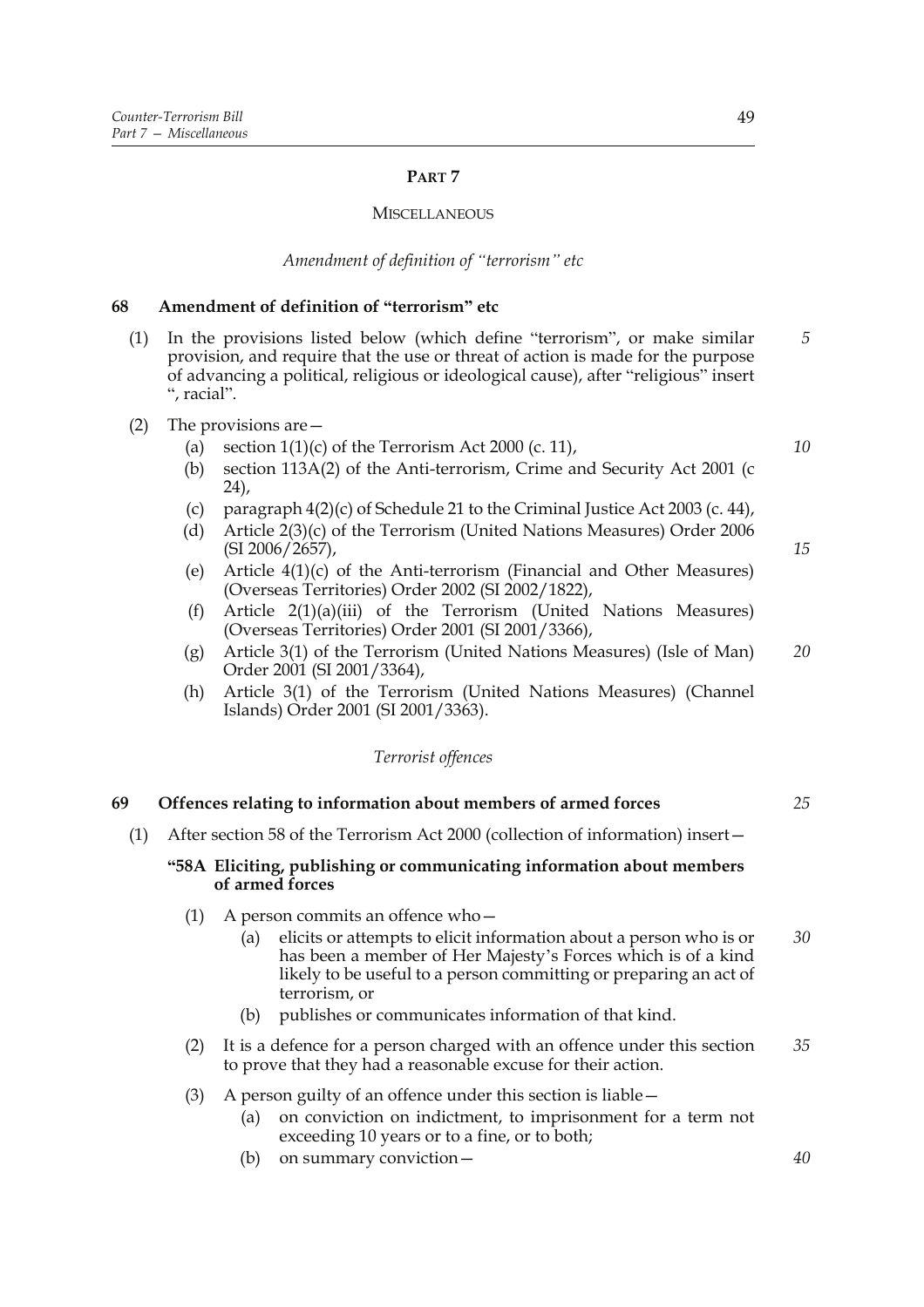## PART 7

### MISCELLANEOUS

*Amendment of definition of "terrorism" etc*

**68 Amendment of definition of "terrorism" etc**

(1) In the provisions listed below (which define "terrorism", or make similar provision, and require that the use or threat of action is made for the purpose of advancing a political, religious or ideological cause), after "religious" insert ", racial".

(2) The provisions are—

- (a) section 1(1)(c) of the Terrorism Act 2000 (c. 11),
- (b) section 113A(2) of the Anti-terrorism, Crime and Security Act 2001 (c 24),
- (c) paragraph 4(2)(c) of Schedule 21 to the Criminal Justice Act 2003 (c. 44),
- (d) Article 2(3)(c) of the Terrorism (United Nations Measures) Order 2006 (SI 2006/2657),
- (e) Article 4(1)(c) of the Anti-terrorism (Financial and Other Measures) (Overseas Territories) Order 2002 (SI 2002/1822),
- (f) Article 2(1)(a)(iii) of the Terrorism (United Nations Measures) (Overseas Territories) Order 2001 (SI 2001/3366),
- (g) Article 3(1) of the Terrorism (United Nations Measures) (Isle of Man) Order 2001 (SI 2001/3364),
- (h) Article 3(1) of the Terrorism (United Nations Measures) (Channel Islands) Order 2001 (SI 2001/3363).

*Terrorist offences*

**69 Offences relating to information about members of armed forces**

(1) After section 58 of the Terrorism Act 2000 (collection of information) insert—

**"58A Eliciting, publishing or communicating information about members of armed forces**

(1) A person commits an offence who—

- (a) elicits or attempts to elicit information about a person who is or has been a member of Her Majesty's Forces which is of a kind likely to be useful to a person committing or preparing an act of terrorism, or
- (b) publishes or communicates information of that kind.

(2) It is a defence for a person charged with an offence under this section to prove that they had a reasonable excuse for their action.

(3) A person guilty of an offence under this section is liable—

- (a) on conviction on indictment, to imprisonment for a term not exceeding 10 years or to a fine, or to both;
- (b) on summary conviction—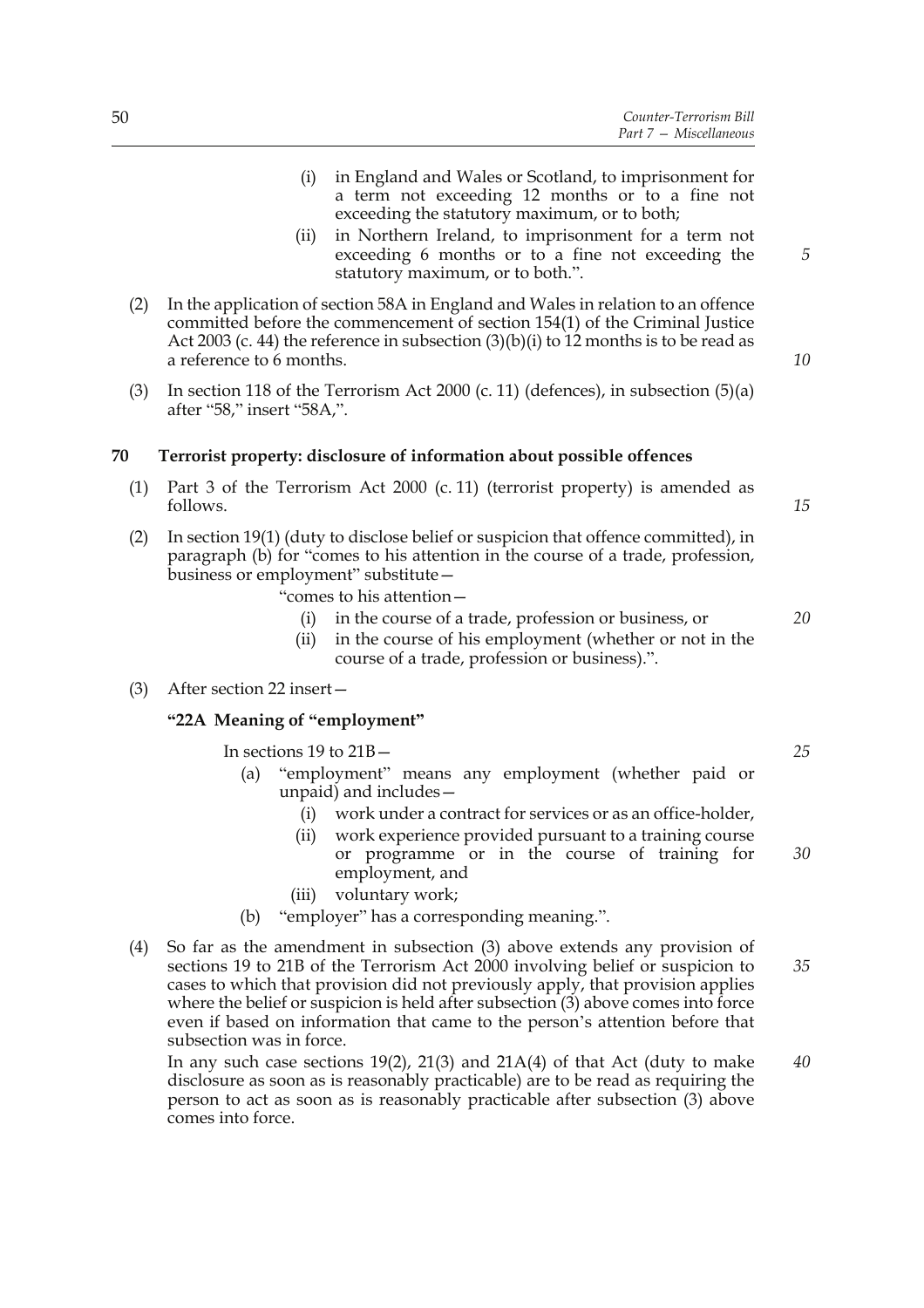(i) in England and Wales or Scotland, to imprisonment for a term not exceeding 12 months or to a fine not exceeding the statutory maximum, or to both;

(ii) in Northern Ireland, to imprisonment for a term not exceeding 6 months or to a fine not exceeding the statutory maximum, or to both.".

(2) In the application of section 58A in England and Wales in relation to an offence committed before the commencement of section 154(1) of the Criminal Justice Act 2003 (c. 44) the reference in subsection (3)(b)(i) to 12 months is to be read as a reference to 6 months.

(3) In section 118 of the Terrorism Act 2000 (c. 11) (defences), in subsection (5)(a) after "58," insert "58A,".

### 70 Terrorist property: disclosure of information about possible offences

(1) Part 3 of the Terrorism Act 2000 (c. 11) (terrorist property) is amended as follows.

(2) In section 19(1) (duty to disclose belief or suspicion that offence committed), in paragraph (b) for "comes to his attention in the course of a trade, profession, business or employment" substitute—

"comes to his attention—

(i) in the course of a trade, profession or business, or

(ii) in the course of his employment (whether or not in the course of a trade, profession or business).".

(3) After section 22 insert—

**"22A Meaning of "employment"**

In sections 19 to 21B—

(a) "employment" means any employment (whether paid or unpaid) and includes—

(i) work under a contract for services or as an office-holder,

(ii) work experience provided pursuant to a training course or programme or in the course of training for employment, and

(iii) voluntary work;

(b) "employer" has a corresponding meaning.".

(4) So far as the amendment in subsection (3) above extends any provision of sections 19 to 21B of the Terrorism Act 2000 involving belief or suspicion to cases to which that provision did not previously apply, that provision applies where the belief or suspicion is held after subsection (3) above comes into force even if based on information that came to the person's attention before that subsection was in force.

In any such case sections 19(2), 21(3) and 21A(4) of that Act (duty to make disclosure as soon as is reasonably practicable) are to be read as requiring the person to act as soon as is reasonably practicable after subsection (3) above comes into force.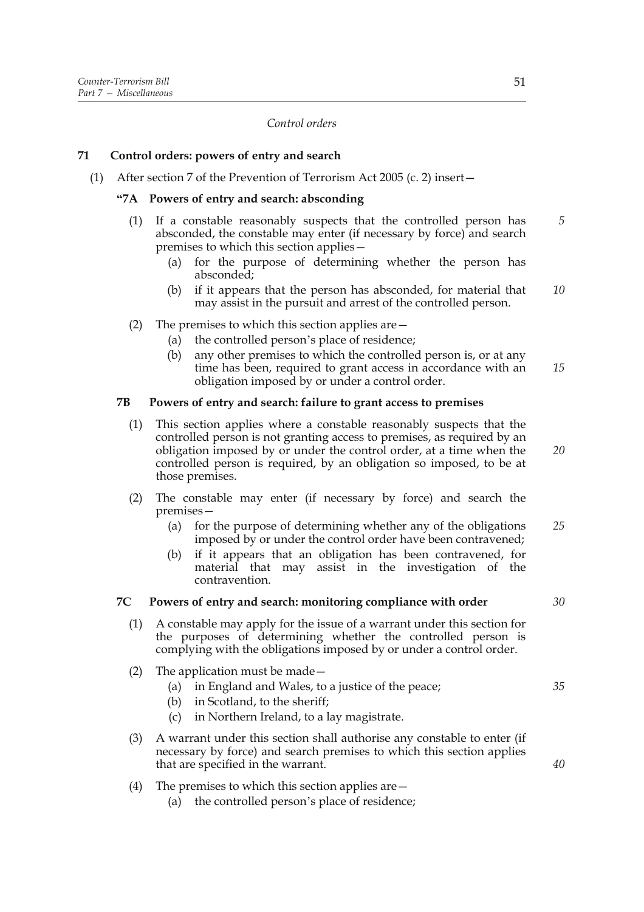*Control orders*

## 71 Control orders: powers of entry and search

(1) After section 7 of the Prevention of Terrorism Act 2005 (c. 2) insert—

### "7A Powers of entry and search: absconding

(1) If a constable reasonably suspects that the controlled person has absconded, the constable may enter (if necessary by force) and search premises to which this section applies—

(a) for the purpose of determining whether the person has absconded;

(b) if it appears that the person has absconded, for material that may assist in the pursuit and arrest of the controlled person.

(2) The premises to which this section applies are—

(a) the controlled person's place of residence;

(b) any other premises to which the controlled person is, or at any time has been, required to grant access in accordance with an obligation imposed by or under a control order.

### 7B Powers of entry and search: failure to grant access to premises

(1) This section applies where a constable reasonably suspects that the controlled person is not granting access to premises, as required by an obligation imposed by or under the control order, at a time when the controlled person is required, by an obligation so imposed, to be at those premises.

(2) The constable may enter (if necessary by force) and search the premises—

(a) for the purpose of determining whether any of the obligations imposed by or under the control order have been contravened;

(b) if it appears that an obligation has been contravened, for material that may assist in the investigation of the contravention.

### 7C Powers of entry and search: monitoring compliance with order

(1) A constable may apply for the issue of a warrant under this section for the purposes of determining whether the controlled person is complying with the obligations imposed by or under a control order.

(2) The application must be made—

(a) in England and Wales, to a justice of the peace;

(b) in Scotland, to the sheriff;

(c) in Northern Ireland, to a lay magistrate.

(3) A warrant under this section shall authorise any constable to enter (if necessary by force) and search premises to which this section applies that are specified in the warrant.

(4) The premises to which this section applies are—

(a) the controlled person's place of residence;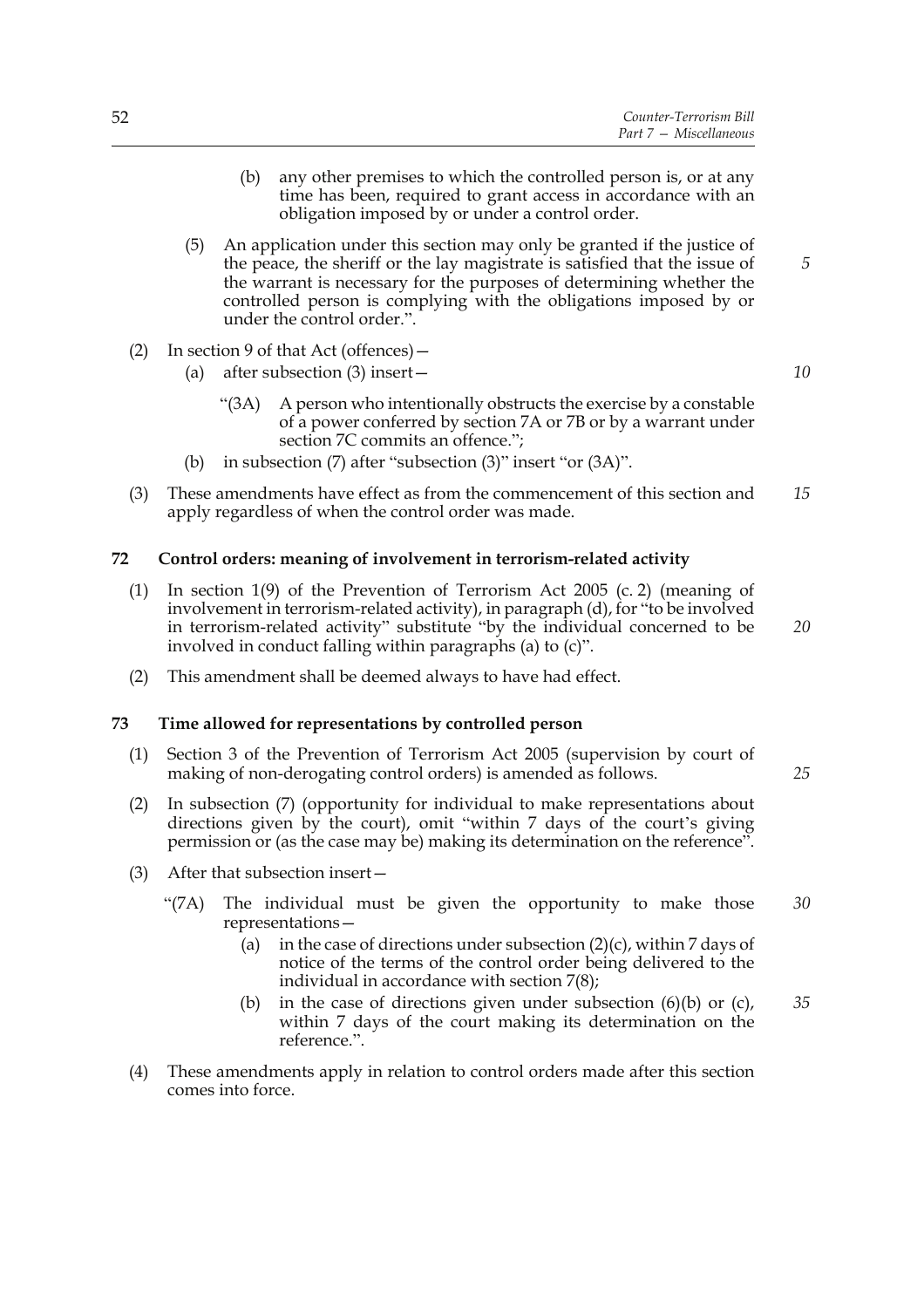(b) any other premises to which the controlled person is, or at any time has been, required to grant access in accordance with an obligation imposed by or under a control order.

(5) An application under this section may only be granted if the justice of the peace, the sheriff or the lay magistrate is satisfied that the issue of the warrant is necessary for the purposes of determining whether the controlled person is complying with the obligations imposed by or under the control order.".

(2) In section 9 of that Act (offences)—

(a) after subsection (3) insert—

"(3A) A person who intentionally obstructs the exercise by a constable of a power conferred by section 7A or 7B or by a warrant under section 7C commits an offence.";

(b) in subsection (7) after "subsection (3)" insert "or (3A)".

(3) These amendments have effect as from the commencement of this section and apply regardless of when the control order was made.

### 72 Control orders: meaning of involvement in terrorism-related activity

(1) In section 1(9) of the Prevention of Terrorism Act 2005 (c. 2) (meaning of involvement in terrorism-related activity), in paragraph (d), for "to be involved in terrorism-related activity" substitute "by the individual concerned to be involved in conduct falling within paragraphs (a) to (c)".

(2) This amendment shall be deemed always to have had effect.

### 73 Time allowed for representations by controlled person

(1) Section 3 of the Prevention of Terrorism Act 2005 (supervision by court of making of non-derogating control orders) is amended as follows.

(2) In subsection (7) (opportunity for individual to make representations about directions given by the court), omit "within 7 days of the court's giving permission or (as the case may be) making its determination on the reference".

(3) After that subsection insert—

"(7A) The individual must be given the opportunity to make those representations—

(a) in the case of directions under subsection (2)(c), within 7 days of notice of the terms of the control order being delivered to the individual in accordance with section 7(8);

(b) in the case of directions given under subsection (6)(b) or (c), within 7 days of the court making its determination on the reference.".

(4) These amendments apply in relation to control orders made after this section comes into force.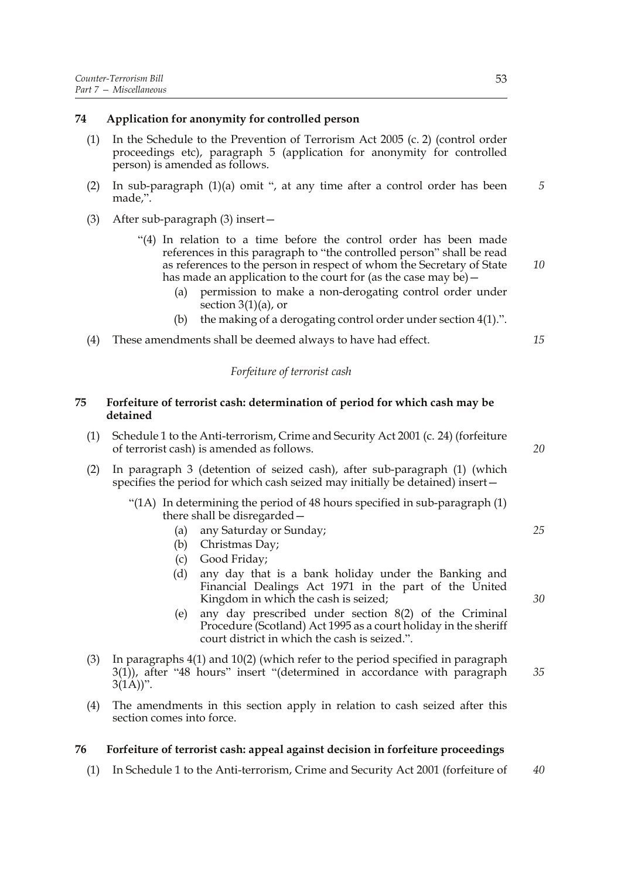## 74 Application for anonymity for controlled person

(1) In the Schedule to the Prevention of Terrorism Act 2005 (c. 2) (control order proceedings etc), paragraph 5 (application for anonymity for controlled person) is amended as follows.

(2) In sub-paragraph (1)(a) omit ", at any time after a control order has been made,".

(3) After sub-paragraph (3) insert—

> "(4) In relation to a time before the control order has been made references in this paragraph to "the controlled person" shall be read as references to the person in respect of whom the Secretary of State has made an application to the court for (as the case may be)—
>
> (a) permission to make a non-derogating control order under section 3(1)(a), or
>
> (b) the making of a derogating control order under section 4(1).".

(4) These amendments shall be deemed always to have had effect.

*Forfeiture of terrorist cash*

## 75 Forfeiture of terrorist cash: determination of period for which cash may be detained

(1) Schedule 1 to the Anti-terrorism, Crime and Security Act 2001 (c. 24) (forfeiture of terrorist cash) is amended as follows.

(2) In paragraph 3 (detention of seized cash), after sub-paragraph (1) (which specifies the period for which cash seized may initially be detained) insert—

> "(1A) In determining the period of 48 hours specified in sub-paragraph (1) there shall be disregarded—
>
> (a) any Saturday or Sunday;
>
> (b) Christmas Day;
>
> (c) Good Friday;
>
> (d) any day that is a bank holiday under the Banking and Financial Dealings Act 1971 in the part of the United Kingdom in which the cash is seized;
>
> (e) any day prescribed under section 8(2) of the Criminal Procedure (Scotland) Act 1995 as a court holiday in the sheriff court district in which the cash is seized.".

(3) In paragraphs 4(1) and 10(2) (which refer to the period specified in paragraph 3(1)), after "48 hours" insert "(determined in accordance with paragraph 3(1A))".

(4) The amendments in this section apply in relation to cash seized after this section comes into force.

## 76 Forfeiture of terrorist cash: appeal against decision in forfeiture proceedings

(1) In Schedule 1 to the Anti-terrorism, Crime and Security Act 2001 (forfeiture of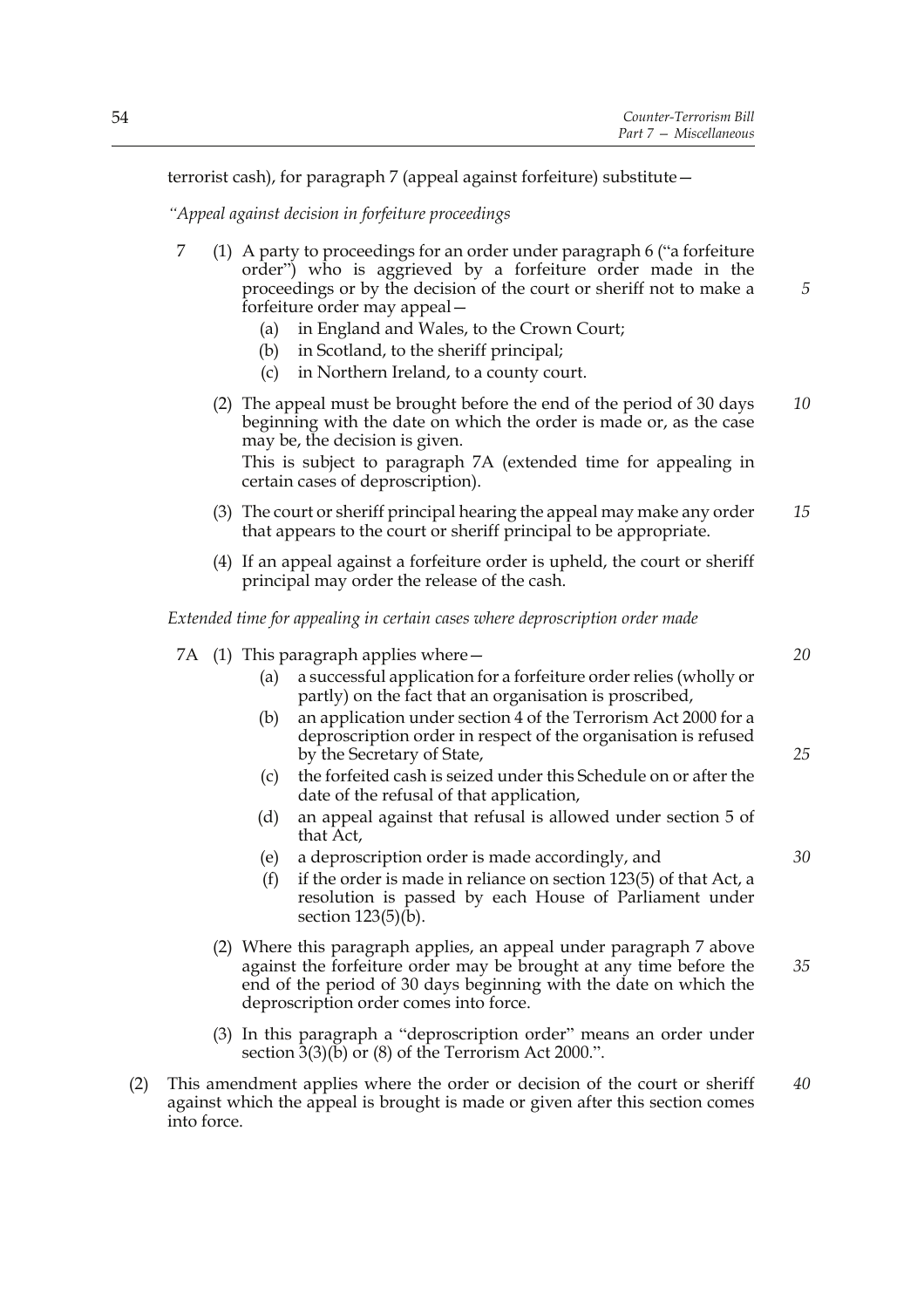terrorist cash), for paragraph 7 (appeal against forfeiture) substitute—

*"Appeal against decision in forfeiture proceedings*

7 (1) A party to proceedings for an order under paragraph 6 ("a forfeiture order") who is aggrieved by a forfeiture order made in the proceedings or by the decision of the court or sheriff not to make a forfeiture order may appeal—

(a) in England and Wales, to the Crown Court;

(b) in Scotland, to the sheriff principal;

(c) in Northern Ireland, to a county court.

(2) The appeal must be brought before the end of the period of 30 days beginning with the date on which the order is made or, as the case may be, the decision is given.

This is subject to paragraph 7A (extended time for appealing in certain cases of deproscription).

(3) The court or sheriff principal hearing the appeal may make any order that appears to the court or sheriff principal to be appropriate.

(4) If an appeal against a forfeiture order is upheld, the court or sheriff principal may order the release of the cash.

*Extended time for appealing in certain cases where deproscription order made*

7A (1) This paragraph applies where—

(a) a successful application for a forfeiture order relies (wholly or partly) on the fact that an organisation is proscribed,

(b) an application under section 4 of the Terrorism Act 2000 for a deproscription order in respect of the organisation is refused by the Secretary of State,

(c) the forfeited cash is seized under this Schedule on or after the date of the refusal of that application,

(d) an appeal against that refusal is allowed under section 5 of that Act,

(e) a deproscription order is made accordingly, and

(f) if the order is made in reliance on section 123(5) of that Act, a resolution is passed by each House of Parliament under section 123(5)(b).

(2) Where this paragraph applies, an appeal under paragraph 7 above against the forfeiture order may be brought at any time before the end of the period of 30 days beginning with the date on which the deproscription order comes into force.

(3) In this paragraph a "deproscription order" means an order under section 3(3)(b) or (8) of the Terrorism Act 2000.".

(2) This amendment applies where the order or decision of the court or sheriff against which the appeal is brought is made or given after this section comes into force.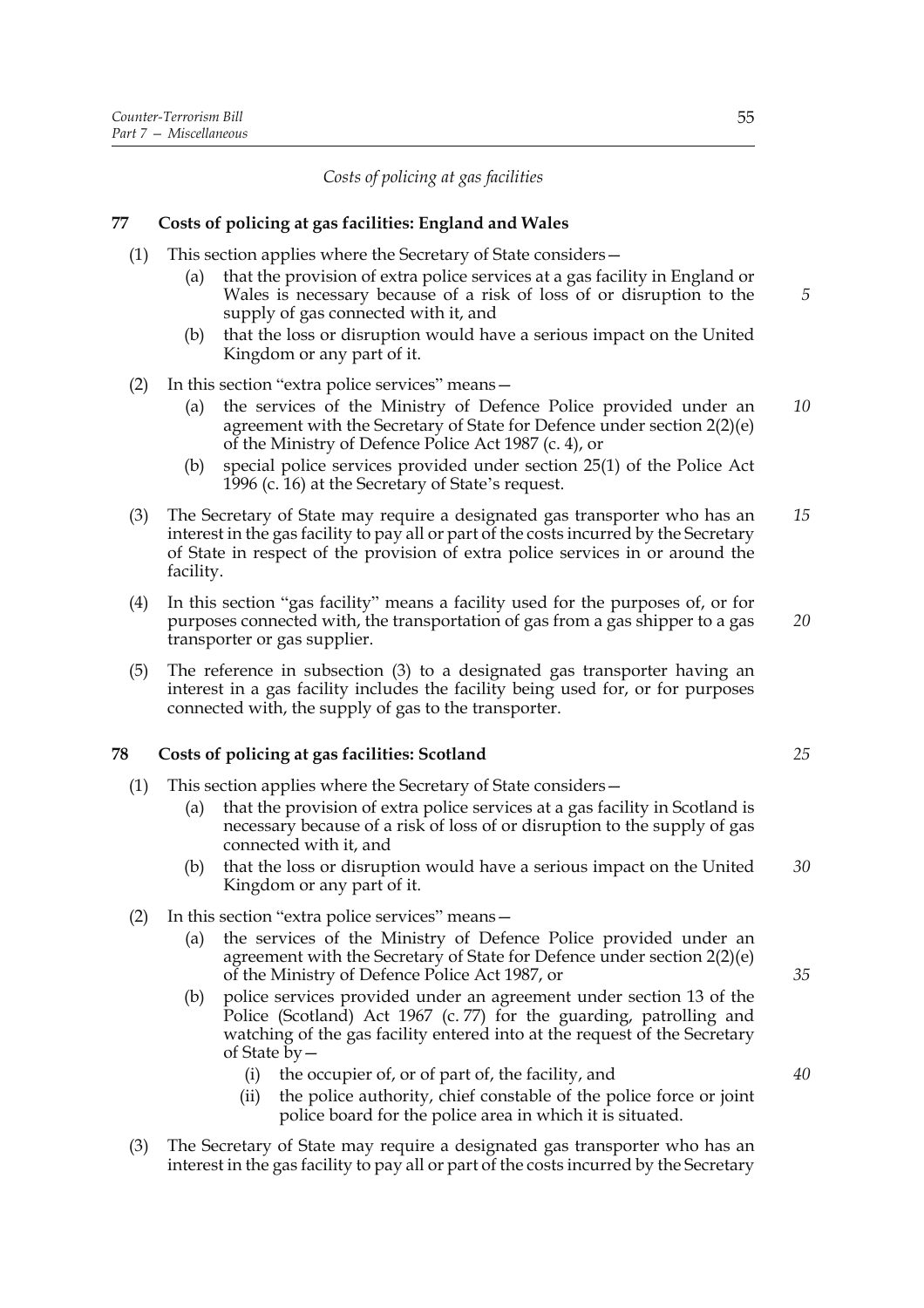*Costs of policing at gas facilities*

## 77 Costs of policing at gas facilities: England and Wales

(1) This section applies where the Secretary of State considers—

(a) that the provision of extra police services at a gas facility in England or Wales is necessary because of a risk of loss of or disruption to the supply of gas connected with it, and

(b) that the loss or disruption would have a serious impact on the United Kingdom or any part of it.

(2) In this section "extra police services" means—

(a) the services of the Ministry of Defence Police provided under an agreement with the Secretary of State for Defence under section 2(2)(e) of the Ministry of Defence Police Act 1987 (c. 4), or

(b) special police services provided under section 25(1) of the Police Act 1996 (c. 16) at the Secretary of State's request.

(3) The Secretary of State may require a designated gas transporter who has an interest in the gas facility to pay all or part of the costs incurred by the Secretary of State in respect of the provision of extra police services in or around the facility.

(4) In this section "gas facility" means a facility used for the purposes of, or for purposes connected with, the transportation of gas from a gas shipper to a gas transporter or gas supplier.

(5) The reference in subsection (3) to a designated gas transporter having an interest in a gas facility includes the facility being used for, or for purposes connected with, the supply of gas to the transporter.

## 78 Costs of policing at gas facilities: Scotland

(1) This section applies where the Secretary of State considers—

(a) that the provision of extra police services at a gas facility in Scotland is necessary because of a risk of loss of or disruption to the supply of gas connected with it, and

(b) that the loss or disruption would have a serious impact on the United Kingdom or any part of it.

(2) In this section "extra police services" means—

(a) the services of the Ministry of Defence Police provided under an agreement with the Secretary of State for Defence under section 2(2)(e) of the Ministry of Defence Police Act 1987, or

(b) police services provided under an agreement under section 13 of the Police (Scotland) Act 1967 (c. 77) for the guarding, patrolling and watching of the gas facility entered into at the request of the Secretary of State by—

(i) the occupier of, or of part of, the facility, and

(ii) the police authority, chief constable of the police force or joint police board for the police area in which it is situated.

(3) The Secretary of State may require a designated gas transporter who has an interest in the gas facility to pay all or part of the costs incurred by the Secretary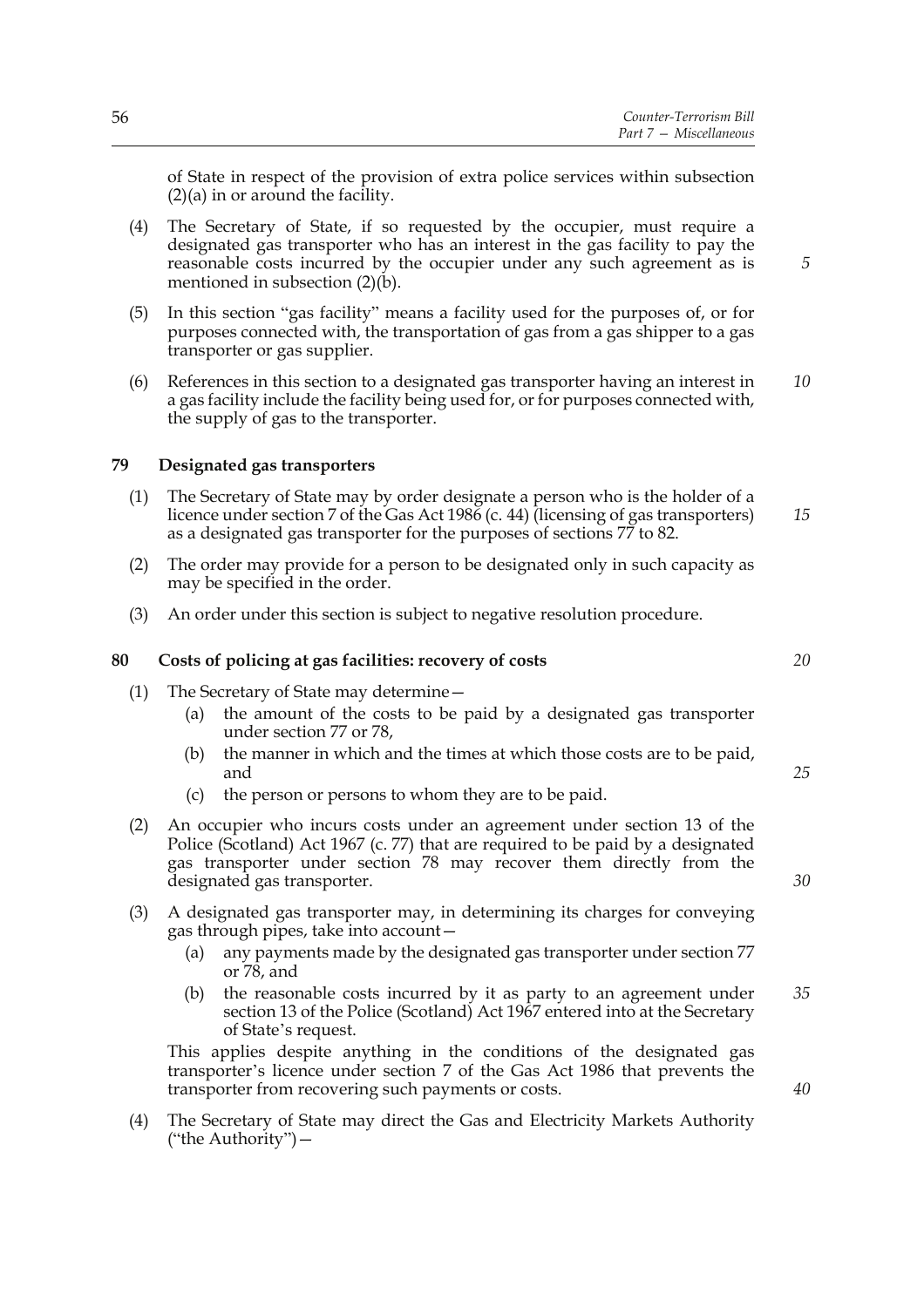of State in respect of the provision of extra police services within subsection (2)(a) in or around the facility.

(4) The Secretary of State, if so requested by the occupier, must require a designated gas transporter who has an interest in the gas facility to pay the reasonable costs incurred by the occupier under any such agreement as is mentioned in subsection (2)(b).

(5) In this section "gas facility" means a facility used for the purposes of, or for purposes connected with, the transportation of gas from a gas shipper to a gas transporter or gas supplier.

(6) References in this section to a designated gas transporter having an interest in a gas facility include the facility being used for, or for purposes connected with, the supply of gas to the transporter.

**79 Designated gas transporters**

(1) The Secretary of State may by order designate a person who is the holder of a licence under section 7 of the Gas Act 1986 (c. 44) (licensing of gas transporters) as a designated gas transporter for the purposes of sections 77 to 82.

(2) The order may provide for a person to be designated only in such capacity as may be specified in the order.

(3) An order under this section is subject to negative resolution procedure.

**80 Costs of policing at gas facilities: recovery of costs**

(1) The Secretary of State may determine—
  (a) the amount of the costs to be paid by a designated gas transporter under section 77 or 78,
  (b) the manner in which and the times at which those costs are to be paid, and
  (c) the person or persons to whom they are to be paid.

(2) An occupier who incurs costs under an agreement under section 13 of the Police (Scotland) Act 1967 (c. 77) that are required to be paid by a designated gas transporter under section 78 may recover them directly from the designated gas transporter.

(3) A designated gas transporter may, in determining its charges for conveying gas through pipes, take into account—
  (a) any payments made by the designated gas transporter under section 77 or 78, and
  (b) the reasonable costs incurred by it as party to an agreement under section 13 of the Police (Scotland) Act 1967 entered into at the Secretary of State's request.

This applies despite anything in the conditions of the designated gas transporter's licence under section 7 of the Gas Act 1986 that prevents the transporter from recovering such payments or costs.

(4) The Secretary of State may direct the Gas and Electricity Markets Authority ("the Authority")—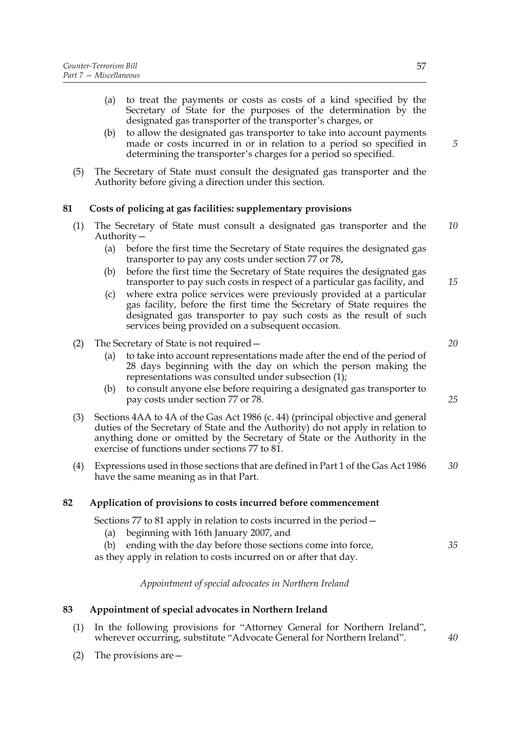(a) to treat the payments or costs as costs of a kind specified by the Secretary of State for the purposes of the determination by the designated gas transporter of the transporter's charges, or

(b) to allow the designated gas transporter to take into account payments made or costs incurred in or in relation to a period so specified in determining the transporter's charges for a period so specified.

(5) The Secretary of State must consult the designated gas transporter and the Authority before giving a direction under this section.

### 81 Costs of policing at gas facilities: supplementary provisions

(1) The Secretary of State must consult a designated gas transporter and the Authority—

(a) before the first time the Secretary of State requires the designated gas transporter to pay any costs under section 77 or 78,

(b) before the first time the Secretary of State requires the designated gas transporter to pay such costs in respect of a particular gas facility, and

(c) where extra police services were previously provided at a particular gas facility, before the first time the Secretary of State requires the designated gas transporter to pay such costs as the result of such services being provided on a subsequent occasion.

(2) The Secretary of State is not required—

(a) to take into account representations made after the end of the period of 28 days beginning with the day on which the person making the representations was consulted under subsection (1);

(b) to consult anyone else before requiring a designated gas transporter to pay costs under section 77 or 78.

(3) Sections 4AA to 4A of the Gas Act 1986 (c. 44) (principal objective and general duties of the Secretary of State and the Authority) do not apply in relation to anything done or omitted by the Secretary of State or the Authority in the exercise of functions under sections 77 to 81.

(4) Expressions used in those sections that are defined in Part 1 of the Gas Act 1986 have the same meaning as in that Part.

### 82 Application of provisions to costs incurred before commencement

Sections 77 to 81 apply in relation to costs incurred in the period—

(a) beginning with 16th January 2007, and

(b) ending with the day before those sections come into force,

as they apply in relation to costs incurred on or after that day.

*Appointment of special advocates in Northern Ireland*

### 83 Appointment of special advocates in Northern Ireland

(1) In the following provisions for "Attorney General for Northern Ireland", wherever occurring, substitute "Advocate General for Northern Ireland".

(2) The provisions are—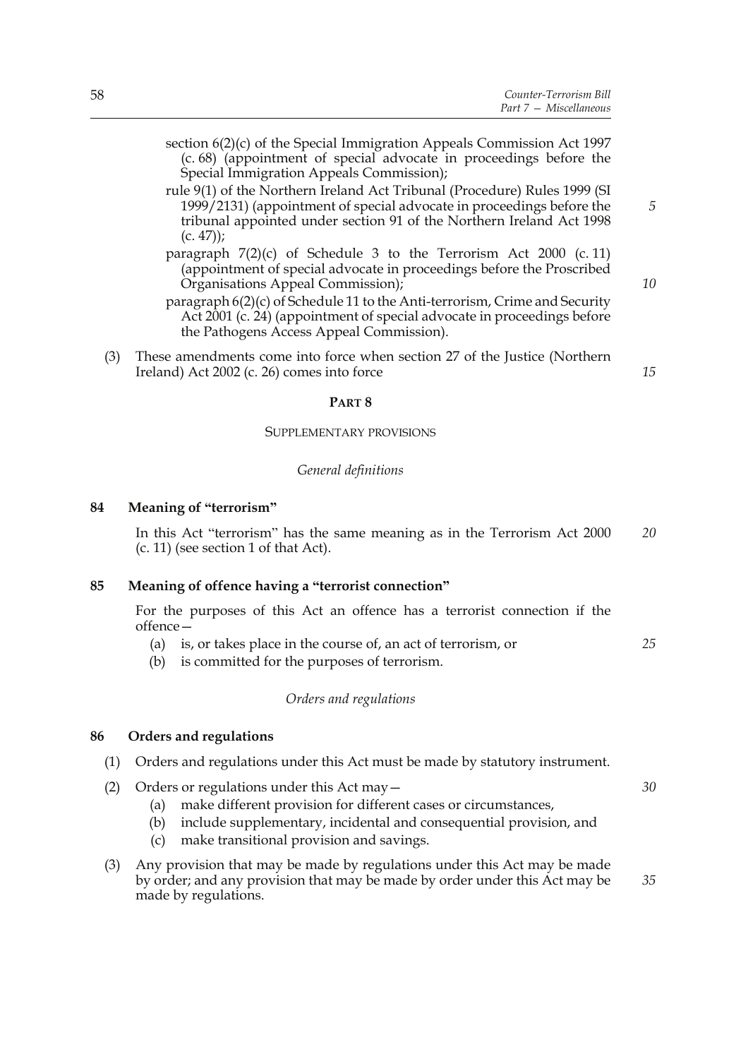section 6(2)(c) of the Special Immigration Appeals Commission Act 1997 (c. 68) (appointment of special advocate in proceedings before the Special Immigration Appeals Commission);

rule 9(1) of the Northern Ireland Act Tribunal (Procedure) Rules 1999 (SI 1999/2131) (appointment of special advocate in proceedings before the tribunal appointed under section 91 of the Northern Ireland Act 1998 (c. 47));

paragraph 7(2)(c) of Schedule 3 to the Terrorism Act 2000 (c. 11) (appointment of special advocate in proceedings before the Proscribed Organisations Appeal Commission);

paragraph 6(2)(c) of Schedule 11 to the Anti-terrorism, Crime and Security Act 2001 (c. 24) (appointment of special advocate in proceedings before the Pathogens Access Appeal Commission).

(3) These amendments come into force when section 27 of the Justice (Northern Ireland) Act 2002 (c. 26) comes into force

## PART 8

### SUPPLEMENTARY PROVISIONS

*General definitions*

**84 Meaning of "terrorism"**

In this Act "terrorism" has the same meaning as in the Terrorism Act 2000 (c. 11) (see section 1 of that Act).

**85 Meaning of offence having a "terrorist connection"**

For the purposes of this Act an offence has a terrorist connection if the offence—

(a) is, or takes place in the course of, an act of terrorism, or

(b) is committed for the purposes of terrorism.

*Orders and regulations*

**86 Orders and regulations**

(1) Orders and regulations under this Act must be made by statutory instrument.

(2) Orders or regulations under this Act may—

(a) make different provision for different cases or circumstances,

(b) include supplementary, incidental and consequential provision, and

(c) make transitional provision and savings.

(3) Any provision that may be made by regulations under this Act may be made by order; and any provision that may be made by order under this Act may be made by regulations.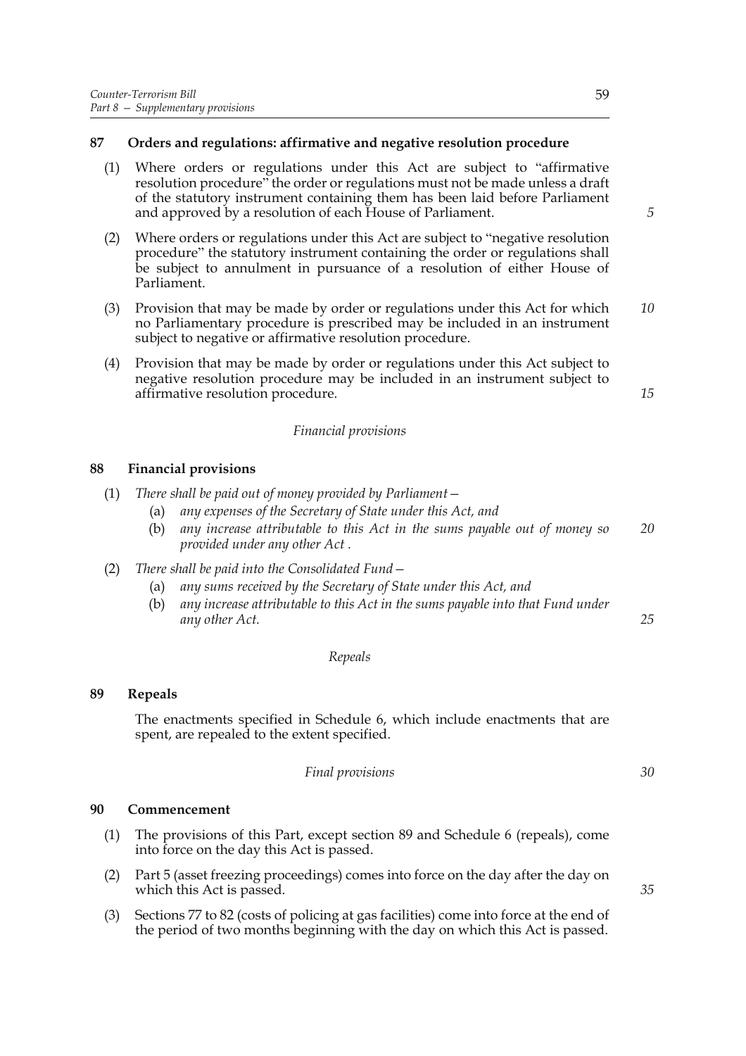### 87 Orders and regulations: affirmative and negative resolution procedure

(1) Where orders or regulations under this Act are subject to "affirmative resolution procedure" the order or regulations must not be made unless a draft of the statutory instrument containing them has been laid before Parliament and approved by a resolution of each House of Parliament.

(2) Where orders or regulations under this Act are subject to "negative resolution procedure" the statutory instrument containing the order or regulations shall be subject to annulment in pursuance of a resolution of either House of Parliament.

(3) Provision that may be made by order or regulations under this Act for which no Parliamentary procedure is prescribed may be included in an instrument subject to negative or affirmative resolution procedure.

(4) Provision that may be made by order or regulations under this Act subject to negative resolution procedure may be included in an instrument subject to affirmative resolution procedure.

*Financial provisions*

### 88 Financial provisions

(1) *There shall be paid out of money provided by Parliament—*
   (a) *any expenses of the Secretary of State under this Act, and*
   (b) *any increase attributable to this Act in the sums payable out of money so provided under any other Act .*

(2) *There shall be paid into the Consolidated Fund—*
   (a) *any sums received by the Secretary of State under this Act, and*
   (b) *any increase attributable to this Act in the sums payable into that Fund under any other Act.*

*Repeals*

### 89 Repeals

The enactments specified in Schedule 6, which include enactments that are spent, are repealed to the extent specified.

*Final provisions*

### 90 Commencement

(1) The provisions of this Part, except section 89 and Schedule 6 (repeals), come into force on the day this Act is passed.

(2) Part 5 (asset freezing proceedings) comes into force on the day after the day on which this Act is passed.

(3) Sections 77 to 82 (costs of policing at gas facilities) come into force at the end of the period of two months beginning with the day on which this Act is passed.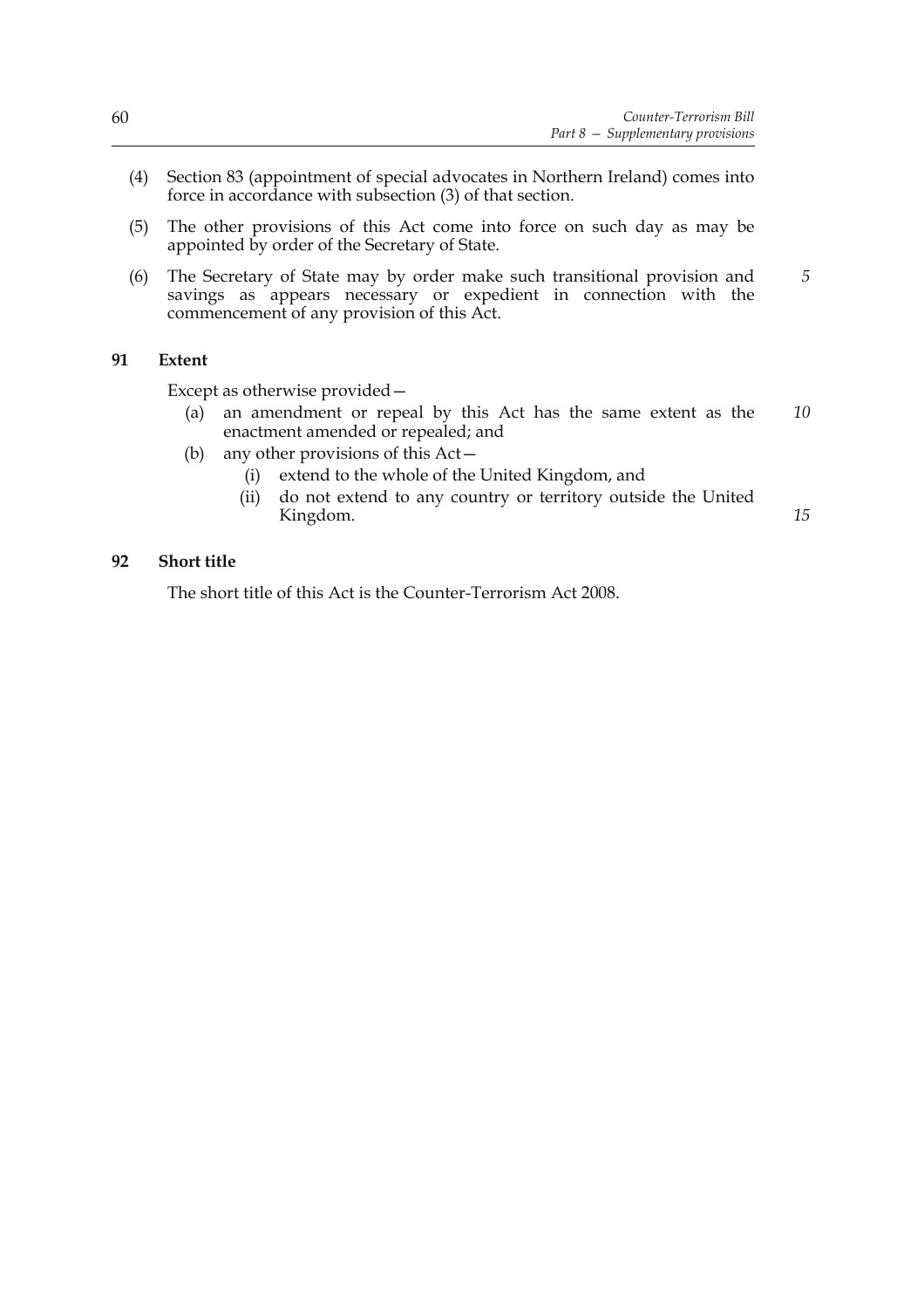(4) Section 83 (appointment of special advocates in Northern Ireland) comes into force in accordance with subsection (3) of that section.

(5) The other provisions of this Act come into force on such day as may be appointed by order of the Secretary of State.

(6) The Secretary of State may by order make such transitional provision and savings as appears necessary or expedient in connection with the commencement of any provision of this Act.

## 91 Extent

Except as otherwise provided—

(a) an amendment or repeal by this Act has the same extent as the enactment amended or repealed; and

(b) any other provisions of this Act—

(i) extend to the whole of the United Kingdom, and

(ii) do not extend to any country or territory outside the United Kingdom.

## 92 Short title

The short title of this Act is the Counter-Terrorism Act 2008.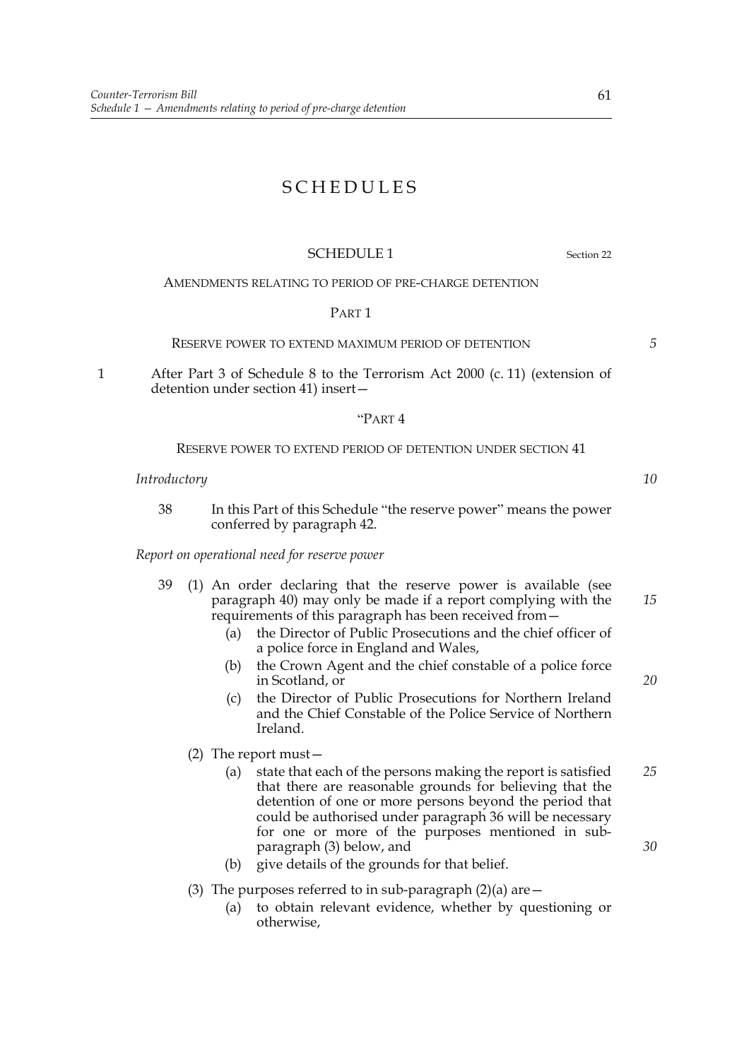# SCHEDULES

## SCHEDULE 1

Section 22

AMENDMENTS RELATING TO PERIOD OF PRE-CHARGE DETENTION

PART 1

RESERVE POWER TO EXTEND MAXIMUM PERIOD OF DETENTION

1 After Part 3 of Schedule 8 to the Terrorism Act 2000 (c. 11) (extension of detention under section 41) insert—

"PART 4

RESERVE POWER TO EXTEND PERIOD OF DETENTION UNDER SECTION 41

*Introductory*

38 In this Part of this Schedule "the reserve power" means the power conferred by paragraph 42.

*Report on operational need for reserve power*

39 (1) An order declaring that the reserve power is available (see paragraph 40) may only be made if a report complying with the requirements of this paragraph has been received from—

(a) the Director of Public Prosecutions and the chief officer of a police force in England and Wales,

(b) the Crown Agent and the chief constable of a police force in Scotland, or

(c) the Director of Public Prosecutions for Northern Ireland and the Chief Constable of the Police Service of Northern Ireland.

(2) The report must—

(a) state that each of the persons making the report is satisfied that there are reasonable grounds for believing that the detention of one or more persons beyond the period that could be authorised under paragraph 36 will be necessary for one or more of the purposes mentioned in sub-paragraph (3) below, and

(b) give details of the grounds for that belief.

(3) The purposes referred to in sub-paragraph (2)(a) are—

(a) to obtain relevant evidence, whether by questioning or otherwise,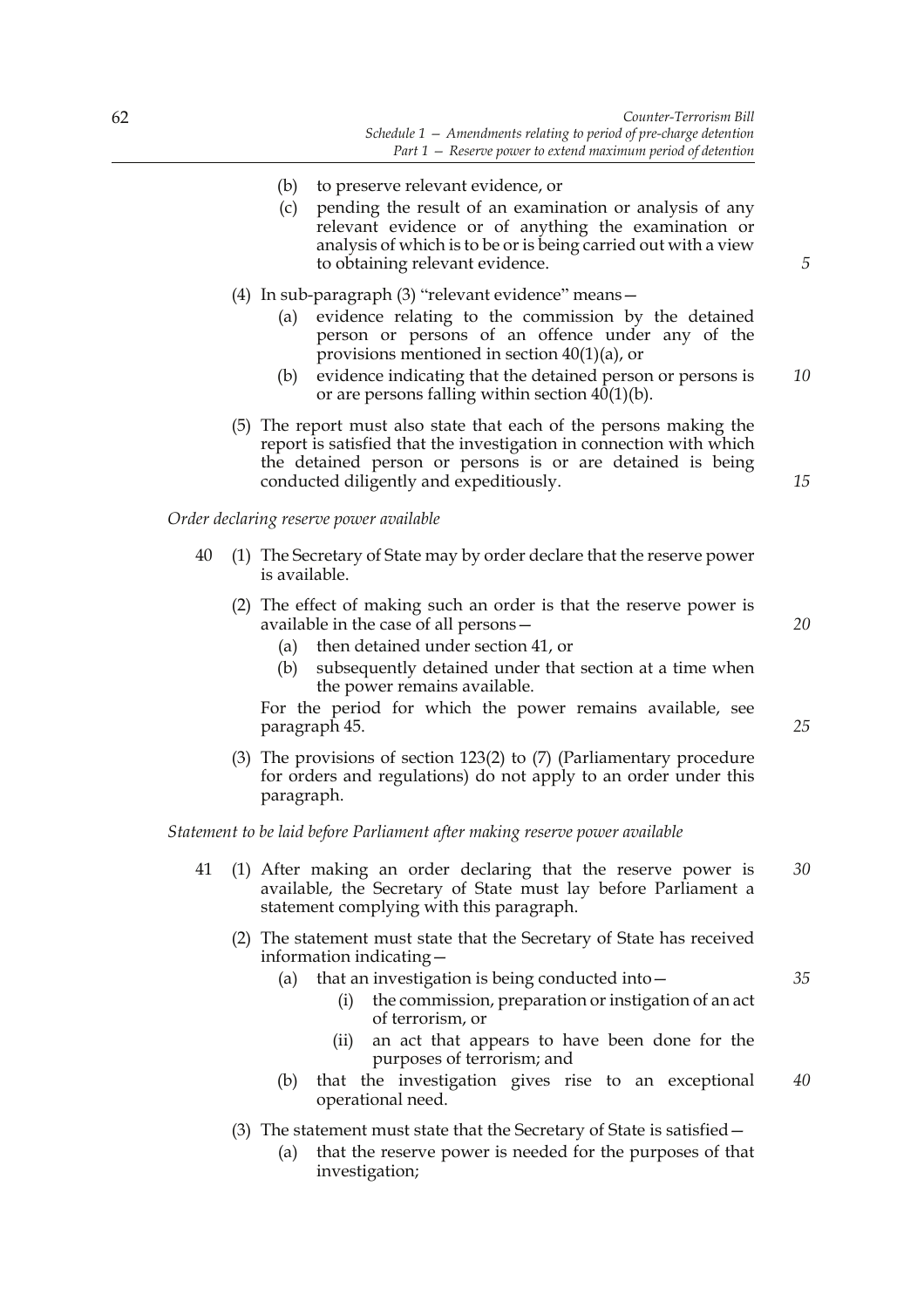(b) to preserve relevant evidence, or

(c) pending the result of an examination or analysis of any relevant evidence or of anything the examination or analysis of which is to be or is being carried out with a view to obtaining relevant evidence.

(4) In sub-paragraph (3) "relevant evidence" means—

(a) evidence relating to the commission by the detained person or persons of an offence under any of the provisions mentioned in section 40(1)(a), or

(b) evidence indicating that the detained person or persons is or are persons falling within section 40(1)(b).

(5) The report must also state that each of the persons making the report is satisfied that the investigation in connection with which the detained person or persons is or are detained is being conducted diligently and expeditiously.

*Order declaring reserve power available*

40 (1) The Secretary of State may by order declare that the reserve power is available.

(2) The effect of making such an order is that the reserve power is available in the case of all persons—

(a) then detained under section 41, or

(b) subsequently detained under that section at a time when the power remains available.

For the period for which the power remains available, see paragraph 45.

(3) The provisions of section 123(2) to (7) (Parliamentary procedure for orders and regulations) do not apply to an order under this paragraph.

*Statement to be laid before Parliament after making reserve power available*

41 (1) After making an order declaring that the reserve power is available, the Secretary of State must lay before Parliament a statement complying with this paragraph.

(2) The statement must state that the Secretary of State has received information indicating—

(a) that an investigation is being conducted into—

(i) the commission, preparation or instigation of an act of terrorism, or

(ii) an act that appears to have been done for the purposes of terrorism; and

(b) that the investigation gives rise to an exceptional operational need.

(3) The statement must state that the Secretary of State is satisfied—

(a) that the reserve power is needed for the purposes of that investigation;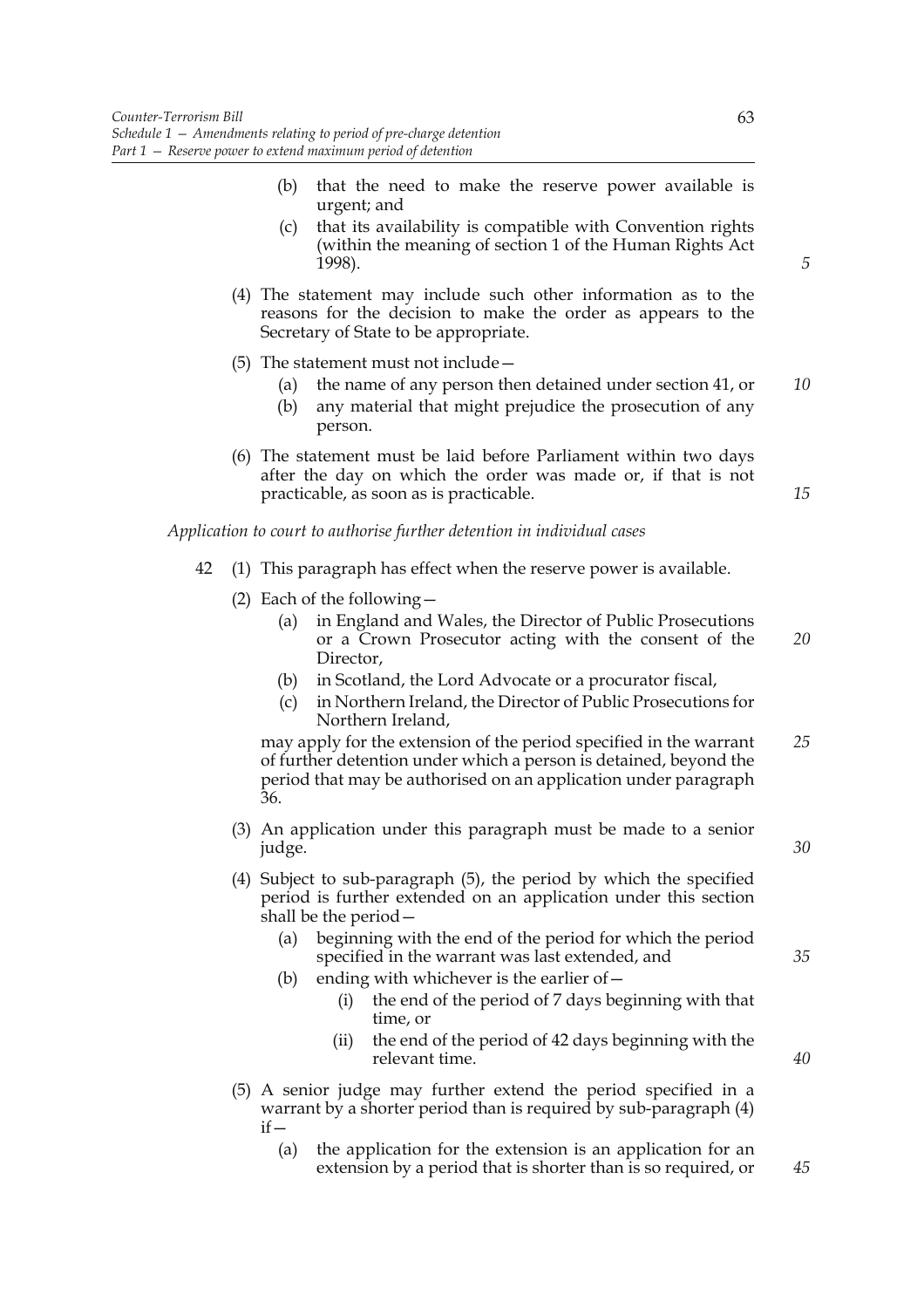(b) that the need to make the reserve power available is urgent; and

(c) that its availability is compatible with Convention rights (within the meaning of section 1 of the Human Rights Act 1998).

(4) The statement may include such other information as to the reasons for the decision to make the order as appears to the Secretary of State to be appropriate.

(5) The statement must not include—

(a) the name of any person then detained under section 41, or

(b) any material that might prejudice the prosecution of any person.

(6) The statement must be laid before Parliament within two days after the day on which the order was made or, if that is not practicable, as soon as is practicable.

*Application to court to authorise further detention in individual cases*

42 (1) This paragraph has effect when the reserve power is available.

(2) Each of the following—

(a) in England and Wales, the Director of Public Prosecutions or a Crown Prosecutor acting with the consent of the Director,

(b) in Scotland, the Lord Advocate or a procurator fiscal,

(c) in Northern Ireland, the Director of Public Prosecutions for Northern Ireland,

may apply for the extension of the period specified in the warrant of further detention under which a person is detained, beyond the period that may be authorised on an application under paragraph 36.

(3) An application under this paragraph must be made to a senior judge.

(4) Subject to sub-paragraph (5), the period by which the specified period is further extended on an application under this section shall be the period—

(a) beginning with the end of the period for which the period specified in the warrant was last extended, and

(b) ending with whichever is the earlier of—

(i) the end of the period of 7 days beginning with that time, or

(ii) the end of the period of 42 days beginning with the relevant time.

(5) A senior judge may further extend the period specified in a warrant by a shorter period than is required by sub-paragraph (4) if—

(a) the application for the extension is an application for an extension by a period that is shorter than is so required, or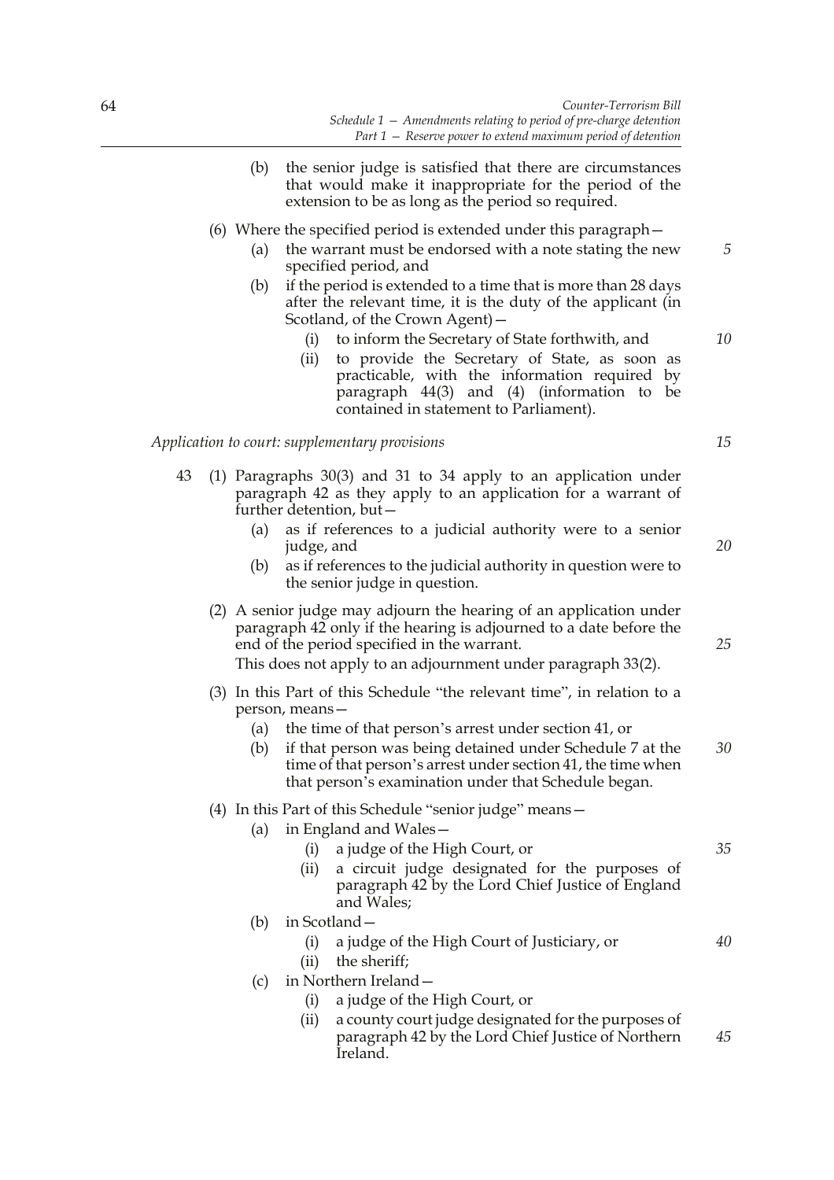(b) the senior judge is satisfied that there are circumstances that would make it inappropriate for the period of the extension to be as long as the period so required.

(6) Where the specified period is extended under this paragraph—

(a) the warrant must be endorsed with a note stating the new specified period, and

(b) if the period is extended to a time that is more than 28 days after the relevant time, it is the duty of the applicant (in Scotland, of the Crown Agent)—

(i) to inform the Secretary of State forthwith, and

(ii) to provide the Secretary of State, as soon as practicable, with the information required by paragraph 44(3) and (4) (information to be contained in statement to Parliament).

*Application to court: supplementary provisions*

43 (1) Paragraphs 30(3) and 31 to 34 apply to an application under paragraph 42 as they apply to an application for a warrant of further detention, but—

(a) as if references to a judicial authority were to a senior judge, and

(b) as if references to the judicial authority in question were to the senior judge in question.

(2) A senior judge may adjourn the hearing of an application under paragraph 42 only if the hearing is adjourned to a date before the end of the period specified in the warrant.

This does not apply to an adjournment under paragraph 33(2).

(3) In this Part of this Schedule "the relevant time", in relation to a person, means—

(a) the time of that person's arrest under section 41, or

(b) if that person was being detained under Schedule 7 at the time of that person's arrest under section 41, the time when that person's examination under that Schedule began.

(4) In this Part of this Schedule "senior judge" means—

(a) in England and Wales—

(i) a judge of the High Court, or

(ii) a circuit judge designated for the purposes of paragraph 42 by the Lord Chief Justice of England and Wales;

(b) in Scotland—

(i) a judge of the High Court of Justiciary, or

(ii) the sheriff;

(c) in Northern Ireland—

(i) a judge of the High Court, or

(ii) a county court judge designated for the purposes of paragraph 42 by the Lord Chief Justice of Northern Ireland.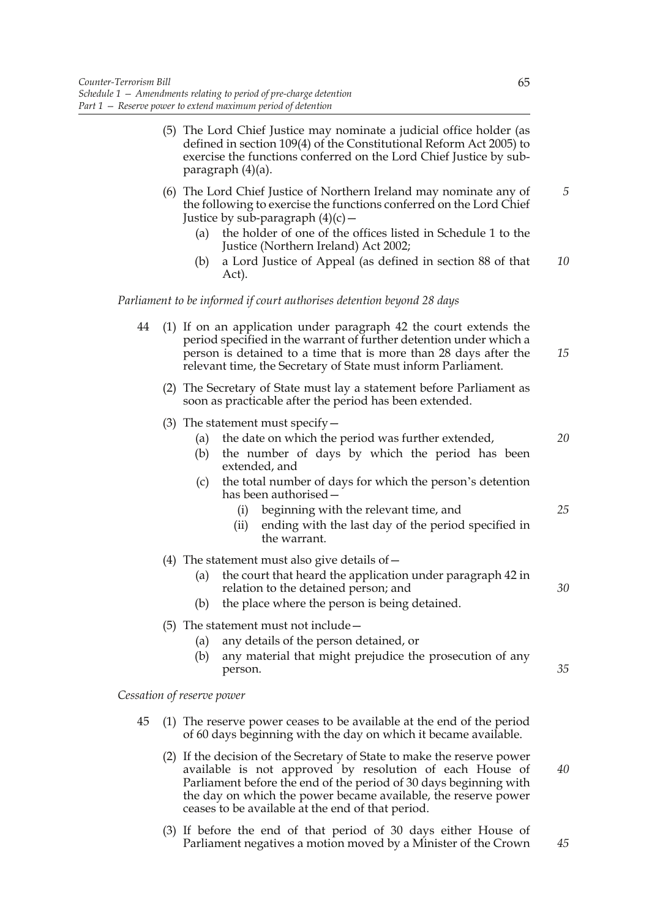(5) The Lord Chief Justice may nominate a judicial office holder (as defined in section 109(4) of the Constitutional Reform Act 2005) to exercise the functions conferred on the Lord Chief Justice by sub-paragraph (4)(a).

(6) The Lord Chief Justice of Northern Ireland may nominate any of the following to exercise the functions conferred on the Lord Chief Justice by sub-paragraph (4)(c)—

(a) the holder of one of the offices listed in Schedule 1 to the Justice (Northern Ireland) Act 2002;

(b) a Lord Justice of Appeal (as defined in section 88 of that Act).

*Parliament to be informed if court authorises detention beyond 28 days*

44 (1) If on an application under paragraph 42 the court extends the period specified in the warrant of further detention under which a person is detained to a time that is more than 28 days after the relevant time, the Secretary of State must inform Parliament.

(2) The Secretary of State must lay a statement before Parliament as soon as practicable after the period has been extended.

(3) The statement must specify—

(a) the date on which the period was further extended,

(b) the number of days by which the period has been extended, and

(c) the total number of days for which the person's detention has been authorised—

(i) beginning with the relevant time, and

(ii) ending with the last day of the period specified in the warrant.

(4) The statement must also give details of—

(a) the court that heard the application under paragraph 42 in relation to the detained person; and

(b) the place where the person is being detained.

(5) The statement must not include—

(a) any details of the person detained, or

(b) any material that might prejudice the prosecution of any person.

*Cessation of reserve power*

45 (1) The reserve power ceases to be available at the end of the period of 60 days beginning with the day on which it became available.

(2) If the decision of the Secretary of State to make the reserve power available is not approved by resolution of each House of Parliament before the end of the period of 30 days beginning with the day on which the power became available, the reserve power ceases to be available at the end of that period.

(3) If before the end of that period of 30 days either House of Parliament negatives a motion moved by a Minister of the Crown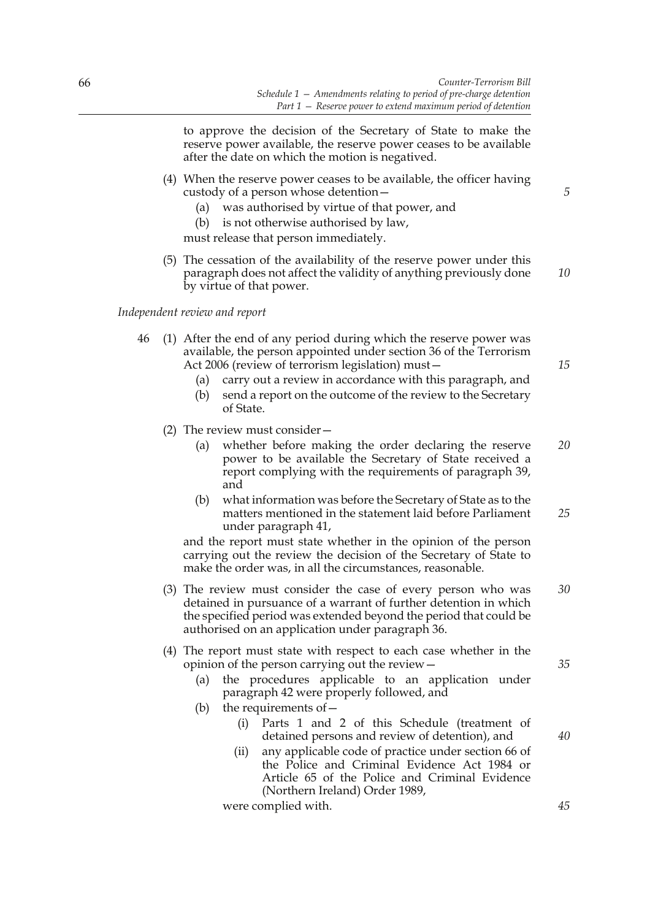to approve the decision of the Secretary of State to make the reserve power available, the reserve power ceases to be available after the date on which the motion is negatived.

(4) When the reserve power ceases to be available, the officer having custody of a person whose detention—

(a) was authorised by virtue of that power, and

(b) is not otherwise authorised by law,

must release that person immediately.

(5) The cessation of the availability of the reserve power under this paragraph does not affect the validity of anything previously done by virtue of that power.

*Independent review and report*

46 (1) After the end of any period during which the reserve power was available, the person appointed under section 36 of the Terrorism Act 2006 (review of terrorism legislation) must—

(a) carry out a review in accordance with this paragraph, and

(b) send a report on the outcome of the review to the Secretary of State.

(2) The review must consider—

(a) whether before making the order declaring the reserve power to be available the Secretary of State received a report complying with the requirements of paragraph 39, and

(b) what information was before the Secretary of State as to the matters mentioned in the statement laid before Parliament under paragraph 41,

and the report must state whether in the opinion of the person carrying out the review the decision of the Secretary of State to make the order was, in all the circumstances, reasonable.

(3) The review must consider the case of every person who was detained in pursuance of a warrant of further detention in which the specified period was extended beyond the period that could be authorised on an application under paragraph 36.

(4) The report must state with respect to each case whether in the opinion of the person carrying out the review—

(a) the procedures applicable to an application under paragraph 42 were properly followed, and

(b) the requirements of—

(i) Parts 1 and 2 of this Schedule (treatment of detained persons and review of detention), and

(ii) any applicable code of practice under section 66 of the Police and Criminal Evidence Act 1984 or Article 65 of the Police and Criminal Evidence (Northern Ireland) Order 1989,

were complied with.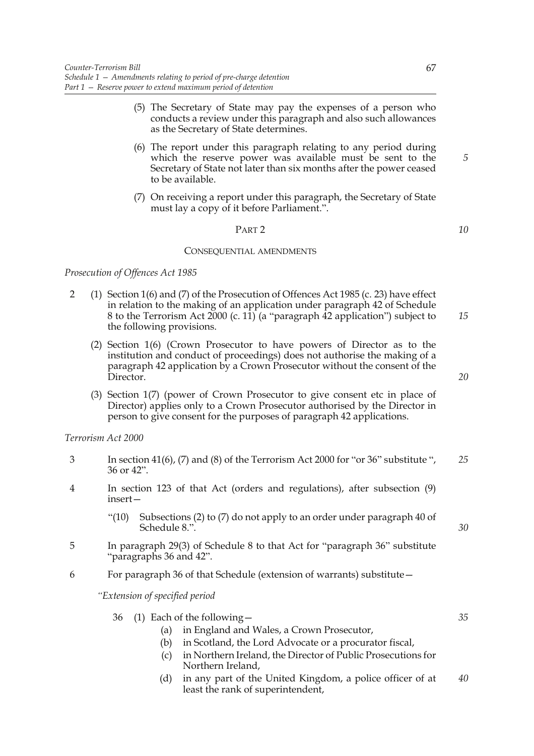(5) The Secretary of State may pay the expenses of a person who conducts a review under this paragraph and also such allowances as the Secretary of State determines.

(6) The report under this paragraph relating to any period during which the reserve power was available must be sent to the Secretary of State not later than six months after the power ceased to be available.

(7) On receiving a report under this paragraph, the Secretary of State must lay a copy of it before Parliament.".

## PART 2

## CONSEQUENTIAL AMENDMENTS

*Prosecution of Offences Act 1985*

2 (1) Section 1(6) and (7) of the Prosecution of Offences Act 1985 (c. 23) have effect in relation to the making of an application under paragraph 42 of Schedule 8 to the Terrorism Act 2000 (c. 11) (a "paragraph 42 application") subject to the following provisions.

(2) Section 1(6) (Crown Prosecutor to have powers of Director as to the institution and conduct of proceedings) does not authorise the making of a paragraph 42 application by a Crown Prosecutor without the consent of the Director.

(3) Section 1(7) (power of Crown Prosecutor to give consent etc in place of Director) applies only to a Crown Prosecutor authorised by the Director in person to give consent for the purposes of paragraph 42 applications.

*Terrorism Act 2000*

3 In section 41(6), (7) and (8) of the Terrorism Act 2000 for "or 36" substitute ", 36 or 42".

4 In section 123 of that Act (orders and regulations), after subsection (9) insert—

"(10) Subsections (2) to (7) do not apply to an order under paragraph 40 of Schedule 8.".

5 In paragraph 29(3) of Schedule 8 to that Act for "paragraph 36" substitute "paragraphs 36 and 42".

6 For paragraph 36 of that Schedule (extension of warrants) substitute—

*"Extension of specified period*

36 (1) Each of the following—

(a) in England and Wales, a Crown Prosecutor,

(b) in Scotland, the Lord Advocate or a procurator fiscal,

(c) in Northern Ireland, the Director of Public Prosecutions for Northern Ireland,

(d) in any part of the United Kingdom, a police officer of at least the rank of superintendent,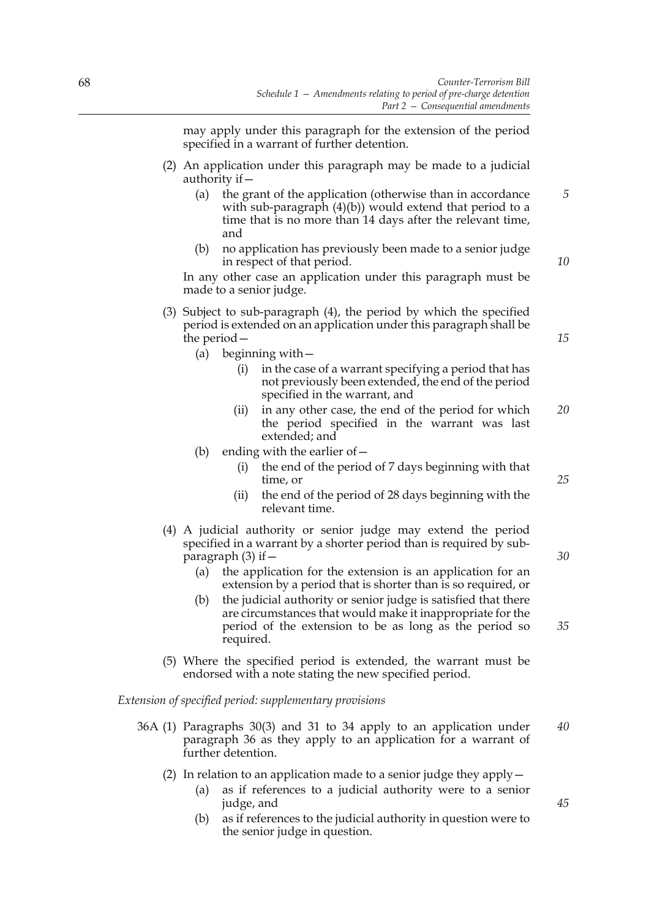may apply under this paragraph for the extension of the period specified in a warrant of further detention.

(2) An application under this paragraph may be made to a judicial authority if—

  (a) the grant of the application (otherwise than in accordance with sub-paragraph (4)(b)) would extend that period to a time that is no more than 14 days after the relevant time, and

  (b) no application has previously been made to a senior judge in respect of that period.

In any other case an application under this paragraph must be made to a senior judge.

(3) Subject to sub-paragraph (4), the period by which the specified period is extended on an application under this paragraph shall be the period—

  (a) beginning with—

    (i) in the case of a warrant specifying a period that has not previously been extended, the end of the period specified in the warrant, and

    (ii) in any other case, the end of the period for which the period specified in the warrant was last extended; and

  (b) ending with the earlier of—

    (i) the end of the period of 7 days beginning with that time, or

    (ii) the end of the period of 28 days beginning with the relevant time.

(4) A judicial authority or senior judge may extend the period specified in a warrant by a shorter period than is required by sub-paragraph (3) if—

  (a) the application for the extension is an application for an extension by a period that is shorter than is so required, or

  (b) the judicial authority or senior judge is satisfied that there are circumstances that would make it inappropriate for the period of the extension to be as long as the period so required.

(5) Where the specified period is extended, the warrant must be endorsed with a note stating the new specified period.

*Extension of specified period: supplementary provisions*

36A (1) Paragraphs 30(3) and 31 to 34 apply to an application under paragraph 36 as they apply to an application for a warrant of further detention.

(2) In relation to an application made to a senior judge they apply—

  (a) as if references to a judicial authority were to a senior judge, and

  (b) as if references to the judicial authority in question were to the senior judge in question.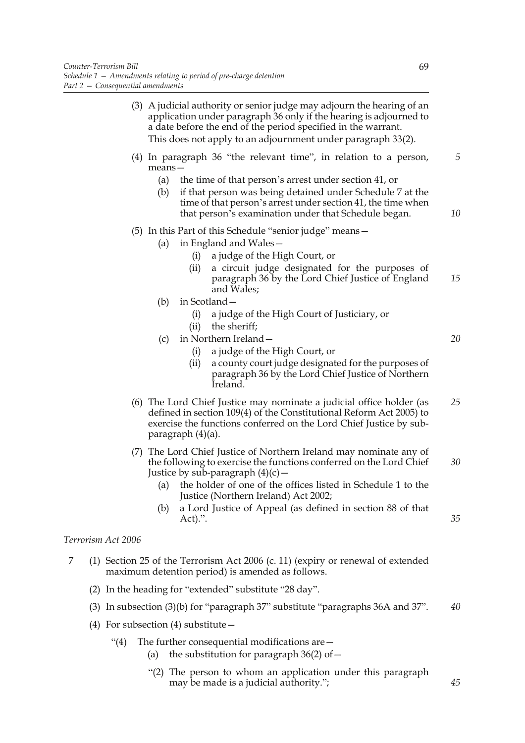(3) A judicial authority or senior judge may adjourn the hearing of an application under paragraph 36 only if the hearing is adjourned to a date before the end of the period specified in the warrant.
This does not apply to an adjournment under paragraph 33(2).

(4) In paragraph 36 "the relevant time", in relation to a person, means—
   - (a) the time of that person's arrest under section 41, or
   - (b) if that person was being detained under Schedule 7 at the time of that person's arrest under section 41, the time when that person's examination under that Schedule began.

(5) In this Part of this Schedule "senior judge" means—
   - (a) in England and Wales—
     - (i) a judge of the High Court, or
     - (ii) a circuit judge designated for the purposes of paragraph 36 by the Lord Chief Justice of England and Wales;
   - (b) in Scotland—
     - (i) a judge of the High Court of Justiciary, or
     - (ii) the sheriff;
   - (c) in Northern Ireland—
     - (i) a judge of the High Court, or
     - (ii) a county court judge designated for the purposes of paragraph 36 by the Lord Chief Justice of Northern Ireland.

(6) The Lord Chief Justice may nominate a judicial office holder (as defined in section 109(4) of the Constitutional Reform Act 2005) to exercise the functions conferred on the Lord Chief Justice by sub-paragraph (4)(a).

(7) The Lord Chief Justice of Northern Ireland may nominate any of the following to exercise the functions conferred on the Lord Chief Justice by sub-paragraph (4)(c)—
   - (a) the holder of one of the offices listed in Schedule 1 to the Justice (Northern Ireland) Act 2002;
   - (b) a Lord Justice of Appeal (as defined in section 88 of that Act).".

*Terrorism Act 2006*

7 (1) Section 25 of the Terrorism Act 2006 (c. 11) (expiry or renewal of extended maximum detention period) is amended as follows.

(2) In the heading for "extended" substitute "28 day".

(3) In subsection (3)(b) for "paragraph 37" substitute "paragraphs 36A and 37".

(4) For subsection (4) substitute—

"(4) The further consequential modifications are—
   - (a) the substitution for paragraph 36(2) of—

"(2) The person to whom an application under this paragraph may be made is a judicial authority.";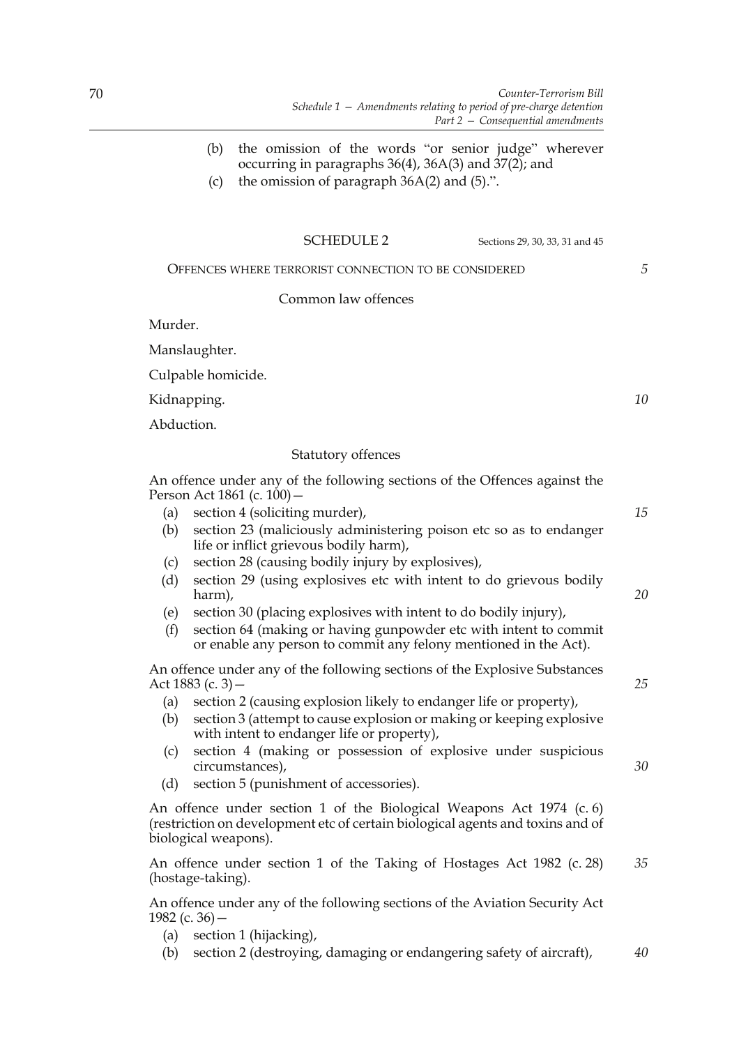(b) the omission of the words "or senior judge" wherever occurring in paragraphs 36(4), 36A(3) and 37(2); and

(c) the omission of paragraph 36A(2) and (5).".

## SCHEDULE 2

Sections 29, 30, 33, 31 and 45

### OFFENCES WHERE TERRORIST CONNECTION TO BE CONSIDERED

#### Common law offences

Murder.

Manslaughter.

Culpable homicide.

Kidnapping.

Abduction.

#### Statutory offences

An offence under any of the following sections of the Offences against the Person Act 1861 (c. 100)—

(a) section 4 (soliciting murder),

(b) section 23 (maliciously administering poison etc so as to endanger life or inflict grievous bodily harm),

(c) section 28 (causing bodily injury by explosives),

(d) section 29 (using explosives etc with intent to do grievous bodily harm),

(e) section 30 (placing explosives with intent to do bodily injury),

(f) section 64 (making or having gunpowder etc with intent to commit or enable any person to commit any felony mentioned in the Act).

An offence under any of the following sections of the Explosive Substances Act 1883 (c. 3)—

(a) section 2 (causing explosion likely to endanger life or property),

(b) section 3 (attempt to cause explosion or making or keeping explosive with intent to endanger life or property),

(c) section 4 (making or possession of explosive under suspicious circumstances),

(d) section 5 (punishment of accessories).

An offence under section 1 of the Biological Weapons Act 1974 (c. 6) (restriction on development etc of certain biological agents and toxins and of biological weapons).

An offence under section 1 of the Taking of Hostages Act 1982 (c. 28) (hostage-taking).

An offence under any of the following sections of the Aviation Security Act 1982 (c. 36)—

(a) section 1 (hijacking),

(b) section 2 (destroying, damaging or endangering safety of aircraft),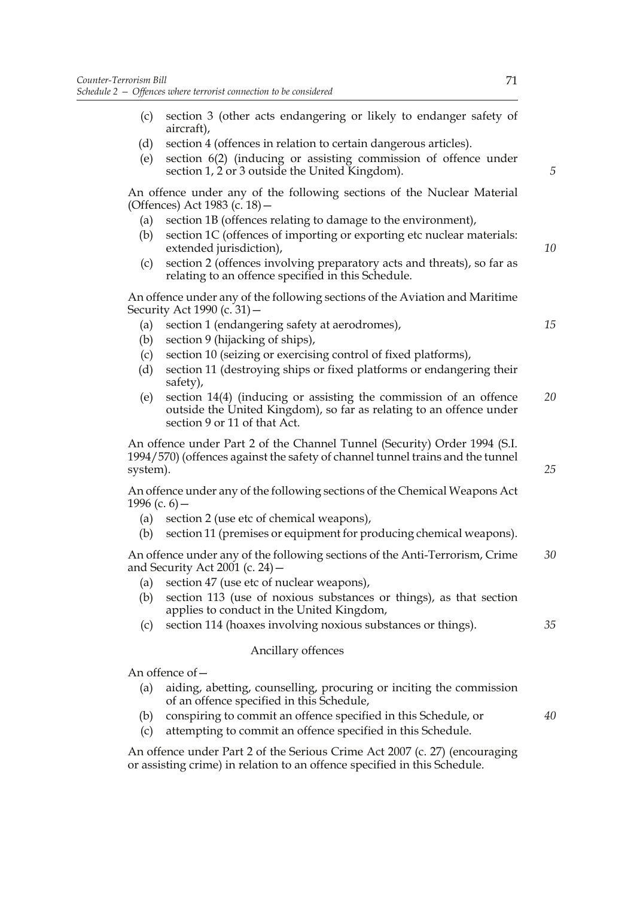(c) section 3 (other acts endangering or likely to endanger safety of aircraft),

(d) section 4 (offences in relation to certain dangerous articles).

(e) section 6(2) (inducing or assisting commission of offence under section 1, 2 or 3 outside the United Kingdom).

An offence under any of the following sections of the Nuclear Material (Offences) Act 1983 (c. 18)—

(a) section 1B (offences relating to damage to the environment),

(b) section 1C (offences of importing or exporting etc nuclear materials: extended jurisdiction),

(c) section 2 (offences involving preparatory acts and threats), so far as relating to an offence specified in this Schedule.

An offence under any of the following sections of the Aviation and Maritime Security Act 1990 (c. 31)—

(a) section 1 (endangering safety at aerodromes),

(b) section 9 (hijacking of ships),

(c) section 10 (seizing or exercising control of fixed platforms),

(d) section 11 (destroying ships or fixed platforms or endangering their safety),

(e) section 14(4) (inducing or assisting the commission of an offence outside the United Kingdom), so far as relating to an offence under section 9 or 11 of that Act.

An offence under Part 2 of the Channel Tunnel (Security) Order 1994 (S.I. 1994/570) (offences against the safety of channel tunnel trains and the tunnel system).

An offence under any of the following sections of the Chemical Weapons Act 1996 (c. 6)—

(a) section 2 (use etc of chemical weapons),

(b) section 11 (premises or equipment for producing chemical weapons).

An offence under any of the following sections of the Anti-Terrorism, Crime and Security Act 2001 (c. 24)—

(a) section 47 (use etc of nuclear weapons),

(b) section 113 (use of noxious substances or things), as that section applies to conduct in the United Kingdom,

(c) section 114 (hoaxes involving noxious substances or things).

### Ancillary offences

An offence of—

(a) aiding, abetting, counselling, procuring or inciting the commission of an offence specified in this Schedule,

(b) conspiring to commit an offence specified in this Schedule, or

(c) attempting to commit an offence specified in this Schedule.

An offence under Part 2 of the Serious Crime Act 2007 (c. 27) (encouraging or assisting crime) in relation to an offence specified in this Schedule.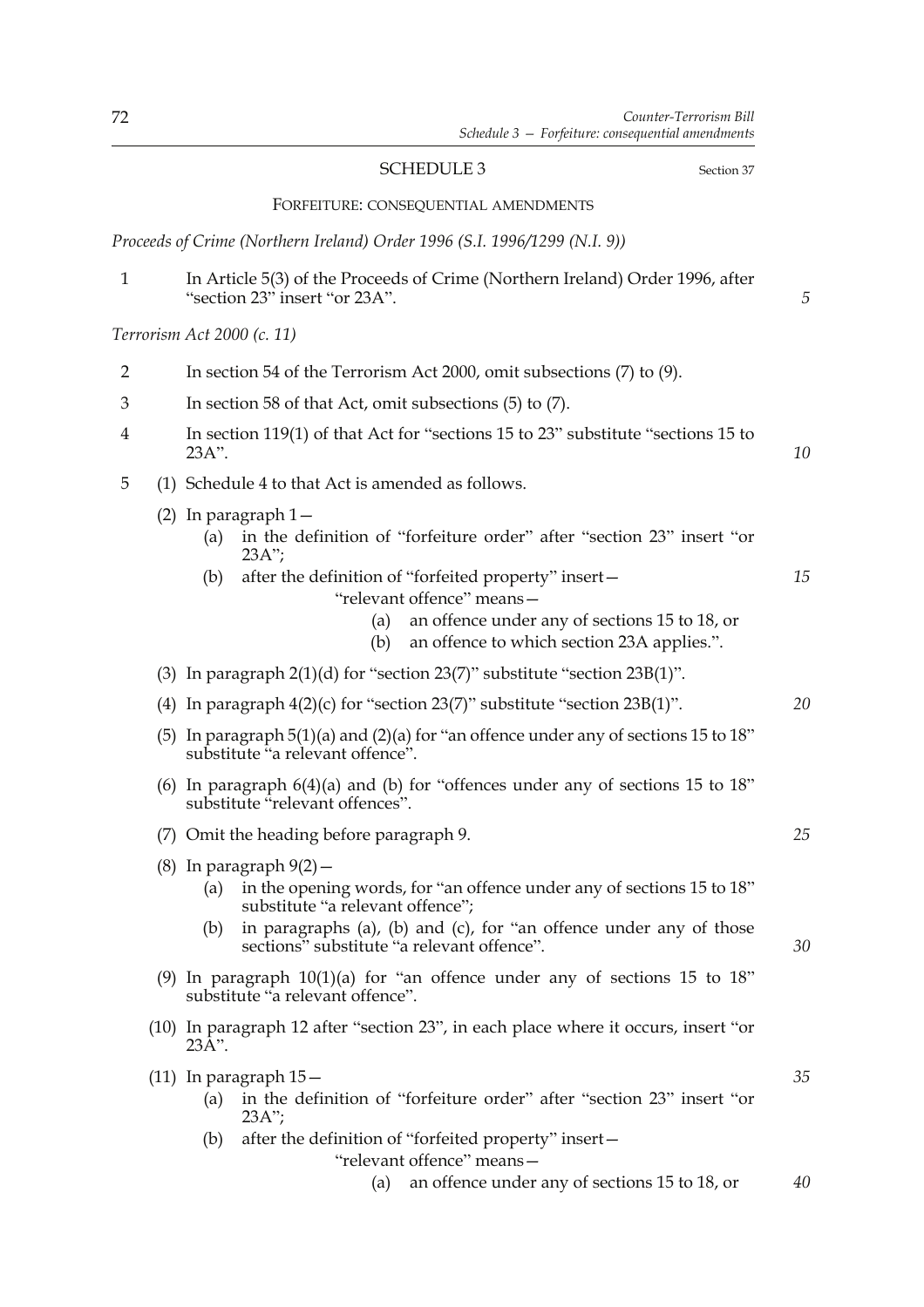## SCHEDULE 3

Section 37

FORFEITURE: CONSEQUENTIAL AMENDMENTS

*Proceeds of Crime (Northern Ireland) Order 1996 (S.I. 1996/1299 (N.I. 9))*

1 In Article 5(3) of the Proceeds of Crime (Northern Ireland) Order 1996, after "section 23" insert "or 23A".

*Terrorism Act 2000 (c. 11)*

2 In section 54 of the Terrorism Act 2000, omit subsections (7) to (9).

3 In section 58 of that Act, omit subsections (5) to (7).

4 In section 119(1) of that Act for "sections 15 to 23" substitute "sections 15 to 23A".

5 (1) Schedule 4 to that Act is amended as follows.

(2) In paragraph 1—

(a) in the definition of "forfeiture order" after "section 23" insert "or 23A";

(b) after the definition of "forfeited property" insert—

"relevant offence" means—

(a) an offence under any of sections 15 to 18, or

(b) an offence to which section 23A applies.".

(3) In paragraph 2(1)(d) for "section 23(7)" substitute "section 23B(1)".

(4) In paragraph 4(2)(c) for "section 23(7)" substitute "section 23B(1)".

(5) In paragraph 5(1)(a) and (2)(a) for "an offence under any of sections 15 to 18" substitute "a relevant offence".

(6) In paragraph 6(4)(a) and (b) for "offences under any of sections 15 to 18" substitute "relevant offences".

(7) Omit the heading before paragraph 9.

(8) In paragraph 9(2)—

(a) in the opening words, for "an offence under any of sections 15 to 18" substitute "a relevant offence";

(b) in paragraphs (a), (b) and (c), for "an offence under any of those sections" substitute "a relevant offence".

(9) In paragraph 10(1)(a) for "an offence under any of sections 15 to 18" substitute "a relevant offence".

(10) In paragraph 12 after "section 23", in each place where it occurs, insert "or 23A".

(11) In paragraph 15—

(a) in the definition of "forfeiture order" after "section 23" insert "or 23A";

(b) after the definition of "forfeited property" insert—

"relevant offence" means—

(a) an offence under any of sections 15 to 18, or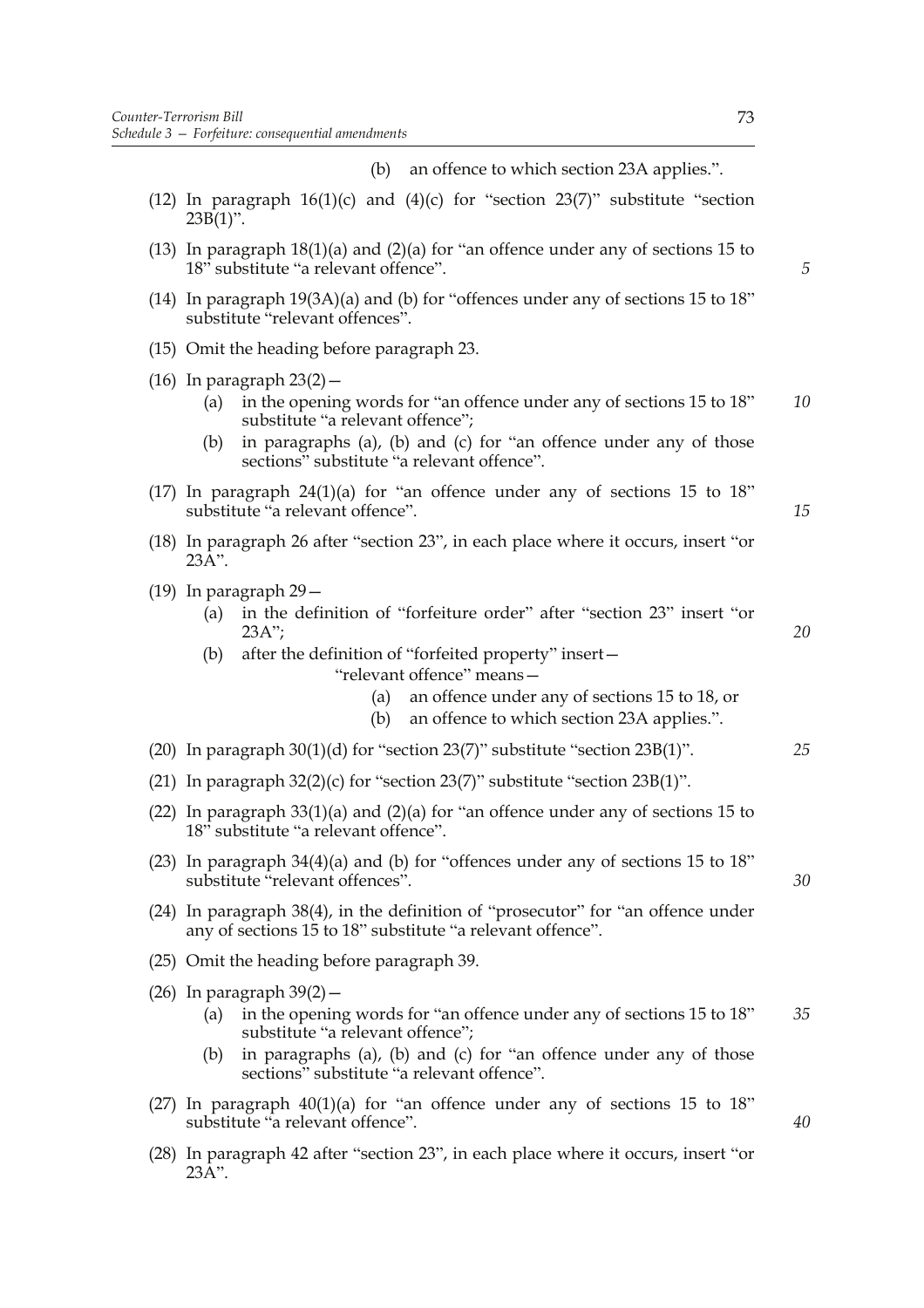(b) an offence to which section 23A applies.".

(12) In paragraph 16(1)(c) and (4)(c) for "section 23(7)" substitute "section 23B(1)".

(13) In paragraph 18(1)(a) and (2)(a) for "an offence under any of sections 15 to 18" substitute "a relevant offence".

(14) In paragraph 19(3A)(a) and (b) for "offences under any of sections 15 to 18" substitute "relevant offences".

(15) Omit the heading before paragraph 23.

(16) In paragraph 23(2)—

(a) in the opening words for "an offence under any of sections 15 to 18" substitute "a relevant offence";

(b) in paragraphs (a), (b) and (c) for "an offence under any of those sections" substitute "a relevant offence".

(17) In paragraph 24(1)(a) for "an offence under any of sections 15 to 18" substitute "a relevant offence".

(18) In paragraph 26 after "section 23", in each place where it occurs, insert "or 23A".

(19) In paragraph 29—

(a) in the definition of "forfeiture order" after "section 23" insert "or 23A";

(b) after the definition of "forfeited property" insert—

"relevant offence" means—

(a) an offence under any of sections 15 to 18, or

(b) an offence to which section 23A applies.".

(20) In paragraph 30(1)(d) for "section 23(7)" substitute "section 23B(1)".

(21) In paragraph 32(2)(c) for "section 23(7)" substitute "section 23B(1)".

(22) In paragraph 33(1)(a) and (2)(a) for "an offence under any of sections 15 to 18" substitute "a relevant offence".

(23) In paragraph 34(4)(a) and (b) for "offences under any of sections 15 to 18" substitute "relevant offences".

(24) In paragraph 38(4), in the definition of "prosecutor" for "an offence under any of sections 15 to 18" substitute "a relevant offence".

(25) Omit the heading before paragraph 39.

(26) In paragraph 39(2)—

(a) in the opening words for "an offence under any of sections 15 to 18" substitute "a relevant offence";

(b) in paragraphs (a), (b) and (c) for "an offence under any of those sections" substitute "a relevant offence".

(27) In paragraph 40(1)(a) for "an offence under any of sections 15 to 18" substitute "a relevant offence".

(28) In paragraph 42 after "section 23", in each place where it occurs, insert "or 23A".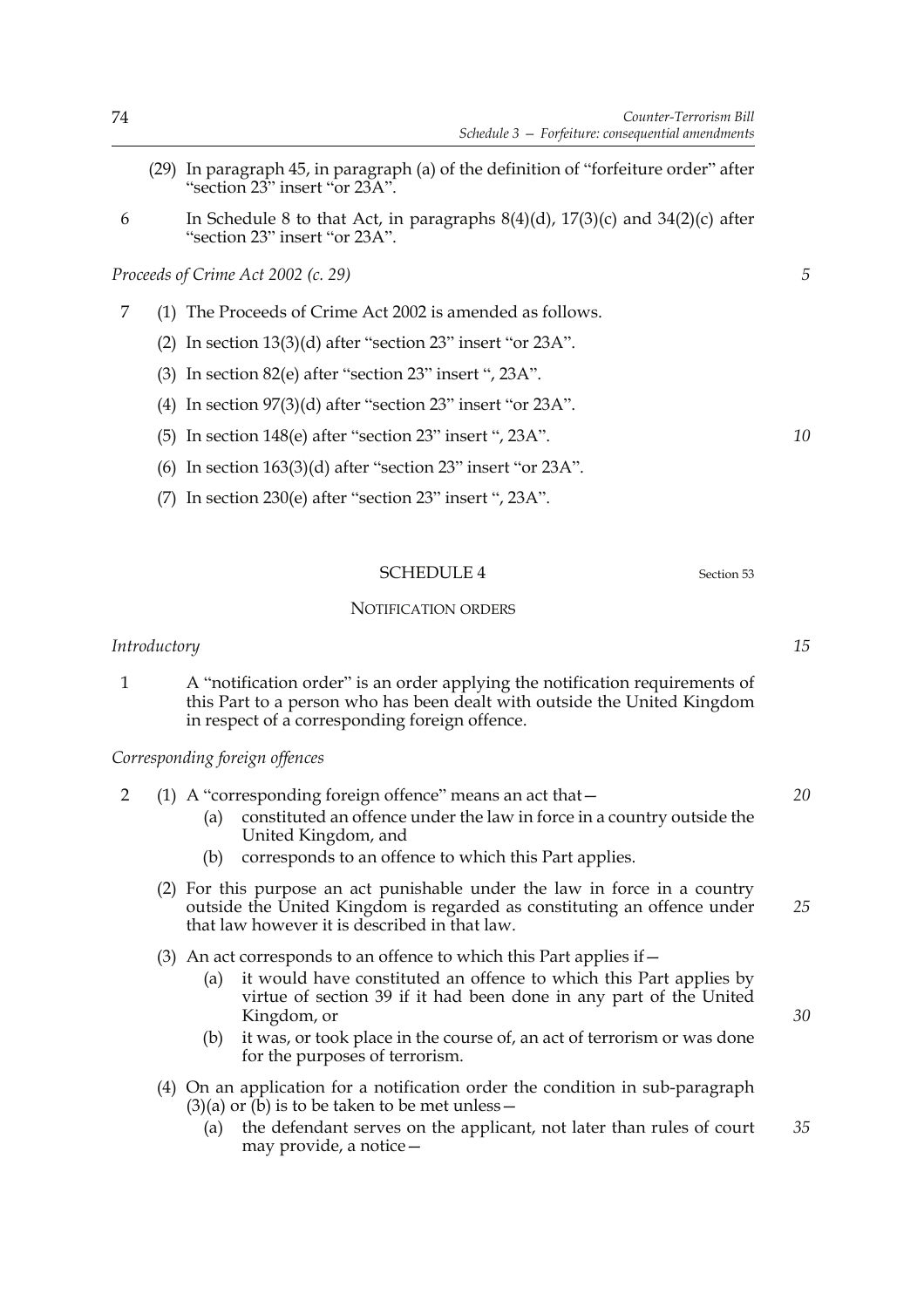(29) In paragraph 45, in paragraph (a) of the definition of "forfeiture order" after "section 23" insert "or 23A".

6 In Schedule 8 to that Act, in paragraphs 8(4)(d), 17(3)(c) and 34(2)(c) after "section 23" insert "or 23A".

*Proceeds of Crime Act 2002 (c. 29)*

7 (1) The Proceeds of Crime Act 2002 is amended as follows.

(2) In section 13(3)(d) after "section 23" insert "or 23A".

(3) In section 82(e) after "section 23" insert ", 23A".

(4) In section 97(3)(d) after "section 23" insert "or 23A".

(5) In section 148(e) after "section 23" insert ", 23A".

(6) In section 163(3)(d) after "section 23" insert "or 23A".

(7) In section 230(e) after "section 23" insert ", 23A".

## SCHEDULE 4

Section 53

### NOTIFICATION ORDERS

*Introductory*

1 A "notification order" is an order applying the notification requirements of this Part to a person who has been dealt with outside the United Kingdom in respect of a corresponding foreign offence.

*Corresponding foreign offences*

2 (1) A "corresponding foreign offence" means an act that—

(a) constituted an offence under the law in force in a country outside the United Kingdom, and

(b) corresponds to an offence to which this Part applies.

(2) For this purpose an act punishable under the law in force in a country outside the United Kingdom is regarded as constituting an offence under that law however it is described in that law.

(3) An act corresponds to an offence to which this Part applies if—

(a) it would have constituted an offence to which this Part applies by virtue of section 39 if it had been done in any part of the United Kingdom, or

(b) it was, or took place in the course of, an act of terrorism or was done for the purposes of terrorism.

(4) On an application for a notification order the condition in sub-paragraph (3)(a) or (b) is to be taken to be met unless—

(a) the defendant serves on the applicant, not later than rules of court may provide, a notice—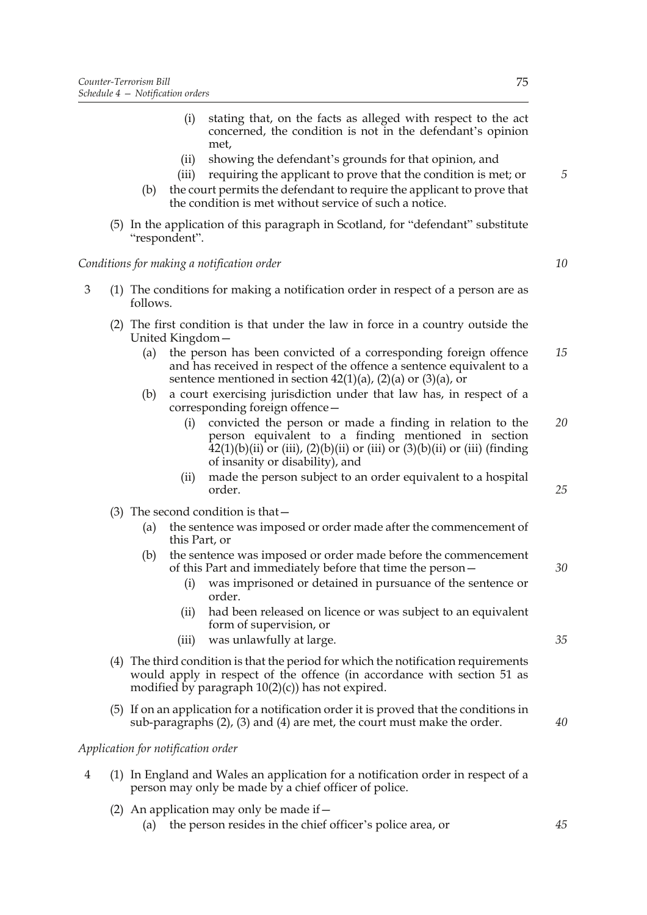(i) stating that, on the facts as alleged with respect to the act concerned, the condition is not in the defendant's opinion met,

(ii) showing the defendant's grounds for that opinion, and

(iii) requiring the applicant to prove that the condition is met; or

(b) the court permits the defendant to require the applicant to prove that the condition is met without service of such a notice.

(5) In the application of this paragraph in Scotland, for "defendant" substitute "respondent".

*Conditions for making a notification order*

3 (1) The conditions for making a notification order in respect of a person are as follows.

(2) The first condition is that under the law in force in a country outside the United Kingdom—

(a) the person has been convicted of a corresponding foreign offence and has received in respect of the offence a sentence equivalent to a sentence mentioned in section 42(1)(a), (2)(a) or (3)(a), or

(b) a court exercising jurisdiction under that law has, in respect of a corresponding foreign offence—

(i) convicted the person or made a finding in relation to the person equivalent to a finding mentioned in section 42(1)(b)(ii) or (iii), (2)(b)(ii) or (iii) or (3)(b)(ii) or (iii) (finding of insanity or disability), and

(ii) made the person subject to an order equivalent to a hospital order.

(3) The second condition is that—

(a) the sentence was imposed or order made after the commencement of this Part, or

(b) the sentence was imposed or order made before the commencement of this Part and immediately before that time the person—

(i) was imprisoned or detained in pursuance of the sentence or order.

(ii) had been released on licence or was subject to an equivalent form of supervision, or

(iii) was unlawfully at large.

(4) The third condition is that the period for which the notification requirements would apply in respect of the offence (in accordance with section 51 as modified by paragraph 10(2)(c)) has not expired.

(5) If on an application for a notification order it is proved that the conditions in sub-paragraphs (2), (3) and (4) are met, the court must make the order.

*Application for notification order*

4 (1) In England and Wales an application for a notification order in respect of a person may only be made by a chief officer of police.

(2) An application may only be made if—

(a) the person resides in the chief officer's police area, or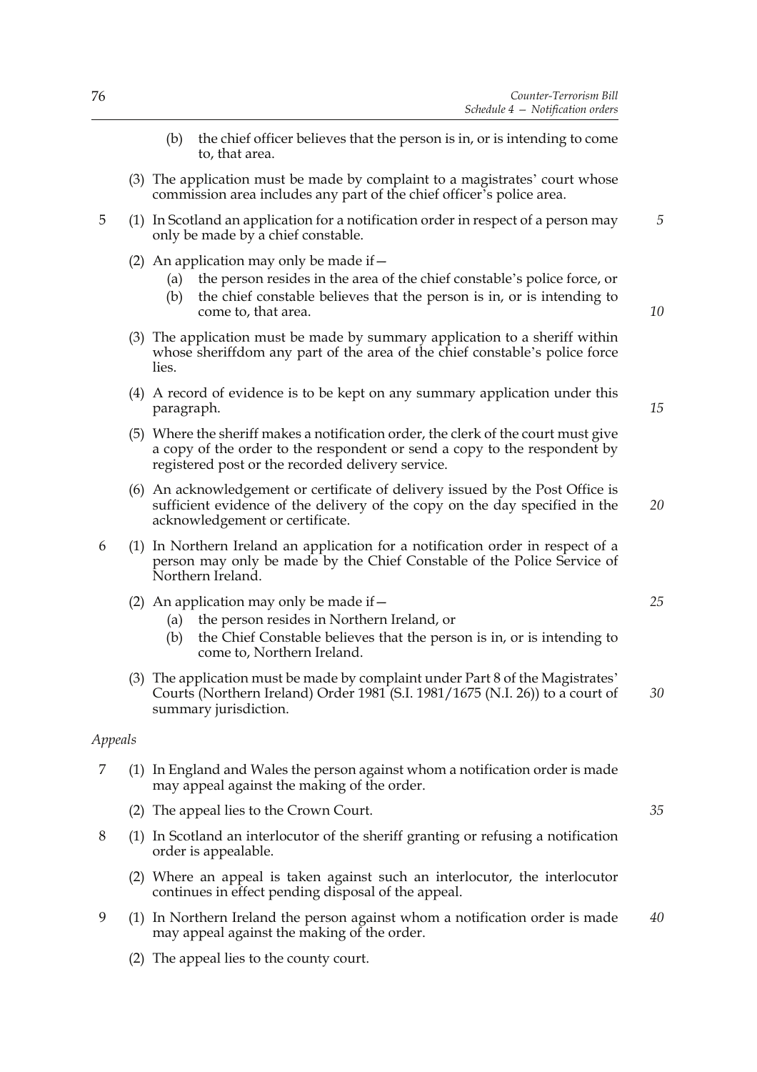(b) the chief officer believes that the person is in, or is intending to come to, that area.

(3) The application must be made by complaint to a magistrates' court whose commission area includes any part of the chief officer's police area.

5 (1) In Scotland an application for a notification order in respect of a person may only be made by a chief constable.

(2) An application may only be made if—

(a) the person resides in the area of the chief constable's police force, or

(b) the chief constable believes that the person is in, or is intending to come to, that area.

(3) The application must be made by summary application to a sheriff within whose sheriffdom any part of the area of the chief constable's police force lies.

(4) A record of evidence is to be kept on any summary application under this paragraph.

(5) Where the sheriff makes a notification order, the clerk of the court must give a copy of the order to the respondent or send a copy to the respondent by registered post or the recorded delivery service.

(6) An acknowledgement or certificate of delivery issued by the Post Office is sufficient evidence of the delivery of the copy on the day specified in the acknowledgement or certificate.

6 (1) In Northern Ireland an application for a notification order in respect of a person may only be made by the Chief Constable of the Police Service of Northern Ireland.

(2) An application may only be made if—

(a) the person resides in Northern Ireland, or

(b) the Chief Constable believes that the person is in, or is intending to come to, Northern Ireland.

(3) The application must be made by complaint under Part 8 of the Magistrates' Courts (Northern Ireland) Order 1981 (S.I. 1981/1675 (N.I. 26)) to a court of summary jurisdiction.

*Appeals*

7 (1) In England and Wales the person against whom a notification order is made may appeal against the making of the order.

(2) The appeal lies to the Crown Court.

8 (1) In Scotland an interlocutor of the sheriff granting or refusing a notification order is appealable.

(2) Where an appeal is taken against such an interlocutor, the interlocutor continues in effect pending disposal of the appeal.

9 (1) In Northern Ireland the person against whom a notification order is made may appeal against the making of the order.

(2) The appeal lies to the county court.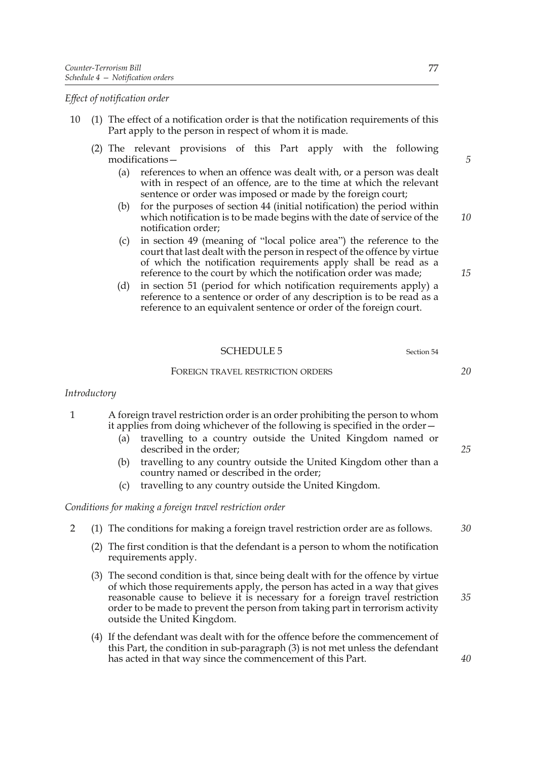*Effect of notification order*

10 (1) The effect of a notification order is that the notification requirements of this Part apply to the person in respect of whom it is made.

(2) The relevant provisions of this Part apply with the following modifications—

(a) references to when an offence was dealt with, or a person was dealt with in respect of an offence, are to the time at which the relevant sentence or order was imposed or made by the foreign court;

(b) for the purposes of section 44 (initial notification) the period within which notification is to be made begins with the date of service of the notification order;

(c) in section 49 (meaning of "local police area") the reference to the court that last dealt with the person in respect of the offence by virtue of which the notification requirements apply shall be read as a reference to the court by which the notification order was made;

(d) in section 51 (period for which notification requirements apply) a reference to a sentence or order of any description is to be read as a reference to an equivalent sentence or order of the foreign court.

## SCHEDULE 5

Section 54

### FOREIGN TRAVEL RESTRICTION ORDERS

*Introductory*

1 A foreign travel restriction order is an order prohibiting the person to whom it applies from doing whichever of the following is specified in the order—

(a) travelling to a country outside the United Kingdom named or described in the order;

(b) travelling to any country outside the United Kingdom other than a country named or described in the order;

(c) travelling to any country outside the United Kingdom.

*Conditions for making a foreign travel restriction order*

2 (1) The conditions for making a foreign travel restriction order are as follows.

(2) The first condition is that the defendant is a person to whom the notification requirements apply.

(3) The second condition is that, since being dealt with for the offence by virtue of which those requirements apply, the person has acted in a way that gives reasonable cause to believe it is necessary for a foreign travel restriction order to be made to prevent the person from taking part in terrorism activity outside the United Kingdom.

(4) If the defendant was dealt with for the offence before the commencement of this Part, the condition in sub-paragraph (3) is not met unless the defendant has acted in that way since the commencement of this Part.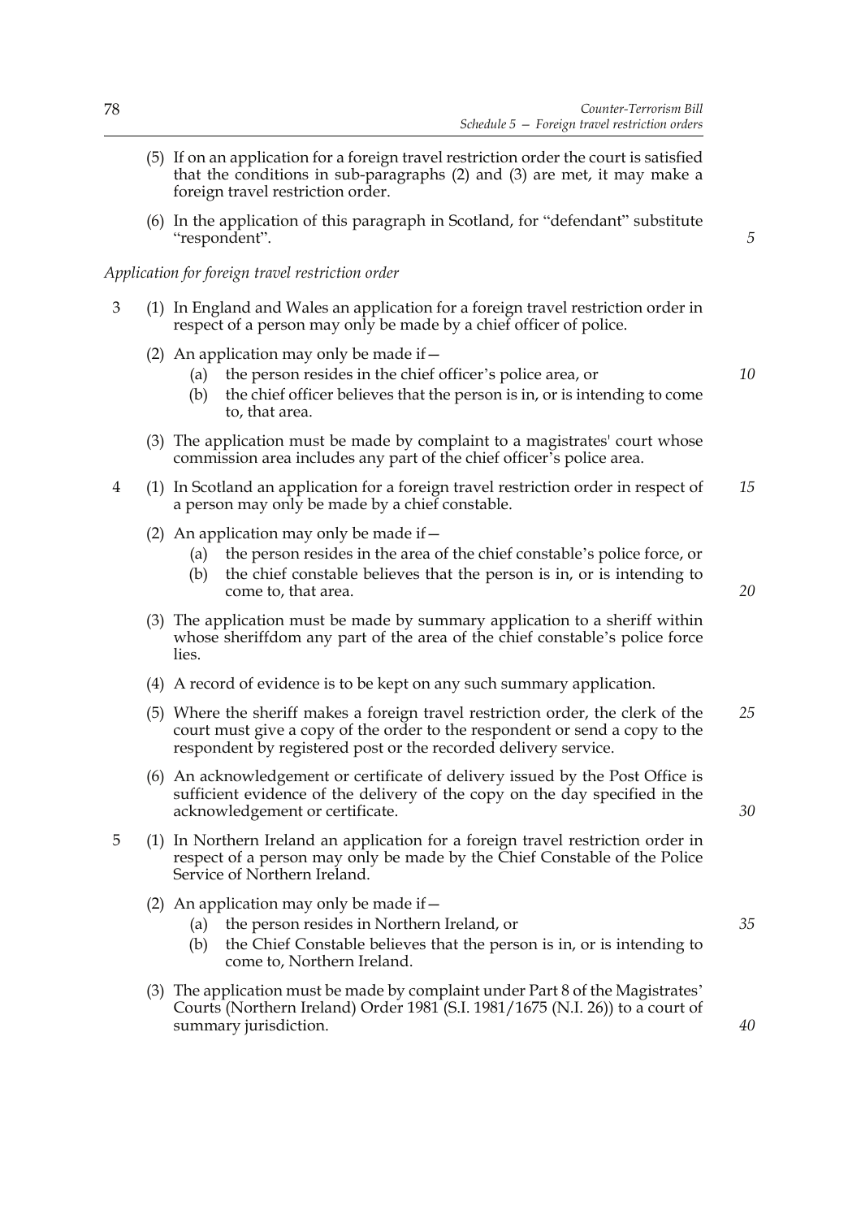(5) If on an application for a foreign travel restriction order the court is satisfied that the conditions in sub-paragraphs (2) and (3) are met, it may make a foreign travel restriction order.

(6) In the application of this paragraph in Scotland, for "defendant" substitute "respondent".

*Application for foreign travel restriction order*

3 (1) In England and Wales an application for a foreign travel restriction order in respect of a person may only be made by a chief officer of police.

(2) An application may only be made if—

(a) the person resides in the chief officer's police area, or

(b) the chief officer believes that the person is in, or is intending to come to, that area.

(3) The application must be made by complaint to a magistrates' court whose commission area includes any part of the chief officer's police area.

4 (1) In Scotland an application for a foreign travel restriction order in respect of a person may only be made by a chief constable.

(2) An application may only be made if—

(a) the person resides in the area of the chief constable's police force, or

(b) the chief constable believes that the person is in, or is intending to come to, that area.

(3) The application must be made by summary application to a sheriff within whose sheriffdom any part of the area of the chief constable's police force lies.

(4) A record of evidence is to be kept on any such summary application.

(5) Where the sheriff makes a foreign travel restriction order, the clerk of the court must give a copy of the order to the respondent or send a copy to the respondent by registered post or the recorded delivery service.

(6) An acknowledgement or certificate of delivery issued by the Post Office is sufficient evidence of the delivery of the copy on the day specified in the acknowledgement or certificate.

5 (1) In Northern Ireland an application for a foreign travel restriction order in respect of a person may only be made by the Chief Constable of the Police Service of Northern Ireland.

(2) An application may only be made if—

(a) the person resides in Northern Ireland, or

(b) the Chief Constable believes that the person is in, or is intending to come to, Northern Ireland.

(3) The application must be made by complaint under Part 8 of the Magistrates' Courts (Northern Ireland) Order 1981 (S.I. 1981/1675 (N.I. 26)) to a court of summary jurisdiction.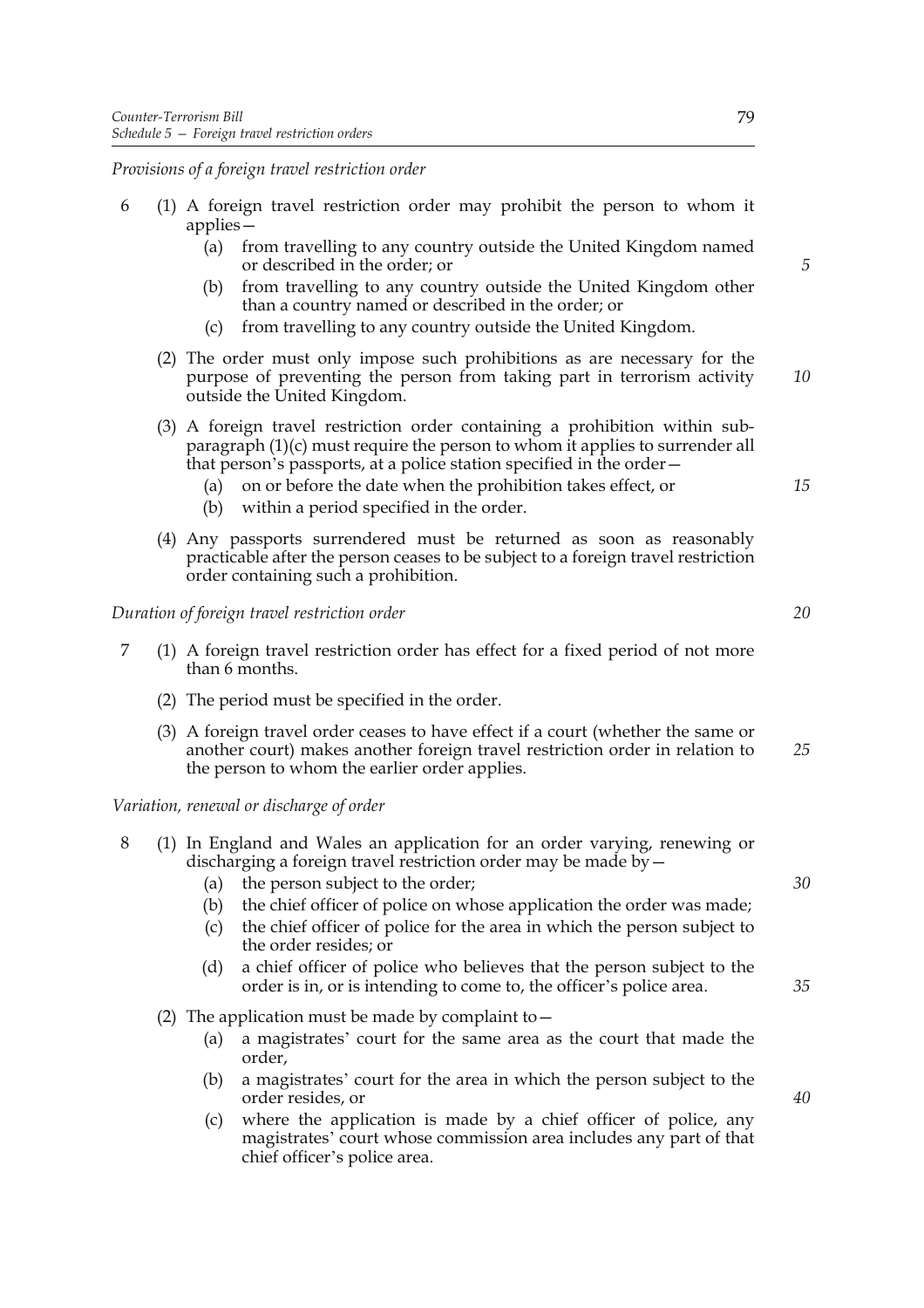*Provisions of a foreign travel restriction order*

6 (1) A foreign travel restriction order may prohibit the person to whom it applies—

(a) from travelling to any country outside the United Kingdom named or described in the order; or

(b) from travelling to any country outside the United Kingdom other than a country named or described in the order; or

(c) from travelling to any country outside the United Kingdom.

(2) The order must only impose such prohibitions as are necessary for the purpose of preventing the person from taking part in terrorism activity outside the United Kingdom.

(3) A foreign travel restriction order containing a prohibition within sub-paragraph (1)(c) must require the person to whom it applies to surrender all that person's passports, at a police station specified in the order—

(a) on or before the date when the prohibition takes effect, or

(b) within a period specified in the order.

(4) Any passports surrendered must be returned as soon as reasonably practicable after the person ceases to be subject to a foreign travel restriction order containing such a prohibition.

*Duration of foreign travel restriction order*

7 (1) A foreign travel restriction order has effect for a fixed period of not more than 6 months.

(2) The period must be specified in the order.

(3) A foreign travel order ceases to have effect if a court (whether the same or another court) makes another foreign travel restriction order in relation to the person to whom the earlier order applies.

*Variation, renewal or discharge of order*

8 (1) In England and Wales an application for an order varying, renewing or discharging a foreign travel restriction order may be made by—

(a) the person subject to the order;

(b) the chief officer of police on whose application the order was made;

(c) the chief officer of police for the area in which the person subject to the order resides; or

(d) a chief officer of police who believes that the person subject to the order is in, or is intending to come to, the officer's police area.

(2) The application must be made by complaint to—

(a) a magistrates' court for the same area as the court that made the order,

(b) a magistrates' court for the area in which the person subject to the order resides, or

(c) where the application is made by a chief officer of police, any magistrates' court whose commission area includes any part of that chief officer's police area.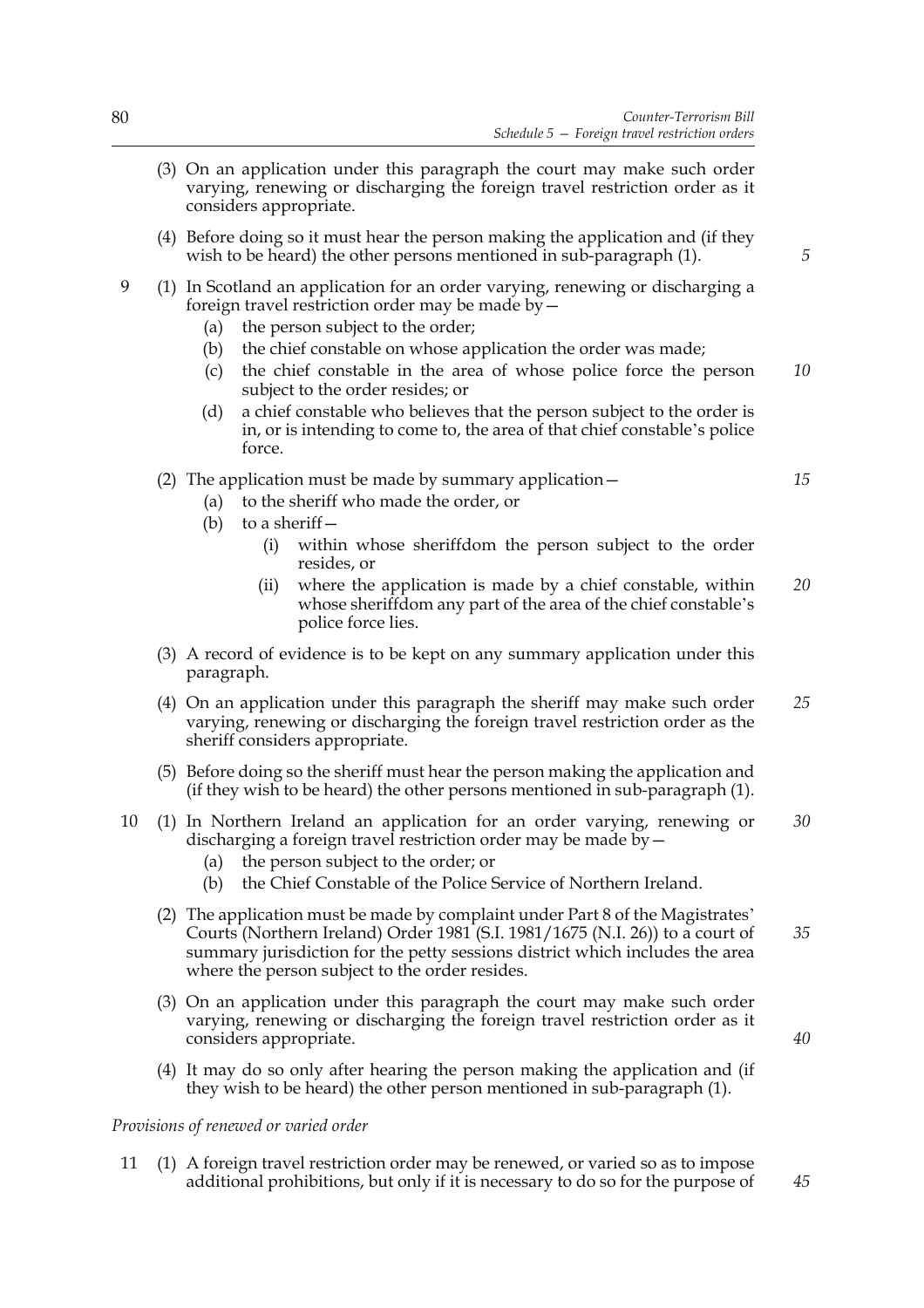(3) On an application under this paragraph the court may make such order varying, renewing or discharging the foreign travel restriction order as it considers appropriate.

(4) Before doing so it must hear the person making the application and (if they wish to be heard) the other persons mentioned in sub-paragraph (1).

9 (1) In Scotland an application for an order varying, renewing or discharging a foreign travel restriction order may be made by—

(a) the person subject to the order;

(b) the chief constable on whose application the order was made;

(c) the chief constable in the area of whose police force the person subject to the order resides; or

(d) a chief constable who believes that the person subject to the order is in, or is intending to come to, the area of that chief constable's police force.

(2) The application must be made by summary application—

(a) to the sheriff who made the order, or

(b) to a sheriff—

(i) within whose sheriffdom the person subject to the order resides, or

(ii) where the application is made by a chief constable, within whose sheriffdom any part of the area of the chief constable's police force lies.

(3) A record of evidence is to be kept on any summary application under this paragraph.

(4) On an application under this paragraph the sheriff may make such order varying, renewing or discharging the foreign travel restriction order as the sheriff considers appropriate.

(5) Before doing so the sheriff must hear the person making the application and (if they wish to be heard) the other persons mentioned in sub-paragraph (1).

10 (1) In Northern Ireland an application for an order varying, renewing or discharging a foreign travel restriction order may be made by—

(a) the person subject to the order; or

(b) the Chief Constable of the Police Service of Northern Ireland.

(2) The application must be made by complaint under Part 8 of the Magistrates' Courts (Northern Ireland) Order 1981 (S.I. 1981/1675 (N.I. 26)) to a court of summary jurisdiction for the petty sessions district which includes the area where the person subject to the order resides.

(3) On an application under this paragraph the court may make such order varying, renewing or discharging the foreign travel restriction order as it considers appropriate.

(4) It may do so only after hearing the person making the application and (if they wish to be heard) the other person mentioned in sub-paragraph (1).

*Provisions of renewed or varied order*

11 (1) A foreign travel restriction order may be renewed, or varied so as to impose additional prohibitions, but only if it is necessary to do so for the purpose of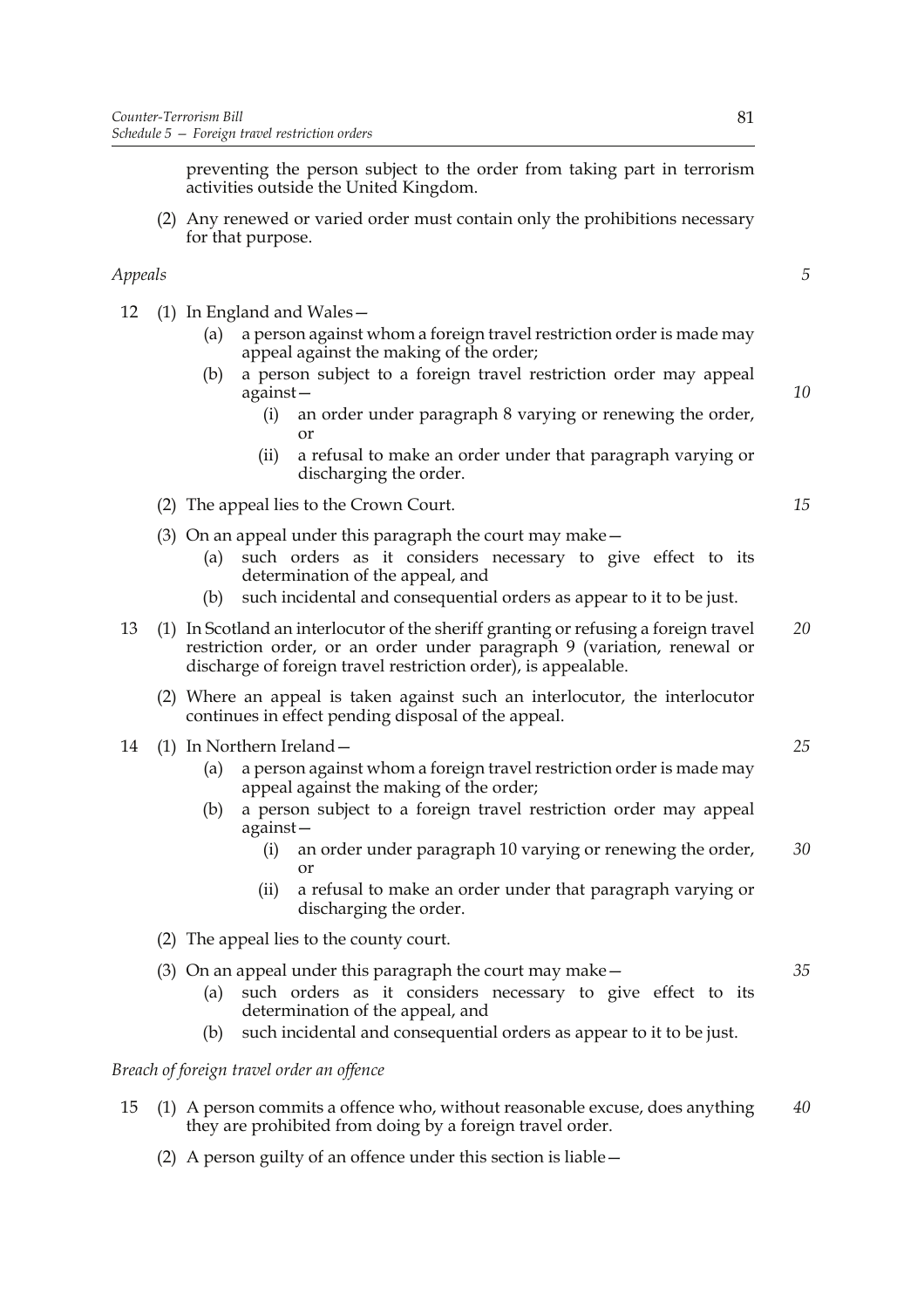preventing the person subject to the order from taking part in terrorism activities outside the United Kingdom.

(2) Any renewed or varied order must contain only the prohibitions necessary for that purpose.

*Appeals*

12 (1) In England and Wales—

- (a) a person against whom a foreign travel restriction order is made may appeal against the making of the order;
- (b) a person subject to a foreign travel restriction order may appeal against—
  - (i) an order under paragraph 8 varying or renewing the order, or
  - (ii) a refusal to make an order under that paragraph varying or discharging the order.

(2) The appeal lies to the Crown Court.

(3) On an appeal under this paragraph the court may make—

- (a) such orders as it considers necessary to give effect to its determination of the appeal, and
- (b) such incidental and consequential orders as appear to it to be just.

13 (1) In Scotland an interlocutor of the sheriff granting or refusing a foreign travel restriction order, or an order under paragraph 9 (variation, renewal or discharge of foreign travel restriction order), is appealable.

(2) Where an appeal is taken against such an interlocutor, the interlocutor continues in effect pending disposal of the appeal.

14 (1) In Northern Ireland—

- (a) a person against whom a foreign travel restriction order is made may appeal against the making of the order;
- (b) a person subject to a foreign travel restriction order may appeal against—
  - (i) an order under paragraph 10 varying or renewing the order, or
  - (ii) a refusal to make an order under that paragraph varying or discharging the order.

(2) The appeal lies to the county court.

(3) On an appeal under this paragraph the court may make—

- (a) such orders as it considers necessary to give effect to its determination of the appeal, and
- (b) such incidental and consequential orders as appear to it to be just.

*Breach of foreign travel order an offence*

15 (1) A person commits a offence who, without reasonable excuse, does anything they are prohibited from doing by a foreign travel order.

(2) A person guilty of an offence under this section is liable—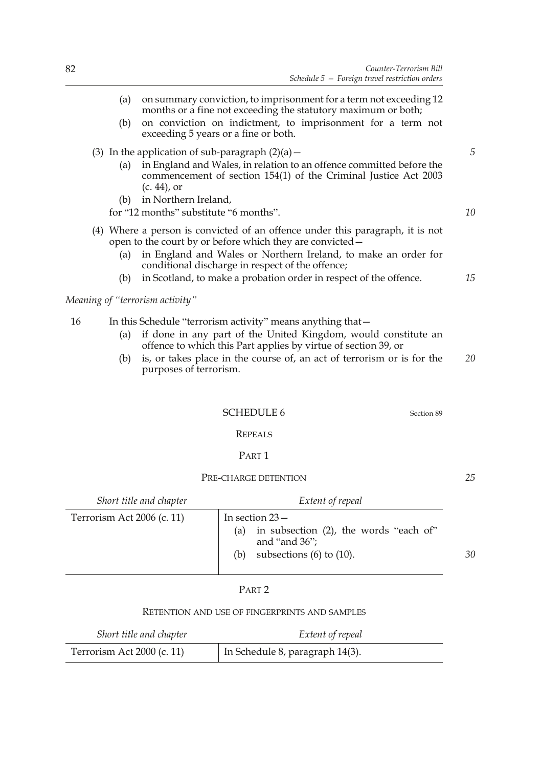(a) on summary conviction, to imprisonment for a term not exceeding 12 months or a fine not exceeding the statutory maximum or both;

(b) on conviction on indictment, to imprisonment for a term not exceeding 5 years or a fine or both.

(3) In the application of sub-paragraph (2)(a)—

(a) in England and Wales, in relation to an offence committed before the commencement of section 154(1) of the Criminal Justice Act 2003 (c. 44), or

(b) in Northern Ireland,

for "12 months" substitute "6 months".

(4) Where a person is convicted of an offence under this paragraph, it is not open to the court by or before which they are convicted—

(a) in England and Wales or Northern Ireland, to make an order for conditional discharge in respect of the offence;

(b) in Scotland, to make a probation order in respect of the offence.

*Meaning of "terrorism activity"*

16 In this Schedule "terrorism activity" means anything that—

(a) if done in any part of the United Kingdom, would constitute an offence to which this Part applies by virtue of section 39, or

(b) is, or takes place in the course of, an act of terrorism or is for the purposes of terrorism.

## SCHEDULE 6

Section 89

### REPEALS

#### PART 1

#### PRE-CHARGE DETENTION

| *Short title and chapter* | *Extent of repeal* |
|---|---|
| Terrorism Act 2006 (c. 11) | In section 23— (a) in subsection (2), the words "each of" and "and 36"; (b) subsections (6) to (10). |

#### PART 2

#### RETENTION AND USE OF FINGERPRINTS AND SAMPLES

| *Short title and chapter* | *Extent of repeal* |
|---|---|
| Terrorism Act 2000 (c. 11) | In Schedule 8, paragraph 14(3). |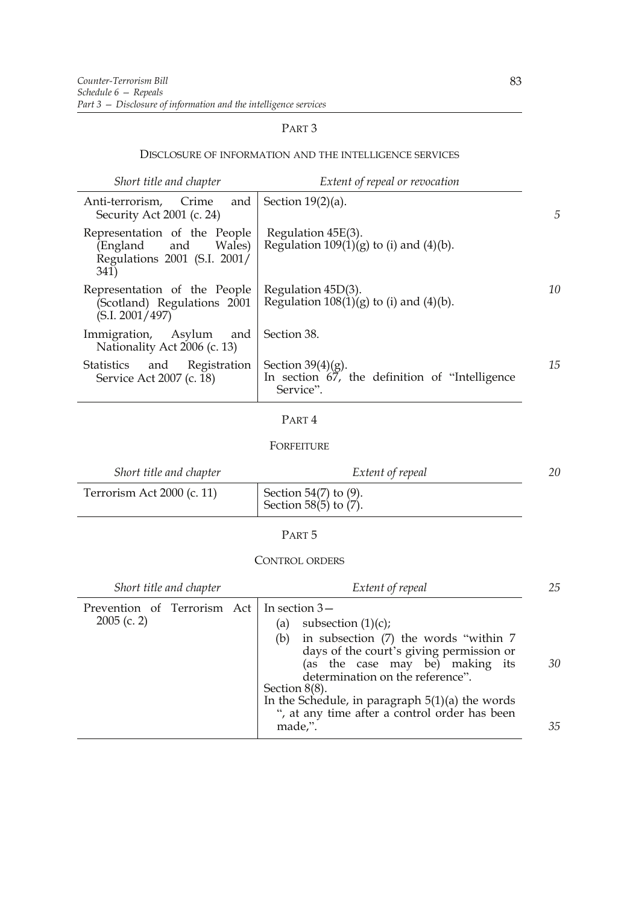PART 3

DISCLOSURE OF INFORMATION AND THE INTELLIGENCE SERVICES

| *Short title and chapter* | *Extent of repeal or revocation* |
| --- | --- |
| Anti-terrorism, Crime and Security Act 2001 (c. 24) | Section 19(2)(a). |
| Representation of the People (England and Wales) Regulations 2001 (S.I. 2001/341) | Regulation 45E(3).<br>Regulation 109(1)(g) to (i) and (4)(b). |
| Representation of the People (Scotland) Regulations 2001 (S.I. 2001/497) | Regulation 45D(3).<br>Regulation 108(1)(g) to (i) and (4)(b). |
| Immigration, Asylum and Nationality Act 2006 (c. 13) | Section 38. |
| Statistics and Registration Service Act 2007 (c. 18) | Section 39(4)(g).<br>In section 67, the definition of "Intelligence Service". |

PART 4

FORFEITURE

| *Short title and chapter* | *Extent of repeal* |
| --- | --- |
| Terrorism Act 2000 (c. 11) | Section 54(7) to (9).<br>Section 58(5) to (7). |

PART 5

CONTROL ORDERS

| *Short title and chapter* | *Extent of repeal* |
| --- | --- |
| Prevention of Terrorism Act 2005 (c. 2) | In section 3—<br>(a) subsection (1)(c);<br>(b) in subsection (7) the words "within 7 days of the court's giving permission or (as the case may be) making its determination on the reference".<br>Section 8(8).<br>In the Schedule, in paragraph 5(1)(a) the words ", at any time after a control order has been made,". |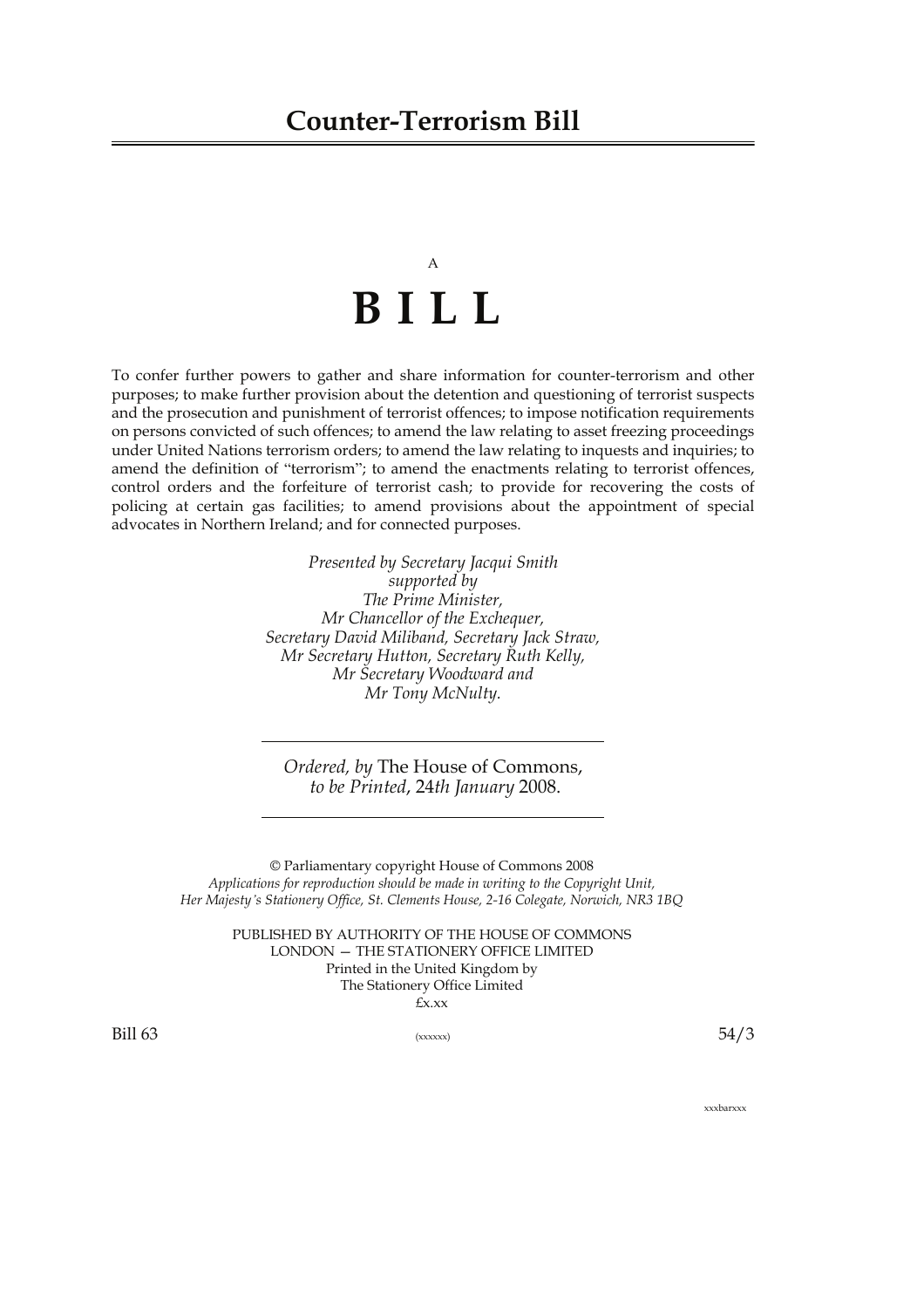# Counter-Terrorism Bill

A

# B I L L

To confer further powers to gather and share information for counter-terrorism and other purposes; to make further provision about the detention and questioning of terrorist suspects and the prosecution and punishment of terrorist offences; to impose notification requirements on persons convicted of such offences; to amend the law relating to asset freezing proceedings under United Nations terrorism orders; to amend the law relating to inquests and inquiries; to amend the definition of "terrorism"; to amend the enactments relating to terrorist offences, control orders and the forfeiture of terrorist cash; to provide for recovering the costs of policing at certain gas facilities; to amend provisions about the appointment of special advocates in Northern Ireland; and for connected purposes.

*Presented by Secretary Jacqui Smith*
*supported by*
*The Prime Minister,*
*Mr Chancellor of the Exchequer,*
*Secretary David Miliband, Secretary Jack Straw,*
*Mr Secretary Hutton, Secretary Ruth Kelly,*
*Mr Secretary Woodward and*
*Mr Tony McNulty.*

---

*Ordered, by* The House of Commons,
*to be Printed*, 24*th January* 2008.

---

© Parliamentary copyright House of Commons 2008
*Applications for reproduction should be made in writing to the Copyright Unit, Her Majesty's Stationery Office, St. Clements House, 2-16 Colegate, Norwich, NR3 1BQ*

PUBLISHED BY AUTHORITY OF THE HOUSE OF COMMONS
LONDON — THE STATIONERY OFFICE LIMITED
Printed in the United Kingdom by
The Stationery Office Limited
£x.xx

Bill 63 (xxxxxx) 54/3

xxxbarxxx